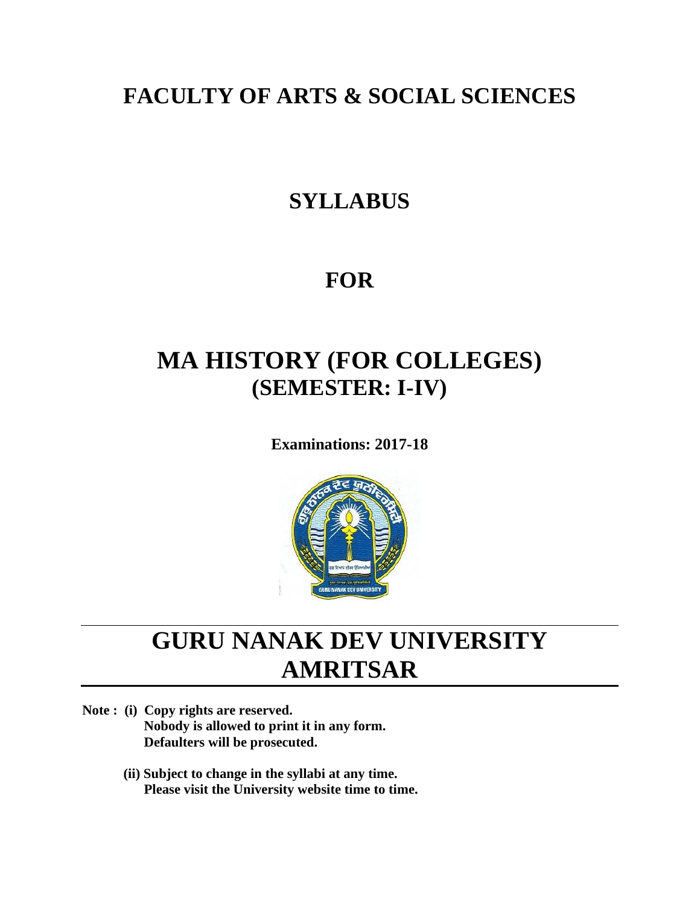# FACULTY OF ARTS & SOCIAL SCIENCES

# SYLLABUS

# FOR

# MA HISTORY (FOR COLLEGES)
## (SEMESTER: I-IV)

**Examinations: 2017-18**

# GURU NANAK DEV UNIVERSITY AMRITSAR

**Note : (i) Copy rights are reserved.**
**Nobody is allowed to print it in any form.**
**Defaulters will be prosecuted.**

**(ii) Subject to change in the syllabi at any time.**
**Please visit the University website time to time.**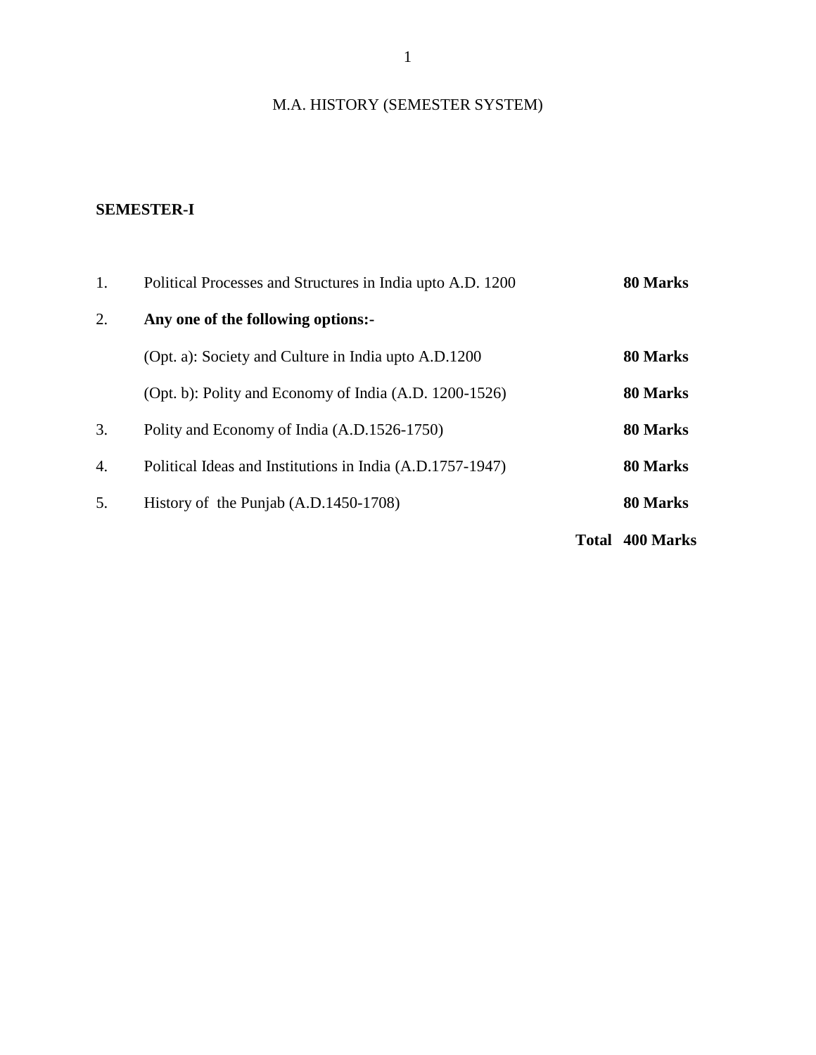# M.A. HISTORY (SEMESTER SYSTEM)

## SEMESTER-I

| | | |
|---|---|---|
| 1. | Political Processes and Structures in India upto A.D. 1200 | **80 Marks** |
| 2. | **Any one of the following options:-** | |
| | (Opt. a): Society and Culture in India upto A.D.1200 | **80 Marks** |
| | (Opt. b): Polity and Economy of India (A.D. 1200-1526) | **80 Marks** |
| 3. | Polity and Economy of India (A.D.1526-1750) | **80 Marks** |
| 4. | Political Ideas and Institutions in India (A.D.1757-1947) | **80 Marks** |
| 5. | History of the Punjab (A.D.1450-1708) | **80 Marks** |
| | **Total** | **400 Marks** |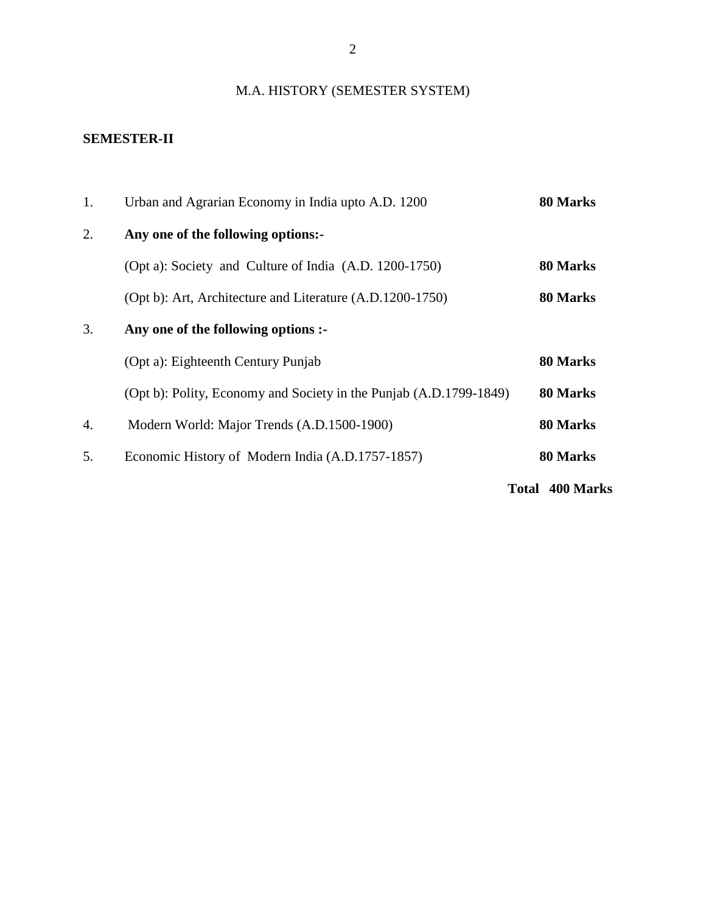# M.A. HISTORY (SEMESTER SYSTEM)

## SEMESTER-II

| | | |
|---|---|---|
| 1. | Urban and Agrarian Economy in India upto A.D. 1200 | **80 Marks** |
| 2. | **Any one of the following options:-** | |
| | (Opt a): Society and Culture of India (A.D. 1200-1750) | **80 Marks** |
| | (Opt b): Art, Architecture and Literature (A.D.1200-1750) | **80 Marks** |
| 3. | **Any one of the following options :-** | |
| | (Opt a): Eighteenth Century Punjab | **80 Marks** |
| | (Opt b): Polity, Economy and Society in the Punjab (A.D.1799-1849) | **80 Marks** |
| 4. | Modern World: Major Trends (A.D.1500-1900) | **80 Marks** |
| 5. | Economic History of Modern India (A.D.1757-1857) | **80 Marks** |
| | | **Total 400 Marks** |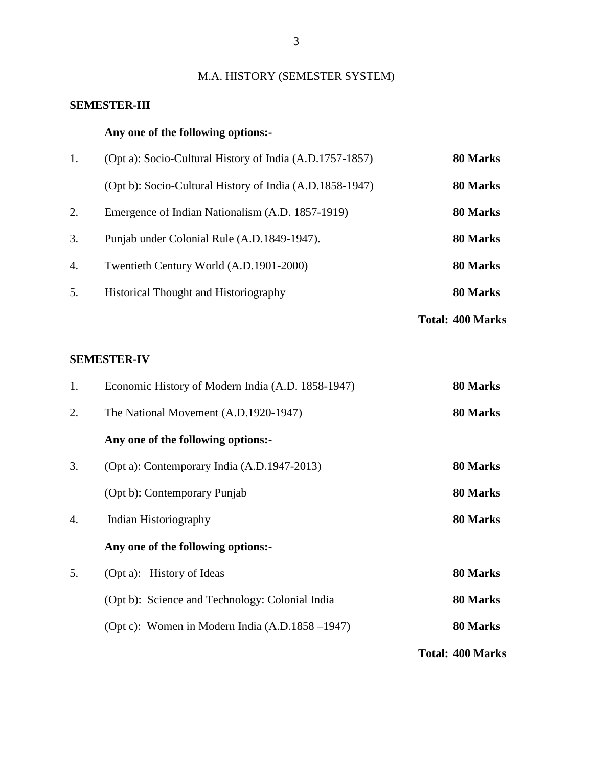M.A. HISTORY (SEMESTER SYSTEM)

**SEMESTER-III**

**Any one of the following options:-**

| | | |
|---|---|---|
| 1. | (Opt a): Socio-Cultural History of India (A.D.1757-1857) | **80 Marks** |
| | (Opt b): Socio-Cultural History of India (A.D.1858-1947) | **80 Marks** |
| 2. | Emergence of Indian Nationalism (A.D. 1857-1919) | **80 Marks** |
| 3. | Punjab under Colonial Rule (A.D.1849-1947). | **80 Marks** |
| 4. | Twentieth Century World (A.D.1901-2000) | **80 Marks** |
| 5. | Historical Thought and Historiography | **80 Marks** |
| | | **Total: 400 Marks** |

**SEMESTER-IV**

| | | |
|---|---|---|
| 1. | Economic History of Modern India (A.D. 1858-1947) | **80 Marks** |
| 2. | The National Movement (A.D.1920-1947) | **80 Marks** |
| | **Any one of the following options:-** | |
| 3. | (Opt a): Contemporary India (A.D.1947-2013) | **80 Marks** |
| | (Opt b): Contemporary Punjab | **80 Marks** |
| 4. | Indian Historiography | **80 Marks** |
| | **Any one of the following options:-** | |
| 5. | (Opt a): History of Ideas | **80 Marks** |
| | (Opt b): Science and Technology: Colonial India | **80 Marks** |
| | (Opt c): Women in Modern India (A.D.1858 –1947) | **80 Marks** |
| | | **Total: 400 Marks** |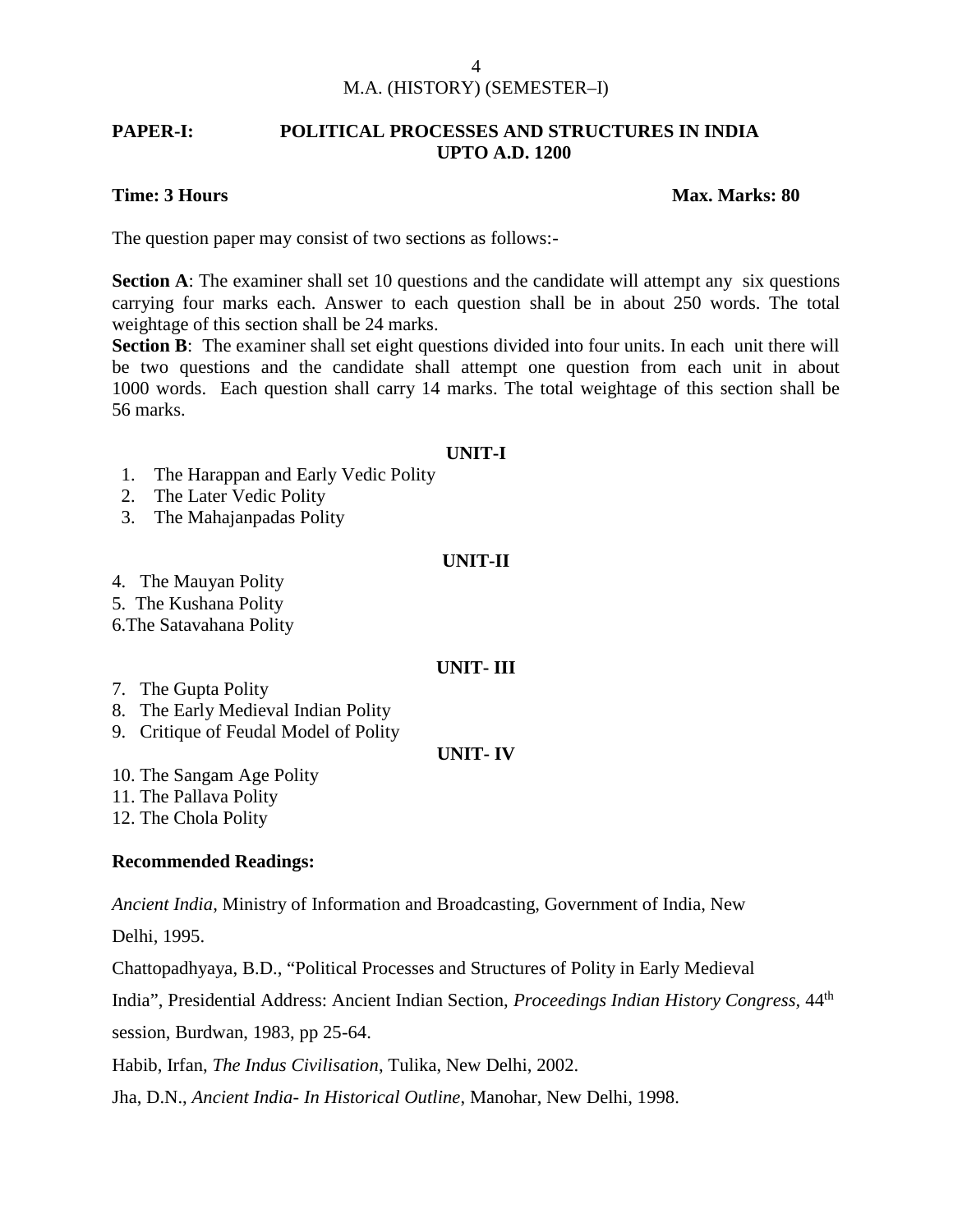## M.A. (HISTORY) (SEMESTER–I)

**PAPER-I: POLITICAL PROCESSES AND STRUCTURES IN INDIA UPTO A.D. 1200**

**Time: 3 Hours** **Max. Marks: 80**

The question paper may consist of two sections as follows:-

**Section A**: The examiner shall set 10 questions and the candidate will attempt any six questions carrying four marks each. Answer to each question shall be in about 250 words. The total weightage of this section shall be 24 marks.

**Section B**: The examiner shall set eight questions divided into four units. In each unit there will be two questions and the candidate shall attempt one question from each unit in about 1000 words. Each question shall carry 14 marks. The total weightage of this section shall be 56 marks.

### UNIT-I

1. The Harappan and Early Vedic Polity
2. The Later Vedic Polity
3. The Mahajanpadas Polity

### UNIT-II

4. The Mauyan Polity
5. The Kushana Polity
6. The Satavahana Polity

### UNIT- III

7. The Gupta Polity
8. The Early Medieval Indian Polity
9. Critique of Feudal Model of Polity

### UNIT- IV

10. The Sangam Age Polity
11. The Pallava Polity
12. The Chola Polity

**Recommended Readings:**

*Ancient India*, Ministry of Information and Broadcasting, Government of India, New Delhi, 1995.

Chattopadhyaya, B.D., "Political Processes and Structures of Polity in Early Medieval India", Presidential Address: Ancient Indian Section, *Proceedings Indian History Congress*, 44th session, Burdwan, 1983, pp 25-64.

Habib, Irfan, *The Indus Civilisation*, Tulika, New Delhi, 2002.

Jha, D.N., *Ancient India- In Historical Outline*, Manohar, New Delhi, 1998.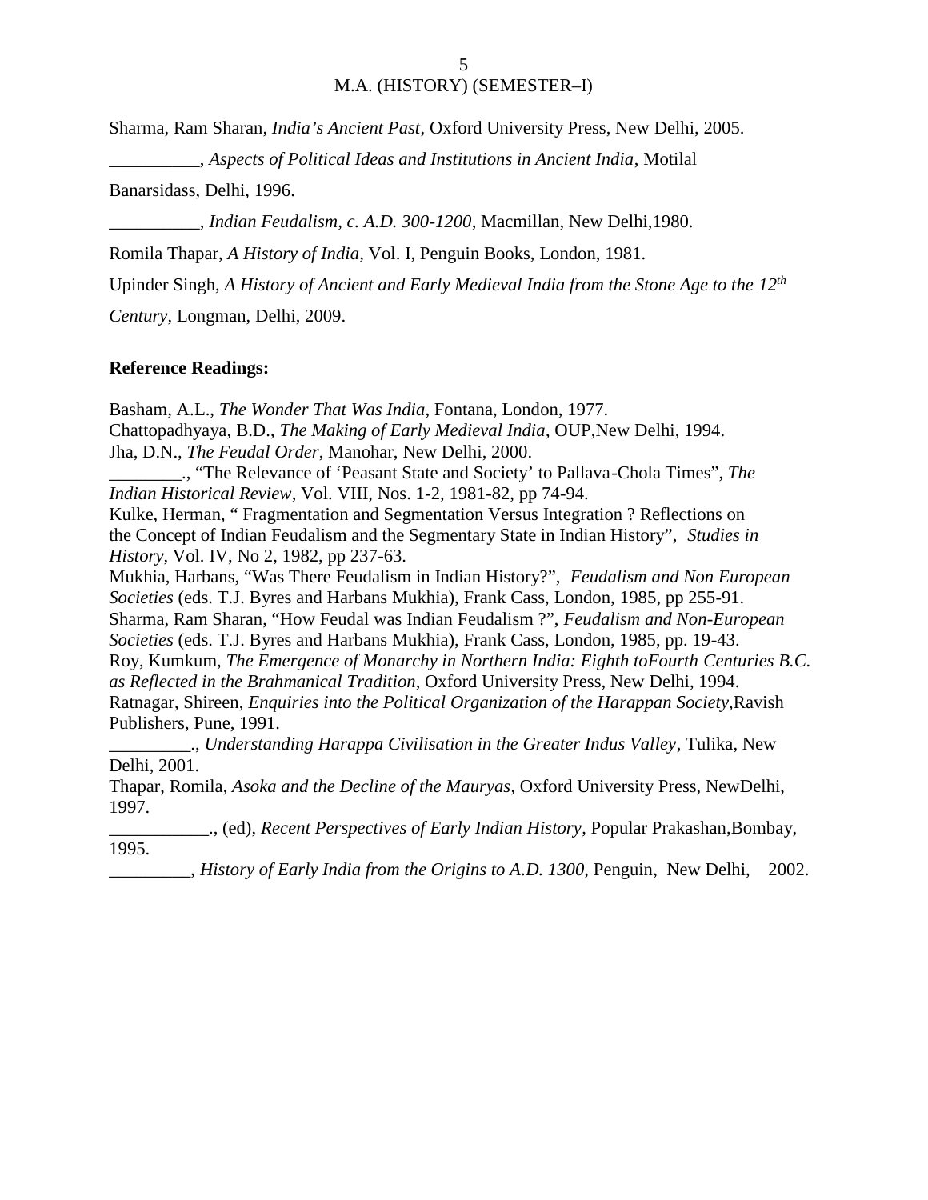Sharma, Ram Sharan, *India's Ancient Past*, Oxford University Press, New Delhi, 2005.

__________, *Aspects of Political Ideas and Institutions in Ancient India*, Motilal Banarsidass, Delhi, 1996.

__________, *Indian Feudalism, c. A.D. 300-1200*, Macmillan, New Delhi,1980.

Romila Thapar, *A History of India*, Vol. I, Penguin Books, London, 1981.

Upinder Singh, *A History of Ancient and Early Medieval India from the Stone Age to the 12th Century*, Longman, Delhi, 2009.

**Reference Readings:**

Basham, A.L., *The Wonder That Was India*, Fontana, London, 1977.
Chattopadhyaya, B.D., *The Making of Early Medieval India*, OUP,New Delhi, 1994.
Jha, D.N., *The Feudal Order*, Manohar, New Delhi, 2000.
________., "The Relevance of 'Peasant State and Society' to Pallava-Chola Times", *The Indian Historical Review*, Vol. VIII, Nos. 1-2, 1981-82, pp 74-94.
Kulke, Herman, " Fragmentation and Segmentation Versus Integration ? Reflections on the Concept of Indian Feudalism and the Segmentary State in Indian History", *Studies in History*, Vol. IV, No 2, 1982, pp 237-63.
Mukhia, Harbans, "Was There Feudalism in Indian History?", *Feudalism and Non European Societies* (eds. T.J. Byres and Harbans Mukhia), Frank Cass, London, 1985, pp 255-91.
Sharma, Ram Sharan, "How Feudal was Indian Feudalism ?", *Feudalism and Non-European Societies* (eds. T.J. Byres and Harbans Mukhia), Frank Cass, London, 1985, pp. 19-43.
Roy, Kumkum, *The Emergence of Monarchy in Northern India: Eighth toFourth Centuries B.C. as Reflected in the Brahmanical Tradition*, Oxford University Press, New Delhi, 1994.
Ratnagar, Shireen, *Enquiries into the Political Organization of the Harappan Society*,Ravish Publishers, Pune, 1991.
_________., *Understanding Harappa Civilisation in the Greater Indus Valley*, Tulika, New Delhi, 2001.
Thapar, Romila, *Asoka and the Decline of the Mauryas*, Oxford University Press, NewDelhi, 1997.
___________., (ed), *Recent Perspectives of Early Indian History*, Popular Prakashan,Bombay, 1995.
_________, *History of Early India from the Origins to A.D. 1300*, Penguin, New Delhi, 2002.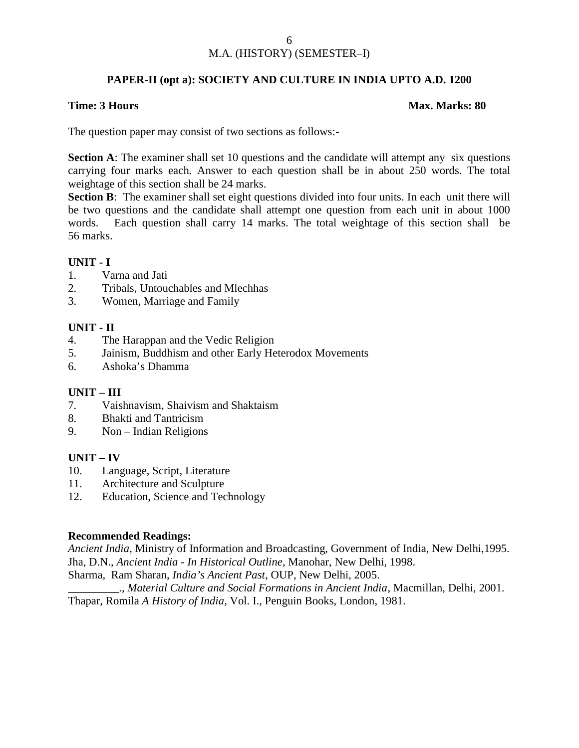M.A. (HISTORY) (SEMESTER–I)

## PAPER-II (opt a): SOCIETY AND CULTURE IN INDIA UPTO A.D. 1200

**Time: 3 Hours** **Max. Marks: 80**

The question paper may consist of two sections as follows:-

**Section A**: The examiner shall set 10 questions and the candidate will attempt any six questions carrying four marks each. Answer to each question shall be in about 250 words. The total weightage of this section shall be 24 marks.

**Section B**: The examiner shall set eight questions divided into four units. In each unit there will be two questions and the candidate shall attempt one question from each unit in about 1000 words. Each question shall carry 14 marks. The total weightage of this section shall be 56 marks.

**UNIT - I**

1. Varna and Jati
2. Tribals, Untouchables and Mlechhas
3. Women, Marriage and Family

**UNIT - II**

4. The Harappan and the Vedic Religion
5. Jainism, Buddhism and other Early Heterodox Movements
6. Ashoka's Dhamma

**UNIT – III**

7. Vaishnavism, Shaivism and Shaktaism
8. Bhakti and Tantricism
9. Non – Indian Religions

**UNIT – IV**

10. Language, Script, Literature
11. Architecture and Sculpture
12. Education, Science and Technology

**Recommended Readings:**

*Ancient India*, Ministry of Information and Broadcasting, Government of India, New Delhi,1995.
Jha, D.N., *Ancient India - In Historical Outline*, Manohar, New Delhi, 1998.
Sharma, Ram Sharan, *India's Ancient Past*, OUP, New Delhi, 2005.
_________., *Material Culture and Social Formations in Ancient India*, Macmillan, Delhi, 2001.
Thapar, Romila *A History of India*, Vol. I., Penguin Books, London, 1981.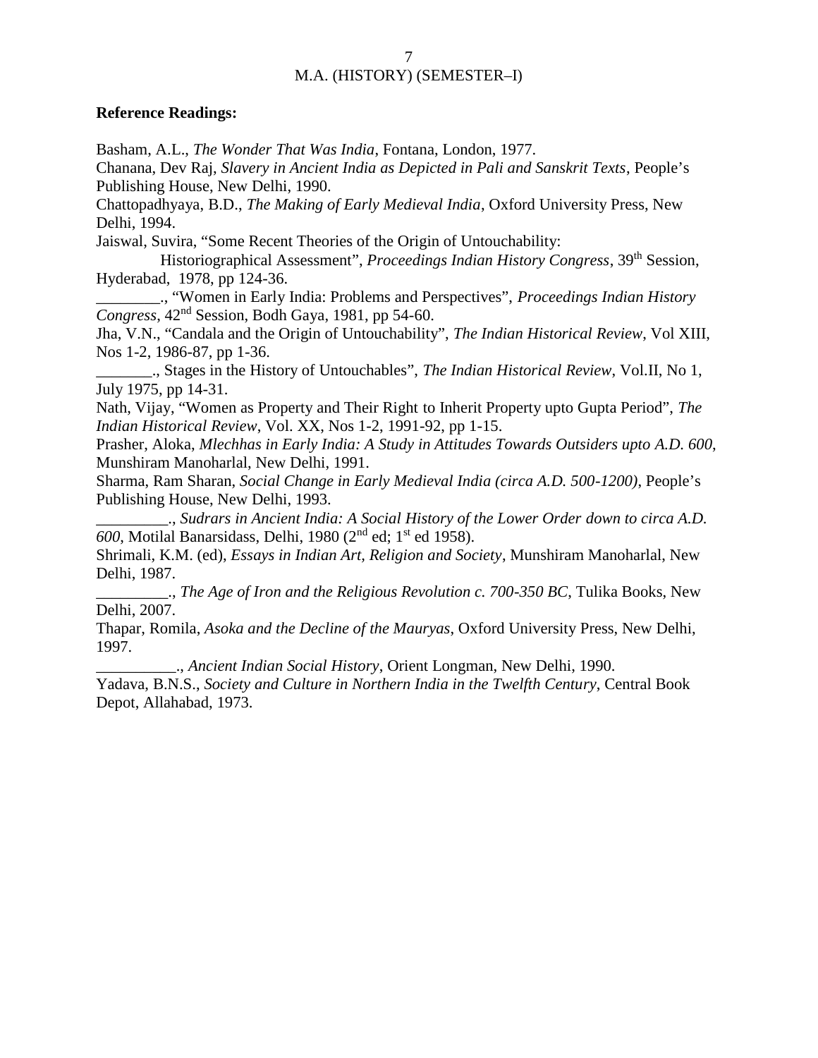M.A. (HISTORY) (SEMESTER–I)

**Reference Readings:**

Basham, A.L., *The Wonder That Was India*, Fontana, London, 1977.

Chanana, Dev Raj, *Slavery in Ancient India as Depicted in Pali and Sanskrit Texts*, People's Publishing House, New Delhi, 1990.

Chattopadhyaya, B.D., *The Making of Early Medieval India*, Oxford University Press, New Delhi, 1994.

Jaiswal, Suvira, "Some Recent Theories of the Origin of Untouchability: Historiographical Assessment", *Proceedings Indian History Congress*, 39th Session, Hyderabad, 1978, pp 124-36.

________., "Women in Early India: Problems and Perspectives", *Proceedings Indian History Congress*, 42nd Session, Bodh Gaya, 1981, pp 54-60.

Jha, V.N., "Candala and the Origin of Untouchability", *The Indian Historical Review*, Vol XIII, Nos 1-2, 1986-87, pp 1-36.

_______., Stages in the History of Untouchables", *The Indian Historical Review*, Vol.II, No 1, July 1975, pp 14-31.

Nath, Vijay, "Women as Property and Their Right to Inherit Property upto Gupta Period", *The Indian Historical Review*, Vol. XX, Nos 1-2, 1991-92, pp 1-15.

Prasher, Aloka, *Mlechhas in Early India: A Study in Attitudes Towards Outsiders upto A.D. 600*, Munshiram Manoharlal, New Delhi, 1991.

Sharma, Ram Sharan, *Social Change in Early Medieval India (circa A.D. 500-1200)*, People's Publishing House, New Delhi, 1993.

_________., *Sudrars in Ancient India: A Social History of the Lower Order down to circa A.D. 600*, Motilal Banarsidass, Delhi, 1980 (2nd ed; 1st ed 1958).

Shrimali, K.M. (ed), *Essays in Indian Art, Religion and Society*, Munshiram Manoharlal, New Delhi, 1987.

_________., *The Age of Iron and the Religious Revolution c. 700-350 BC*, Tulika Books, New Delhi, 2007.

Thapar, Romila, *Asoka and the Decline of the Mauryas*, Oxford University Press, New Delhi, 1997.

__________., *Ancient Indian Social History*, Orient Longman, New Delhi, 1990.

Yadava, B.N.S., *Society and Culture in Northern India in the Twelfth Century*, Central Book Depot, Allahabad, 1973.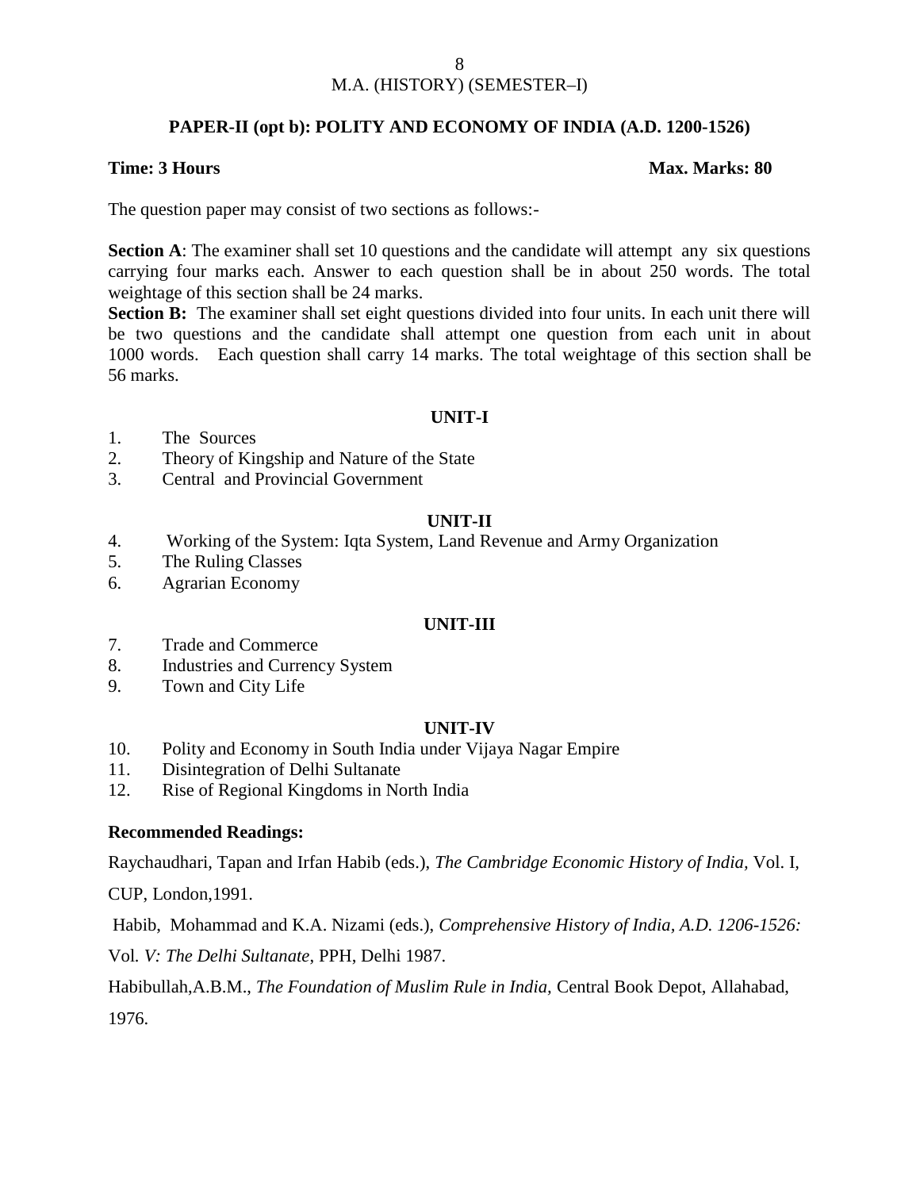## M.A. (HISTORY) (SEMESTER–I)

### PAPER-II (opt b): POLITY AND ECONOMY OF INDIA (A.D. 1200-1526)

**Time: 3 Hours** **Max. Marks: 80**

The question paper may consist of two sections as follows:-

**Section A**: The examiner shall set 10 questions and the candidate will attempt any six questions carrying four marks each. Answer to each question shall be in about 250 words. The total weightage of this section shall be 24 marks.

**Section B:** The examiner shall set eight questions divided into four units. In each unit there will be two questions and the candidate shall attempt one question from each unit in about 1000 words. Each question shall carry 14 marks. The total weightage of this section shall be 56 marks.

#### UNIT-I

1. The Sources
2. Theory of Kingship and Nature of the State
3. Central and Provincial Government

#### UNIT-II

4. Working of the System: Iqta System, Land Revenue and Army Organization
5. The Ruling Classes
6. Agrarian Economy

#### UNIT-III

7. Trade and Commerce
8. Industries and Currency System
9. Town and City Life

#### UNIT-IV

10. Polity and Economy in South India under Vijaya Nagar Empire
11. Disintegration of Delhi Sultanate
12. Rise of Regional Kingdoms in North India

**Recommended Readings:**

Raychaudhari, Tapan and Irfan Habib (eds.), *The Cambridge Economic History of India*, Vol. I, CUP, London,1991.

Habib, Mohammad and K.A. Nizami (eds.), *Comprehensive History of India, A.D. 1206-1526:* Vol. *V: The Delhi Sultanate*, PPH, Delhi 1987.

Habibullah,A.B.M., *The Foundation of Muslim Rule in India,* Central Book Depot, Allahabad, 1976.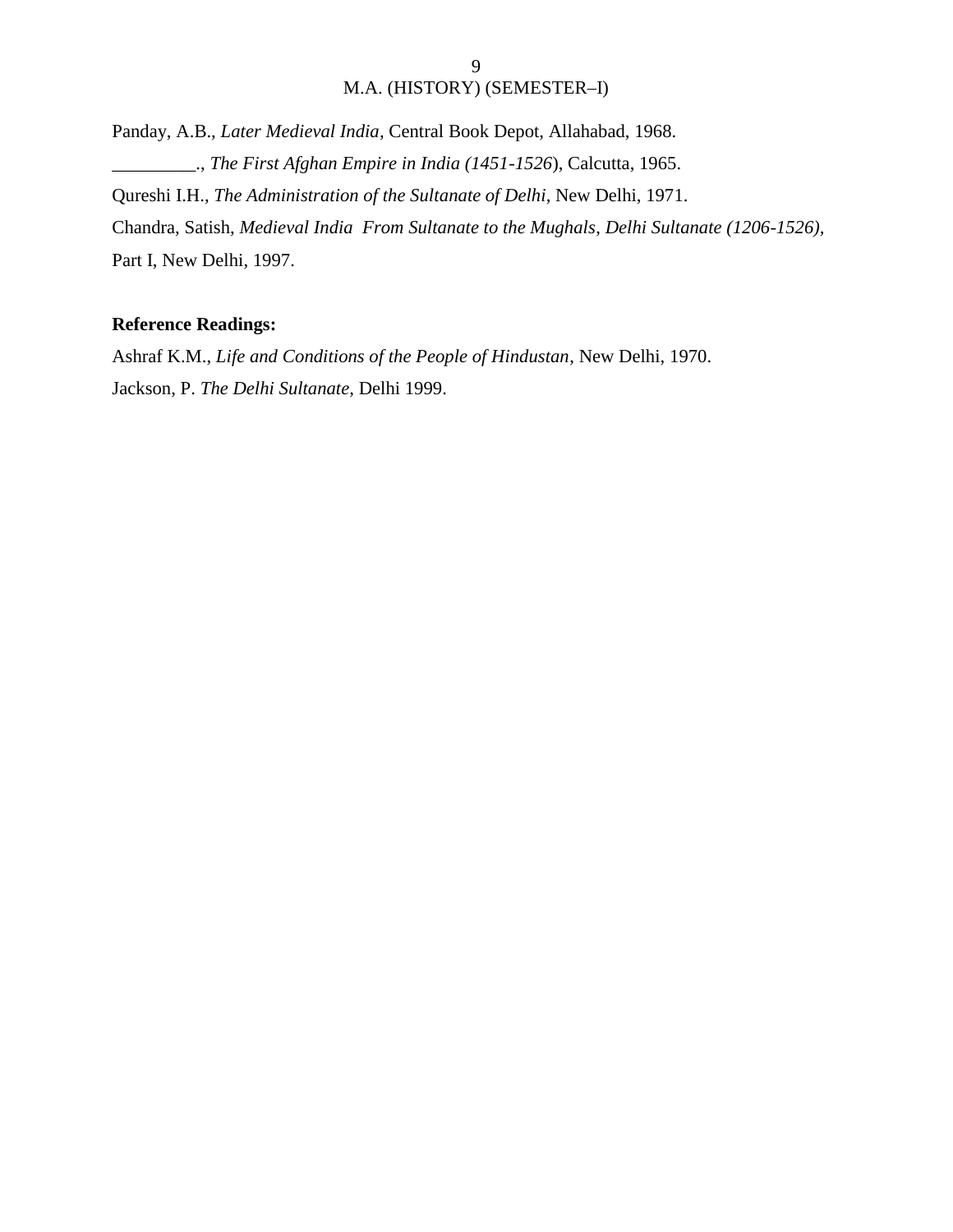Panday, A.B., *Later Medieval India*, Central Book Depot, Allahabad, 1968.

_________., *The First Afghan Empire in India (1451-1526*), Calcutta, 1965.

Qureshi I.H., *The Administration of the Sultanate of Delhi*, New Delhi, 1971.

Chandra, Satish, *Medieval India From Sultanate to the Mughals*, *Delhi Sultanate (1206-1526)*, Part I, New Delhi, 1997.

**Reference Readings:**

Ashraf K.M., *Life and Conditions of the People of Hindustan*, New Delhi, 1970.

Jackson, P. *The Delhi Sultanate*, Delhi 1999.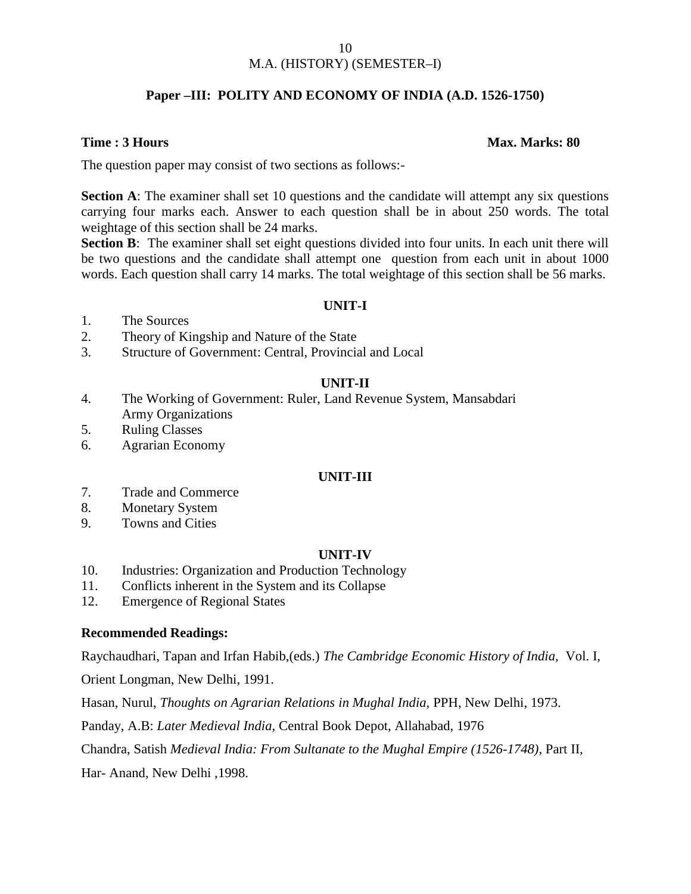## M.A. (HISTORY) (SEMESTER–I)

### Paper –III: POLITY AND ECONOMY OF INDIA (A.D. 1526-1750)

**Time : 3 Hours** **Max. Marks: 80**

The question paper may consist of two sections as follows:-

**Section A**: The examiner shall set 10 questions and the candidate will attempt any six questions carrying four marks each. Answer to each question shall be in about 250 words. The total weightage of this section shall be 24 marks.

**Section B**: The examiner shall set eight questions divided into four units. In each unit there will be two questions and the candidate shall attempt one question from each unit in about 1000 words. Each question shall carry 14 marks. The total weightage of this section shall be 56 marks.

#### UNIT-I

1. The Sources
2. Theory of Kingship and Nature of the State
3. Structure of Government: Central, Provincial and Local

#### UNIT-II

4. The Working of Government: Ruler, Land Revenue System, Mansabdari Army Organizations
5. Ruling Classes
6. Agrarian Economy

#### UNIT-III

7. Trade and Commerce
8. Monetary System
9. Towns and Cities

#### UNIT-IV

10. Industries: Organization and Production Technology
11. Conflicts inherent in the System and its Collapse
12. Emergence of Regional States

**Recommended Readings:**

Raychaudhari, Tapan and Irfan Habib,(eds.) *The Cambridge Economic History of India,* Vol. I, Orient Longman, New Delhi, 1991.

Hasan, Nurul, *Thoughts on Agrarian Relations in Mughal India*, PPH, New Delhi, 1973.

Panday, A.B: *Later Medieval India,* Central Book Depot, Allahabad, 1976

Chandra, Satish *Medieval India: From Sultanate to the Mughal Empire (1526-1748),* Part II, Har- Anand, New Delhi ,1998.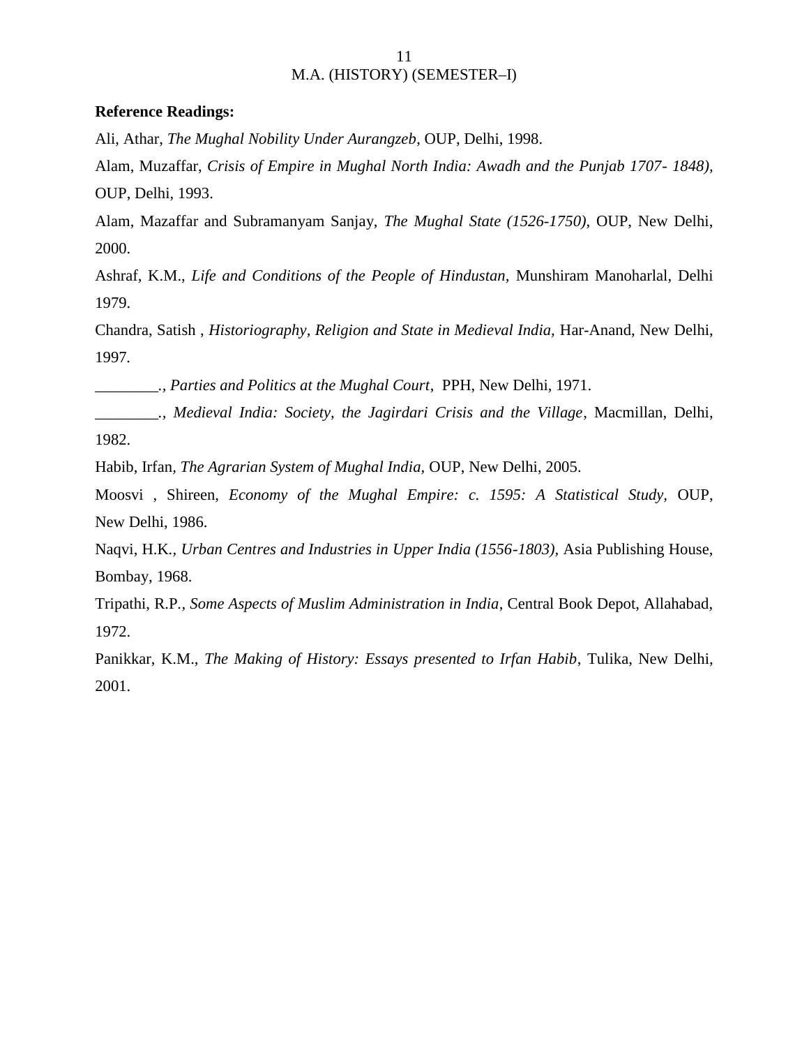**Reference Readings:**

Ali, Athar, *The Mughal Nobility Under Aurangzeb*, OUP, Delhi, 1998.

Alam, Muzaffar, *Crisis of Empire in Mughal North India: Awadh and the Punjab 1707- 1848),* OUP, Delhi, 1993.

Alam, Mazaffar and Subramanyam Sanjay, *The Mughal State (1526-1750),* OUP, New Delhi, 2000.

Ashraf, K.M., *Life and Conditions of the People of Hindustan,* Munshiram Manoharlal, Delhi 1979.

Chandra, Satish , *Historiography, Religion and State in Medieval India,* Har-Anand, New Delhi, 1997.

________., *Parties and Politics at the Mughal Court*, PPH, New Delhi, 1971.

________., *Medieval India: Society, the Jagirdari Crisis and the Village*, Macmillan, Delhi, 1982.

Habib, Irfan, *The Agrarian System of Mughal India,* OUP, New Delhi, 2005.

Moosvi , Shireen, *Economy of the Mughal Empire: c. 1595: A Statistical Study,* OUP, New Delhi, 1986.

Naqvi, H.K., *Urban Centres and Industries in Upper India (1556-1803),* Asia Publishing House, Bombay, 1968.

Tripathi, R.P., *Some Aspects of Muslim Administration in India*, Central Book Depot, Allahabad, 1972.

Panikkar, K.M., *The Making of History: Essays presented to Irfan Habib*, Tulika, New Delhi, 2001.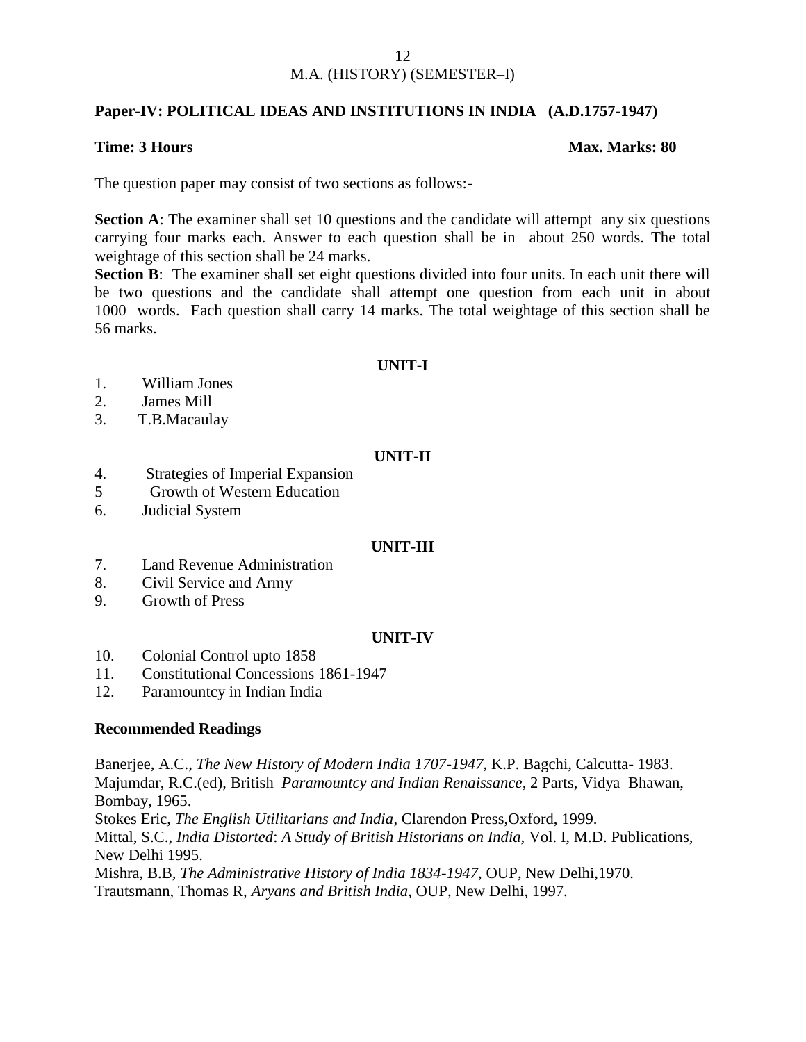## Paper-IV: POLITICAL IDEAS AND INSTITUTIONS IN INDIA (A.D.1757-1947)

**Time: 3 Hours** **Max. Marks: 80**

The question paper may consist of two sections as follows:-

**Section A**: The examiner shall set 10 questions and the candidate will attempt any six questions carrying four marks each. Answer to each question shall be in about 250 words. The total weightage of this section shall be 24 marks.

**Section B**: The examiner shall set eight questions divided into four units. In each unit there will be two questions and the candidate shall attempt one question from each unit in about 1000 words. Each question shall carry 14 marks. The total weightage of this section shall be 56 marks.

### UNIT-I

1. William Jones
2. James Mill
3. T.B.Macaulay

### UNIT-II

4. Strategies of Imperial Expansion
5. Growth of Western Education
6. Judicial System

### UNIT-III

7. Land Revenue Administration
8. Civil Service and Army
9. Growth of Press

### UNIT-IV

10. Colonial Control upto 1858
11. Constitutional Concessions 1861-1947
12. Paramountcy in Indian India

### Recommended Readings

Banerjee, A.C., *The New History of Modern India 1707-1947*, K.P. Bagchi, Calcutta- 1983.
Majumdar, R.C.(ed), British *Paramountcy and Indian Renaissance*, 2 Parts, Vidya Bhawan, Bombay, 1965.
Stokes Eric, *The English Utilitarians and India*, Clarendon Press,Oxford, 1999.
Mittal, S.C., *India Distorted*: *A Study of British Historians on India,* Vol. I, M.D. Publications, New Delhi 1995.
Mishra, B.B, *The Administrative History of India 1834-1947*, OUP, New Delhi,1970.
Trautsmann, Thomas R, *Aryans and British India*, OUP, New Delhi, 1997.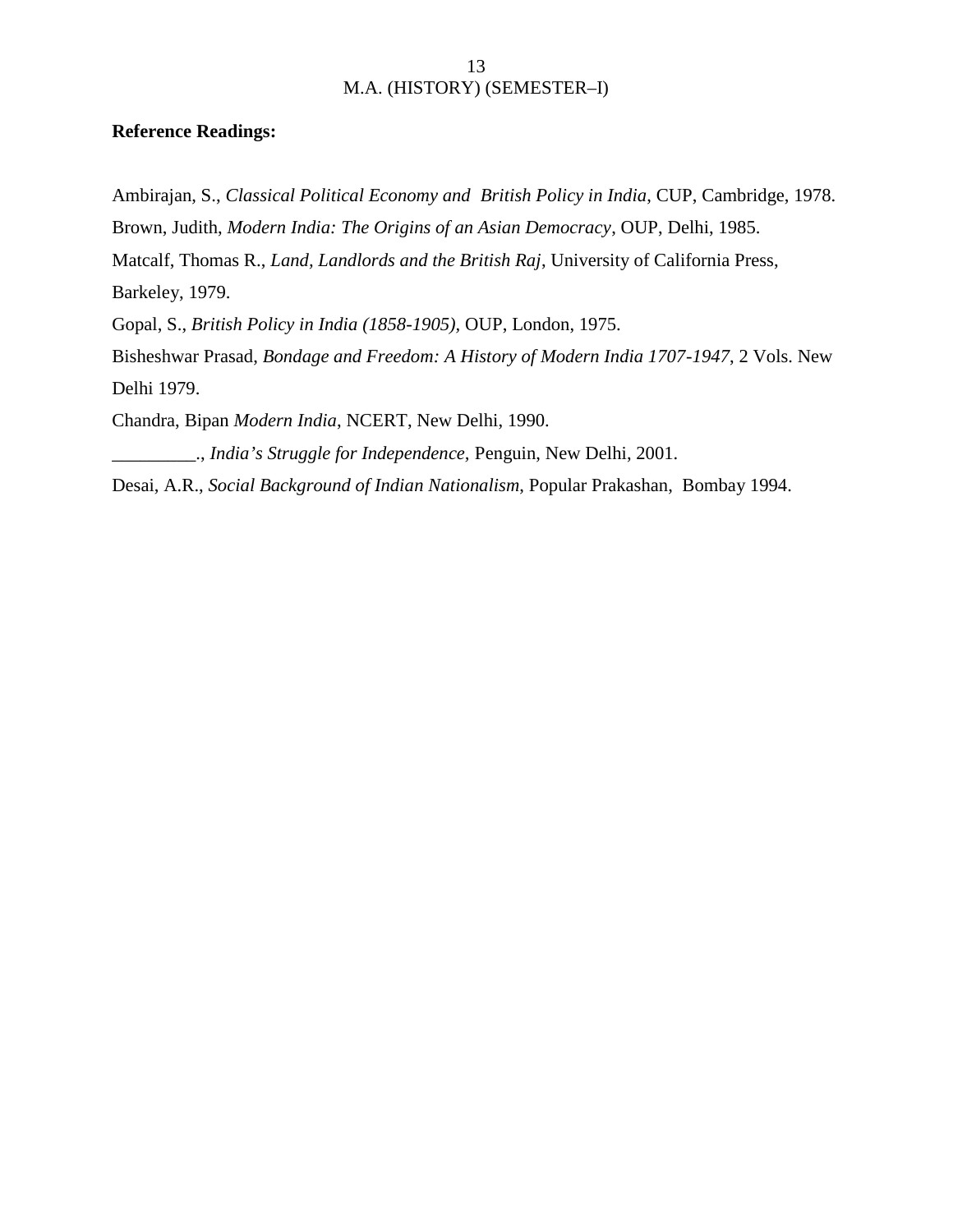**Reference Readings:**

Ambirajan, S., *Classical Political Economy and British Policy in India*, CUP, Cambridge, 1978.

Brown, Judith, *Modern India: The Origins of an Asian Democracy*, OUP, Delhi, 1985.

Matcalf, Thomas R., *Land, Landlords and the British Raj*, University of California Press, Barkeley, 1979.

Gopal, S., *British Policy in India (1858-1905)*, OUP, London, 1975.

Bisheshwar Prasad, *Bondage and Freedom: A History of Modern India 1707-1947*, 2 Vols. New Delhi 1979.

Chandra, Bipan *Modern India*, NCERT, New Delhi, 1990.

_________., *India's Struggle for Independence*, Penguin, New Delhi, 2001.

Desai, A.R., *Social Background of Indian Nationalism*, Popular Prakashan, Bombay 1994.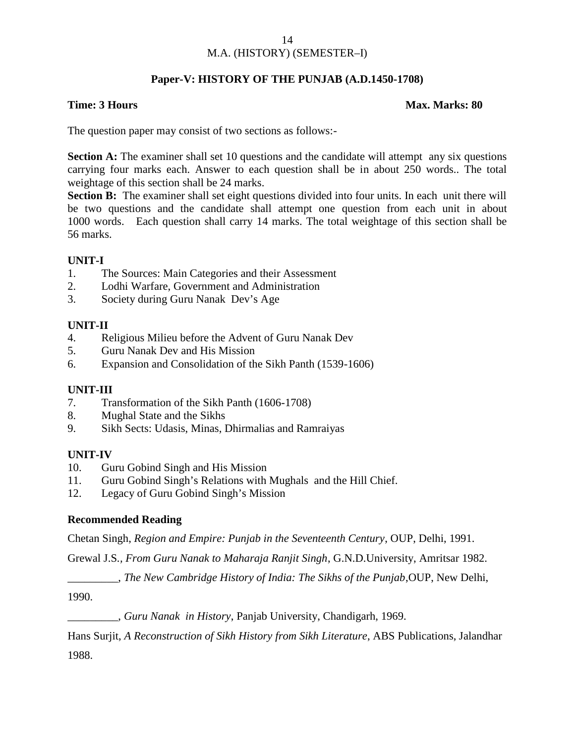M.A. (HISTORY) (SEMESTER–I)

## Paper-V: HISTORY OF THE PUNJAB (A.D.1450-1708)

**Time: 3 Hours** **Max. Marks: 80**

The question paper may consist of two sections as follows:-

**Section A:** The examiner shall set 10 questions and the candidate will attempt any six questions carrying four marks each. Answer to each question shall be in about 250 words.. The total weightage of this section shall be 24 marks.

**Section B:** The examiner shall set eight questions divided into four units. In each unit there will be two questions and the candidate shall attempt one question from each unit in about 1000 words. Each question shall carry 14 marks. The total weightage of this section shall be 56 marks.

### UNIT-I

1. The Sources: Main Categories and their Assessment
2. Lodhi Warfare, Government and Administration
3. Society during Guru Nanak Dev's Age

### UNIT-II

4. Religious Milieu before the Advent of Guru Nanak Dev
5. Guru Nanak Dev and His Mission
6. Expansion and Consolidation of the Sikh Panth (1539-1606)

### UNIT-III

7. Transformation of the Sikh Panth (1606-1708)
8. Mughal State and the Sikhs
9. Sikh Sects: Udasis, Minas, Dhirmalias and Ramraiyas

### UNIT-IV

10. Guru Gobind Singh and His Mission
11. Guru Gobind Singh's Relations with Mughals and the Hill Chief.
12. Legacy of Guru Gobind Singh's Mission

### Recommended Reading

Chetan Singh, *Region and Empire: Punjab in the Seventeenth Century*, OUP, Delhi, 1991.

Grewal J.S., *From Guru Nanak to Maharaja Ranjit Singh*, G.N.D.University, Amritsar 1982.

_________, *The New Cambridge History of India: The Sikhs of the Punjab*,OUP, New Delhi, 1990.

_________, *Guru Nanak in History*, Panjab University, Chandigarh, 1969.

Hans Surjit, *A Reconstruction of Sikh History from Sikh Literature*, ABS Publications, Jalandhar 1988.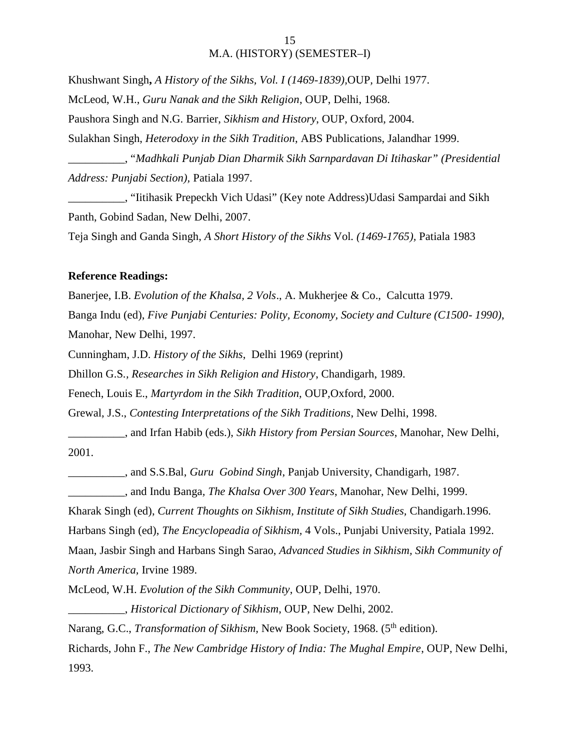Khushwant Singh**,** *A History of the Sikhs, Vol. I (1469-1839),*OUP, Delhi 1977.

McLeod, W.H., *Guru Nanak and the Sikh Religion*, OUP, Delhi, 1968.

Paushora Singh and N.G. Barrier, *Sikhism and History*, OUP, Oxford, 2004.

Sulakhan Singh, *Heterodoxy in the Sikh Tradition*, ABS Publications, Jalandhar 1999.

__________, "*Madhkali Punjab Dian Dharmik Sikh Sarnpardavan Di Itihaskar" (Presidential Address: Punjabi Section),* Patiala 1997.

__________, "Iitihasik Prepeckh Vich Udasi" (Key note Address)Udasi Sampardai and Sikh Panth, Gobind Sadan, New Delhi, 2007.

Teja Singh and Ganda Singh, *A Short History of the Sikhs* Vol. *(1469-1765),* Patiala 1983

**Reference Readings:**

Banerjee, I.B. *Evolution of the Khalsa, 2 Vols*., A. Mukherjee & Co., Calcutta 1979.

Banga Indu (ed), *Five Punjabi Centuries: Polity, Economy, Society and Culture (C1500- 1990),* Manohar, New Delhi, 1997.

Cunningham, J.D. *History of the Sikhs*, Delhi 1969 (reprint)

Dhillon G.S.*, Researches in Sikh Religion and History*, Chandigarh, 1989.

Fenech, Louis E., *Martyrdom in the Sikh Tradition,* OUP,Oxford, 2000.

Grewal, J.S., *Contesting Interpretations of the Sikh Traditions*, New Delhi, 1998.

__________, and Irfan Habib (eds.), *Sikh History from Persian Sources*, Manohar, New Delhi, 2001.

__________, and S.S.Bal, *Guru Gobind Singh*, Panjab University, Chandigarh, 1987.

__________, and Indu Banga, *The Khalsa Over 300 Years*, Manohar, New Delhi, 1999.

Kharak Singh (ed), *Current Thoughts on Sikhism, Institute of Sikh Studies,* Chandigarh.1996.

Harbans Singh (ed), *The Encyclopeadia of Sikhism,* 4 Vols., Punjabi University, Patiala 1992.

Maan, Jasbir Singh and Harbans Singh Sarao, *Advanced Studies in Sikhism, Sikh Community of North America,* Irvine 1989.

McLeod, W.H. *Evolution of the Sikh Community*, OUP, Delhi, 1970.

__________, *Historical Dictionary of Sikhism*, OUP, New Delhi, 2002.

Narang, G.C., *Transformation of Sikhism,* New Book Society, 1968. (5th edition).

Richards, John F., *The New Cambridge History of India: The Mughal Empire*, OUP, New Delhi, 1993.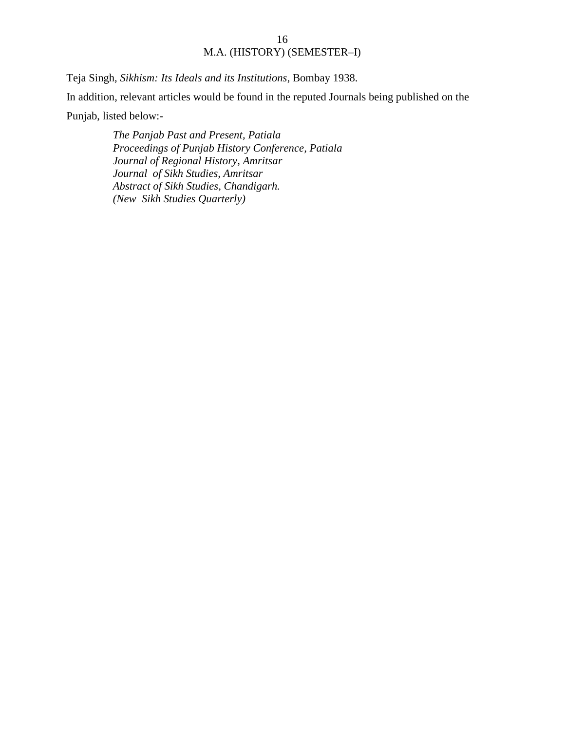Teja Singh, *Sikhism: Its Ideals and its Institutions*, Bombay 1938.

In addition, relevant articles would be found in the reputed Journals being published on the Punjab, listed below:-

*The Panjab Past and Present, Patiala*
*Proceedings of Punjab History Conference, Patiala*
*Journal of Regional History, Amritsar*
*Journal of Sikh Studies, Amritsar*
*Abstract of Sikh Studies, Chandigarh.*
*(New Sikh Studies Quarterly)*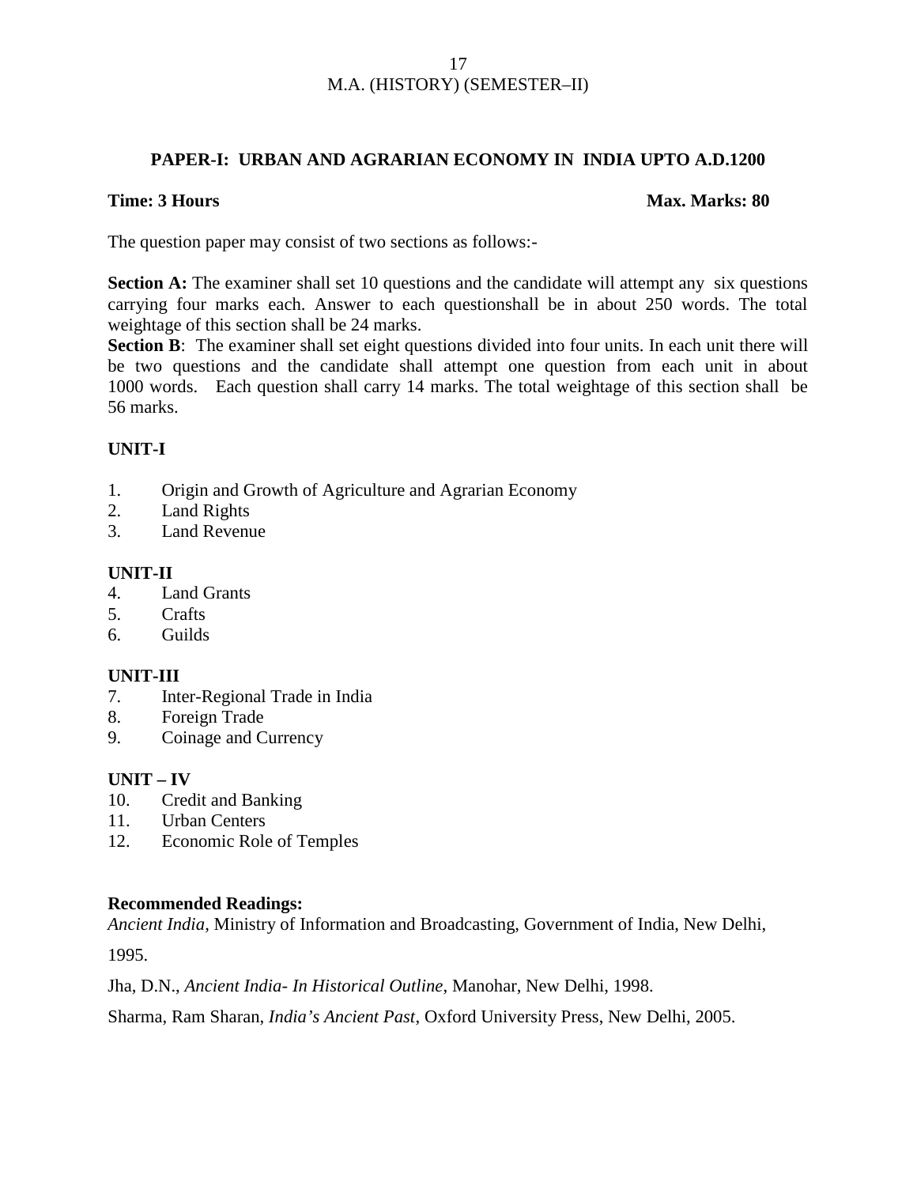## M.A. (HISTORY) (SEMESTER–II)

### PAPER-I: URBAN AND AGRARIAN ECONOMY IN INDIA UPTO A.D.1200

**Time: 3 Hours** **Max. Marks: 80**

The question paper may consist of two sections as follows:-

**Section A:** The examiner shall set 10 questions and the candidate will attempt any six questions carrying four marks each. Answer to each questionshall be in about 250 words. The total weightage of this section shall be 24 marks.

**Section B**: The examiner shall set eight questions divided into four units. In each unit there will be two questions and the candidate shall attempt one question from each unit in about 1000 words. Each question shall carry 14 marks. The total weightage of this section shall be 56 marks.

**UNIT-I**

1. Origin and Growth of Agriculture and Agrarian Economy
2. Land Rights
3. Land Revenue

**UNIT-II**

4. Land Grants
5. Crafts
6. Guilds

**UNIT-III**

7. Inter-Regional Trade in India
8. Foreign Trade
9. Coinage and Currency

**UNIT – IV**

10. Credit and Banking
11. Urban Centers
12. Economic Role of Temples

**Recommended Readings:**

*Ancient India*, Ministry of Information and Broadcasting, Government of India, New Delhi, 1995.

Jha, D.N., *Ancient India- In Historical Outline*, Manohar, New Delhi, 1998.

Sharma, Ram Sharan, *India's Ancient Past*, Oxford University Press, New Delhi, 2005.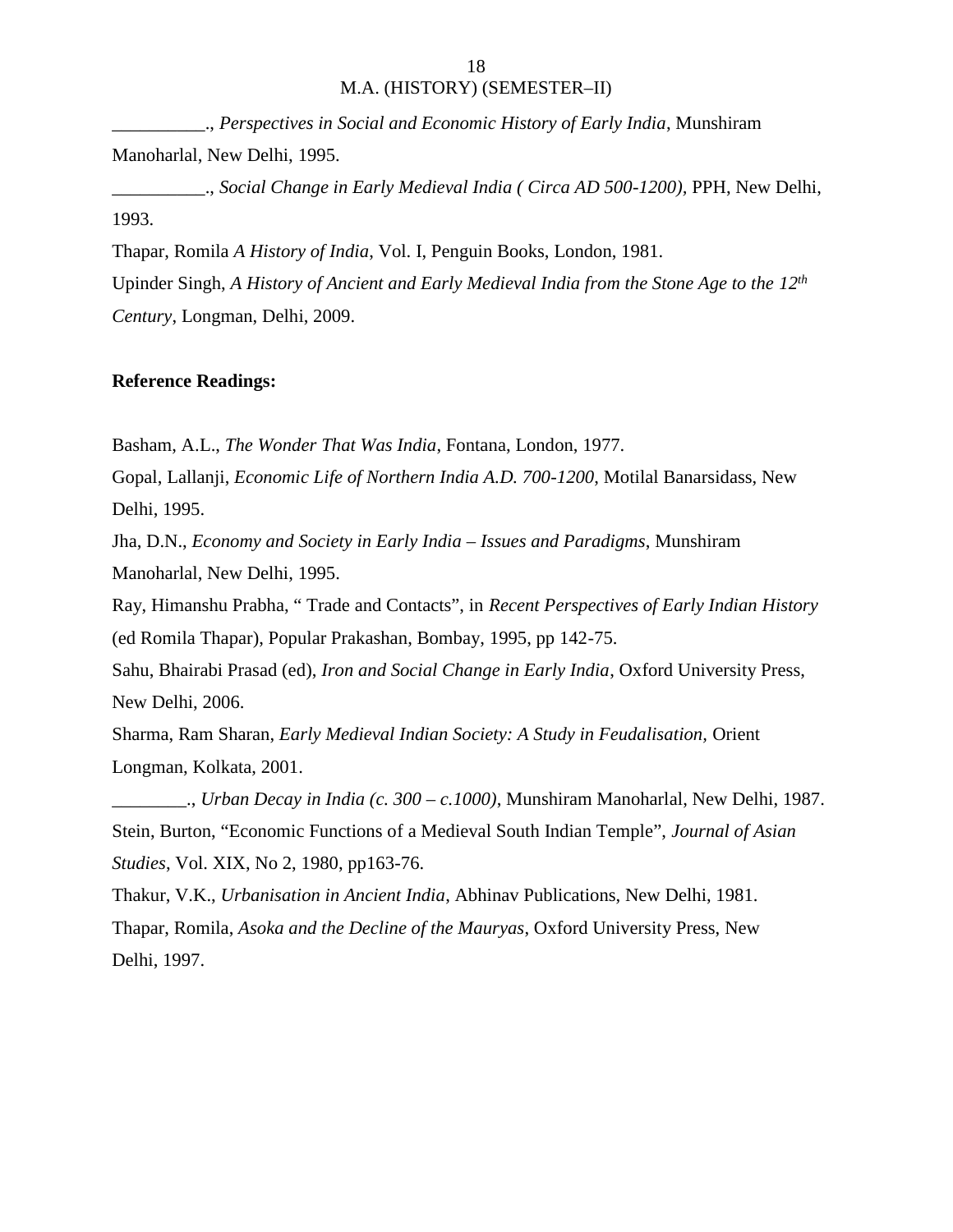__________., *Perspectives in Social and Economic History of Early India*, Munshiram Manoharlal, New Delhi, 1995.

__________., *Social Change in Early Medieval India ( Circa AD 500-1200),* PPH, New Delhi, 1993.

Thapar, Romila *A History of India*, Vol. I, Penguin Books, London, 1981.

Upinder Singh, *A History of Ancient and Early Medieval India from the Stone Age to the 12th Century*, Longman, Delhi, 2009.

**Reference Readings:**

Basham, A.L., *The Wonder That Was India*, Fontana, London, 1977.

Gopal, Lallanji, *Economic Life of Northern India A.D. 700-1200*, Motilal Banarsidass, New Delhi, 1995.

Jha, D.N., *Economy and Society in Early India – Issues and Paradigms*, Munshiram Manoharlal, New Delhi, 1995.

Ray, Himanshu Prabha, " Trade and Contacts", in *Recent Perspectives of Early Indian History* (ed Romila Thapar), Popular Prakashan, Bombay, 1995, pp 142-75.

Sahu, Bhairabi Prasad (ed), *Iron and Social Change in Early India*, Oxford University Press, New Delhi, 2006.

Sharma, Ram Sharan, *Early Medieval Indian Society: A Study in Feudalisation,* Orient Longman, Kolkata, 2001.

________., *Urban Decay in India (c. 300 – c.1000)*, Munshiram Manoharlal, New Delhi, 1987.

Stein, Burton, "Economic Functions of a Medieval South Indian Temple", *Journal of Asian Studies*, Vol. XIX, No 2, 1980, pp163-76.

Thakur, V.K., *Urbanisation in Ancient India*, Abhinav Publications, New Delhi, 1981.

Thapar, Romila, *Asoka and the Decline of the Mauryas*, Oxford University Press, New Delhi, 1997.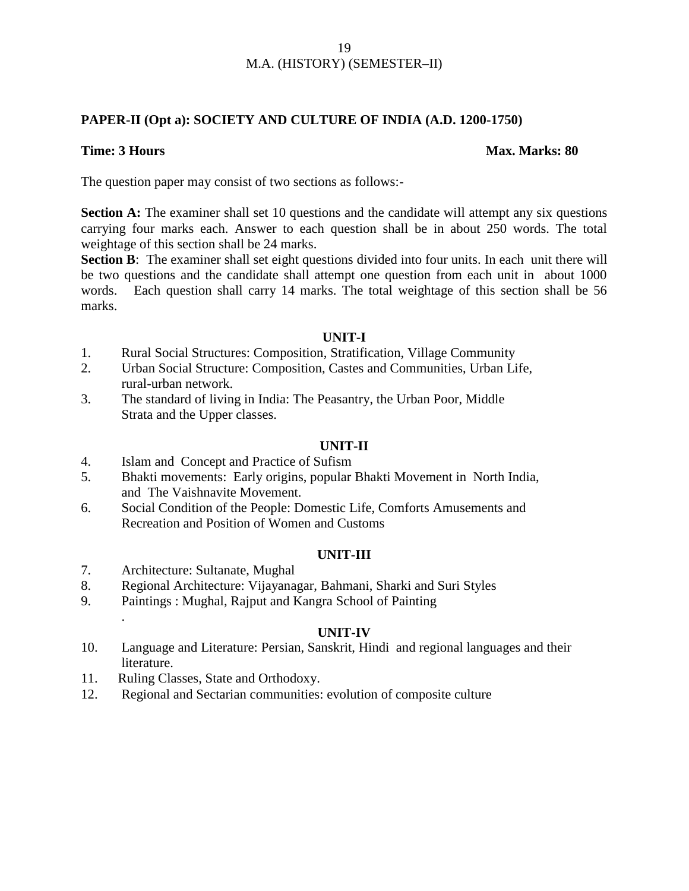M.A. (HISTORY) (SEMESTER–II)

**PAPER-II (Opt a): SOCIETY AND CULTURE OF INDIA (A.D. 1200-1750)**

**Time: 3 Hours** **Max. Marks: 80**

The question paper may consist of two sections as follows:-

**Section A:** The examiner shall set 10 questions and the candidate will attempt any six questions carrying four marks each. Answer to each question shall be in about 250 words. The total weightage of this section shall be 24 marks.

**Section B**: The examiner shall set eight questions divided into four units. In each unit there will be two questions and the candidate shall attempt one question from each unit in about 1000 words. Each question shall carry 14 marks. The total weightage of this section shall be 56 marks.

**UNIT-I**

1. Rural Social Structures: Composition, Stratification, Village Community
2. Urban Social Structure: Composition, Castes and Communities, Urban Life, rural-urban network.
3. The standard of living in India: The Peasantry, the Urban Poor, Middle Strata and the Upper classes.

**UNIT-II**

4. Islam and Concept and Practice of Sufism
5. Bhakti movements: Early origins, popular Bhakti Movement in North India, and The Vaishnavite Movement.
6. Social Condition of the People: Domestic Life, Comforts Amusements and Recreation and Position of Women and Customs

**UNIT-III**

7. Architecture: Sultanate, Mughal
8. Regional Architecture: Vijayanagar, Bahmani, Sharki and Suri Styles
9. Paintings : Mughal, Rajput and Kangra School of Painting

**UNIT-IV**

10. Language and Literature: Persian, Sanskrit, Hindi and regional languages and their literature.
11. Ruling Classes, State and Orthodoxy.
12. Regional and Sectarian communities: evolution of composite culture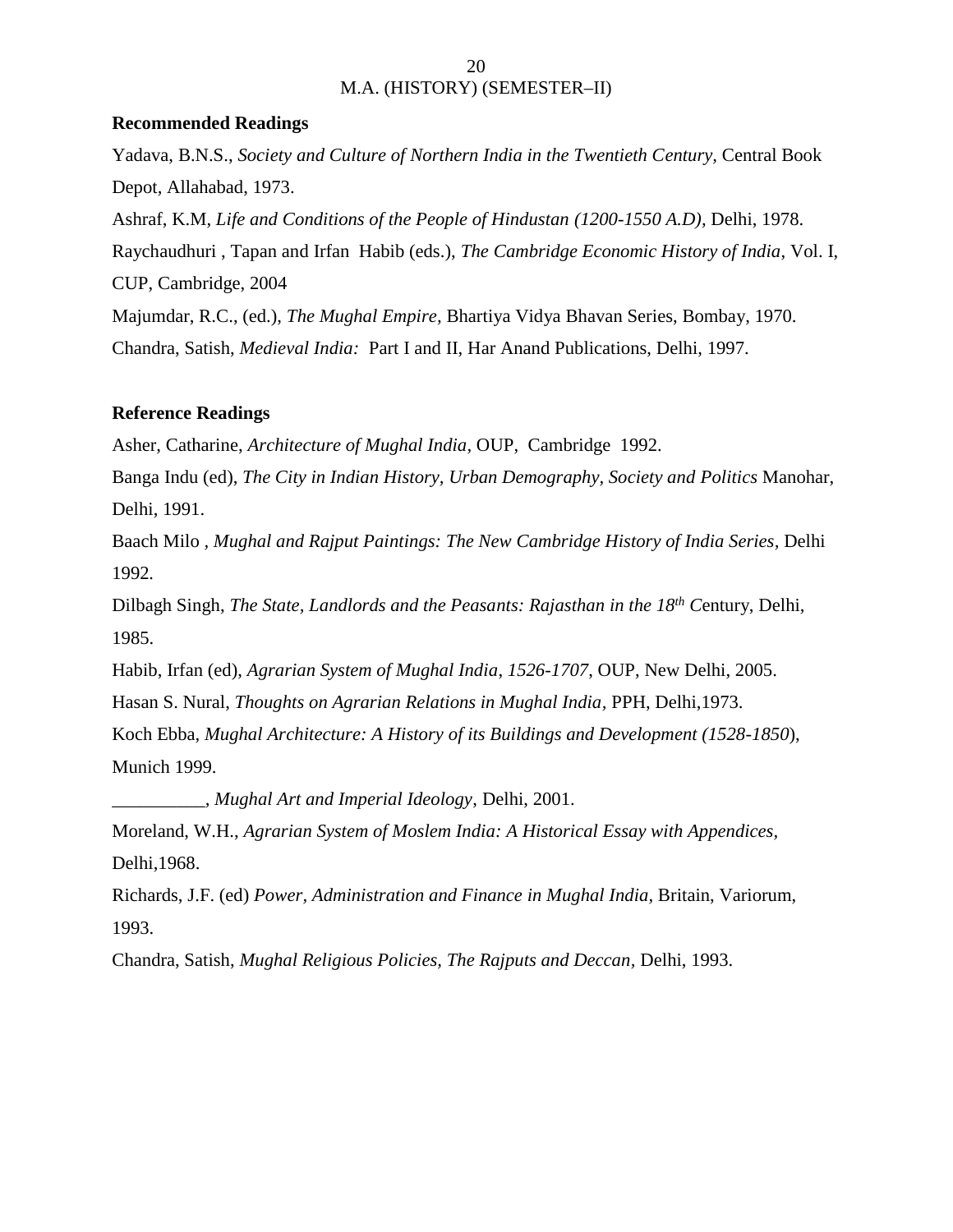**Recommended Readings**

Yadava, B.N.S., *Society and Culture of Northern India in the Twentieth Century,* Central Book Depot, Allahabad, 1973.

Ashraf, K.M, *Life and Conditions of the People of Hindustan (1200-1550 A.D),* Delhi, 1978.

Raychaudhuri , Tapan and Irfan Habib (eds.), *The Cambridge Economic History of India*, Vol. I, CUP, Cambridge, 2004

Majumdar, R.C., (ed.), *The Mughal Empire,* Bhartiya Vidya Bhavan Series, Bombay, 1970.

Chandra, Satish, *Medieval India:* Part I and II, Har Anand Publications, Delhi, 1997.

**Reference Readings**

Asher, Catharine, *Architecture of Mughal India,* OUP, Cambridge 1992.

Banga Indu (ed), *The City in Indian History, Urban Demography, Society and Politics* Manohar, Delhi, 1991.

Baach Milo , *Mughal and Rajput Paintings: The New Cambridge History of India Series,* Delhi 1992.

Dilbagh Singh, *The State, Landlords and the Peasants: Rajasthan in the 18th C*entury, Delhi, 1985.

Habib, Irfan (ed), *Agrarian System of Mughal India, 1526-1707,* OUP, New Delhi, 2005.

Hasan S. Nural, *Thoughts on Agrarian Relations in Mughal India,* PPH, Delhi,1973.

Koch Ebba, *Mughal Architecture: A History of its Buildings and Development (1528-1850*), Munich 1999.

__________, *Mughal Art and Imperial Ideology*, Delhi, 2001.

Moreland, W.H., *Agrarian System of Moslem India: A Historical Essay with Appendices*, Delhi,1968.

Richards, J.F. (ed) *Power, Administration and Finance in Mughal India,* Britain, Variorum, 1993.

Chandra, Satish, *Mughal Religious Policies, The Rajputs and Deccan,* Delhi, 1993.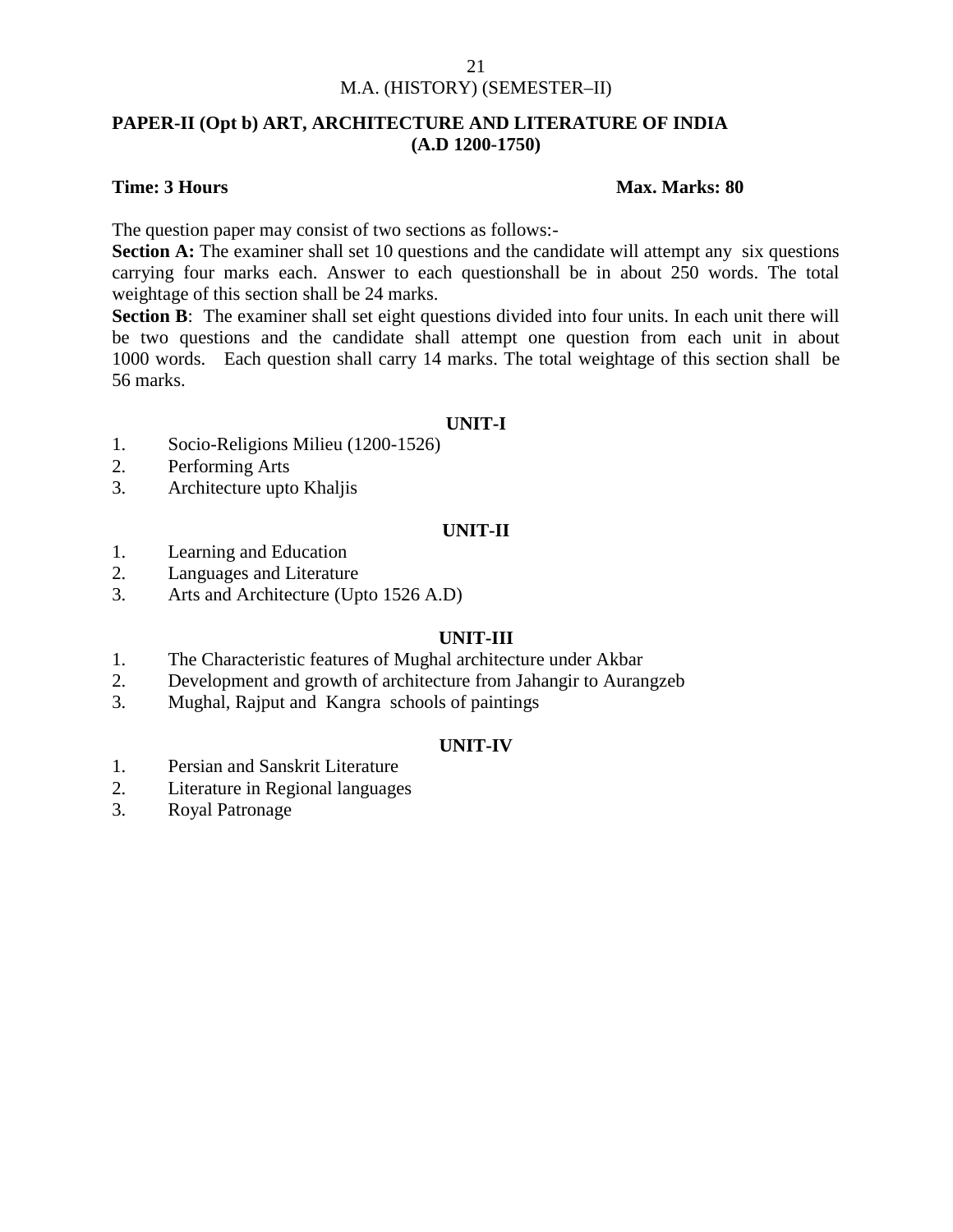M.A. (HISTORY) (SEMESTER–II)

**PAPER-II (Opt b) ART, ARCHITECTURE AND LITERATURE OF INDIA (A.D 1200-1750)**

**Time: 3 Hours** **Max. Marks: 80**

The question paper may consist of two sections as follows:-

**Section A:** The examiner shall set 10 questions and the candidate will attempt any six questions carrying four marks each. Answer to each questionshall be in about 250 words. The total weightage of this section shall be 24 marks.

**Section B**: The examiner shall set eight questions divided into four units. In each unit there will be two questions and the candidate shall attempt one question from each unit in about 1000 words. Each question shall carry 14 marks. The total weightage of this section shall be 56 marks.

**UNIT-I**

1. Socio-Religions Milieu (1200-1526)
2. Performing Arts
3. Architecture upto Khaljis

**UNIT-II**

1. Learning and Education
2. Languages and Literature
3. Arts and Architecture (Upto 1526 A.D)

**UNIT-III**

1. The Characteristic features of Mughal architecture under Akbar
2. Development and growth of architecture from Jahangir to Aurangzeb
3. Mughal, Rajput and Kangra schools of paintings

**UNIT-IV**

1. Persian and Sanskrit Literature
2. Literature in Regional languages
3. Royal Patronage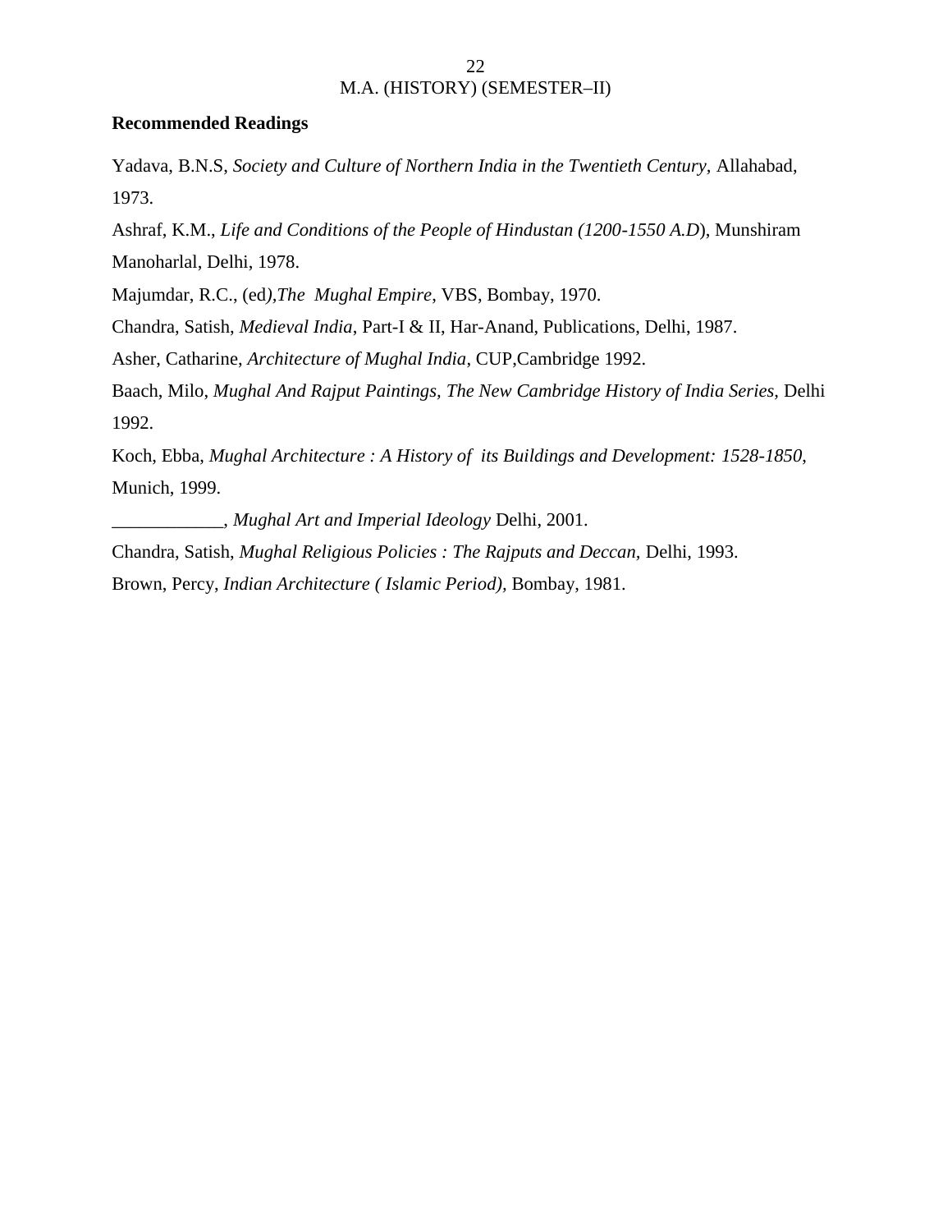**Recommended Readings**

Yadava, B.N.S, *Society and Culture of Northern India in the Twentieth Century,* Allahabad, 1973.

Ashraf, K.M., *Life and Conditions of the People of Hindustan (1200-1550 A.D*), Munshiram Manoharlal, Delhi, 1978.

Majumdar, R.C., (ed*),The Mughal Empire*, VBS, Bombay, 1970.

Chandra, Satish, *Medieval India*, Part-I & II, Har-Anand, Publications, Delhi, 1987.

Asher, Catharine, *Architecture of Mughal India*, CUP,Cambridge 1992.

Baach, Milo, *Mughal And Rajput Paintings, The New Cambridge History of India Series,* Delhi 1992.

Koch, Ebba, *Mughal Architecture : A History of its Buildings and Development: 1528-1850*, Munich, 1999.

____________, *Mughal Art and Imperial Ideology* Delhi, 2001.

Chandra, Satish, *Mughal Religious Policies : The Rajputs and Deccan,* Delhi, 1993.

Brown, Percy, *Indian Architecture ( Islamic Period),* Bombay, 1981.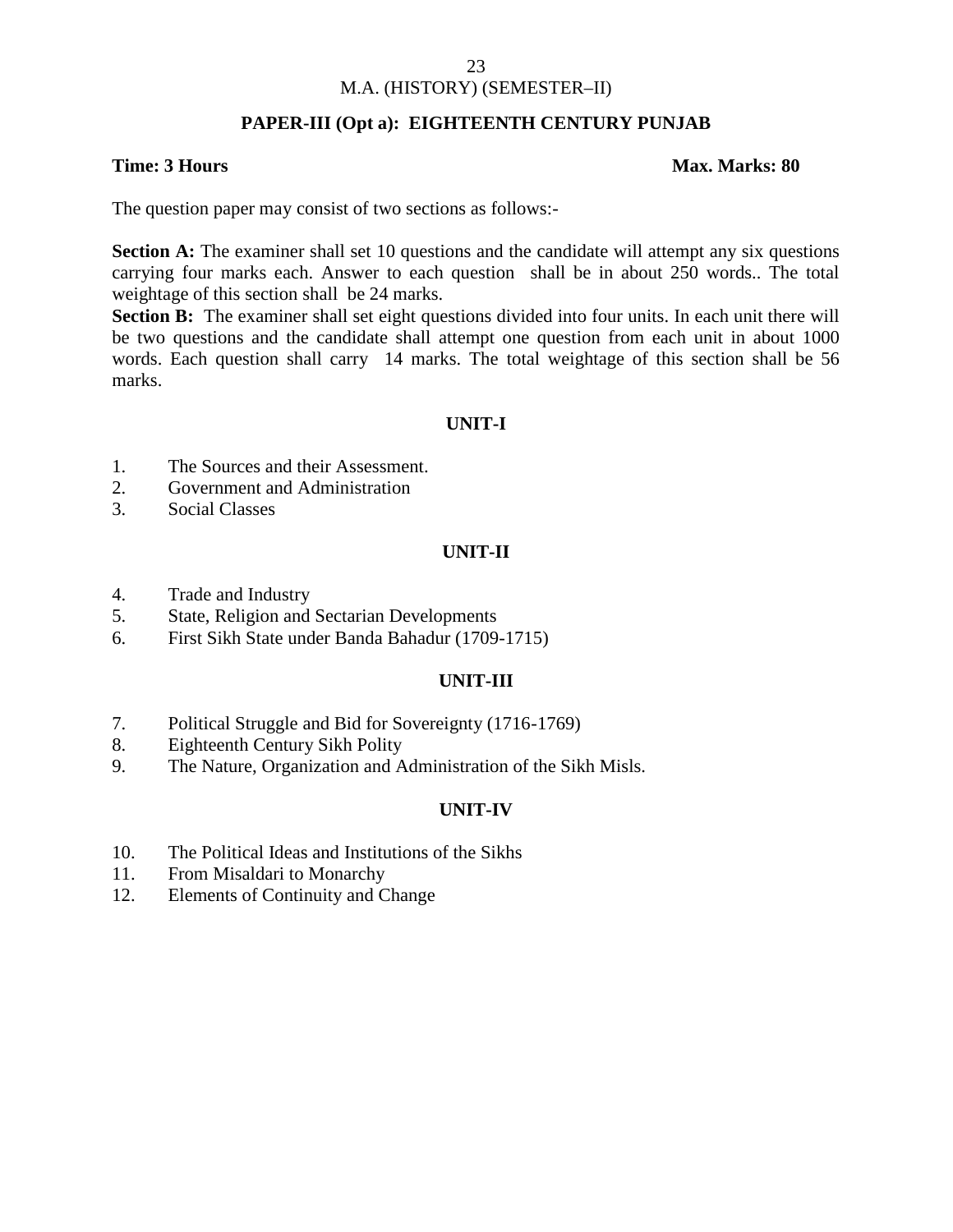M.A. (HISTORY) (SEMESTER–II)

## PAPER-III (Opt a): EIGHTEENTH CENTURY PUNJAB

**Time: 3 Hours** **Max. Marks: 80**

The question paper may consist of two sections as follows:-

**Section A:** The examiner shall set 10 questions and the candidate will attempt any six questions carrying four marks each. Answer to each question shall be in about 250 words.. The total weightage of this section shall be 24 marks.

**Section B:** The examiner shall set eight questions divided into four units. In each unit there will be two questions and the candidate shall attempt one question from each unit in about 1000 words. Each question shall carry 14 marks. The total weightage of this section shall be 56 marks.

### UNIT-I

1. The Sources and their Assessment.
2. Government and Administration
3. Social Classes

### UNIT-II

4. Trade and Industry
5. State, Religion and Sectarian Developments
6. First Sikh State under Banda Bahadur (1709-1715)

### UNIT-III

7. Political Struggle and Bid for Sovereignty (1716-1769)
8. Eighteenth Century Sikh Polity
9. The Nature, Organization and Administration of the Sikh Misls.

### UNIT-IV

10. The Political Ideas and Institutions of the Sikhs
11. From Misaldari to Monarchy
12. Elements of Continuity and Change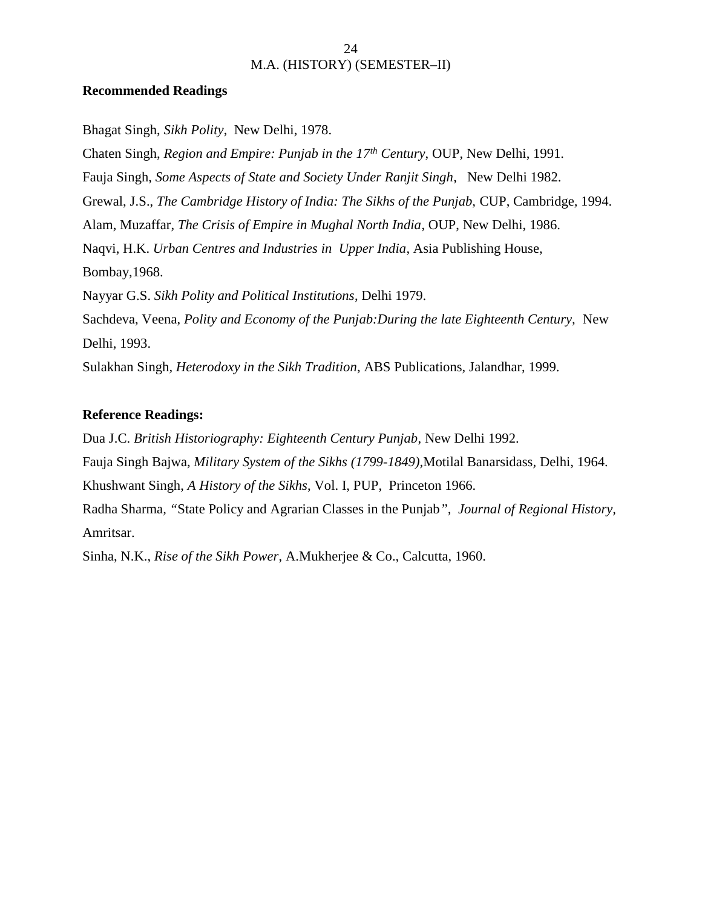**Recommended Readings**

Bhagat Singh, *Sikh Polity*, New Delhi, 1978.

Chaten Singh, *Region and Empire: Punjab in the 17th Century*, OUP, New Delhi, 1991.

Fauja Singh, *Some Aspects of State and Society Under Ranjit Singh*, New Delhi 1982.

Grewal, J.S., *The Cambridge History of India: The Sikhs of the Punjab,* CUP, Cambridge, 1994.

Alam, Muzaffar, *The Crisis of Empire in Mughal North India*, OUP, New Delhi, 1986.

Naqvi, H.K. *Urban Centres and Industries in Upper India*, Asia Publishing House, Bombay,1968.

Nayyar G.S. *Sikh Polity and Political Institutions*, Delhi 1979.

Sachdeva, Veena, *Polity and Economy of the Punjab:During the late Eighteenth Century*, New Delhi, 1993.

Sulakhan Singh, *Heterodoxy in the Sikh Tradition*, ABS Publications, Jalandhar, 1999.

**Reference Readings:**

Dua J.C. *British Historiography: Eighteenth Century Punjab*, New Delhi 1992.

Fauja Singh Bajwa, *Military System of the Sikhs (1799-1849)*,Motilal Banarsidass, Delhi, 1964.

Khushwant Singh, *A History of the Sikhs*, Vol. I, PUP, Princeton 1966.

Radha Sharma, "State Policy and Agrarian Classes in the Punjab", *Journal of Regional History*, Amritsar.

Sinha, N.K., *Rise of the Sikh Power*, A.Mukherjee & Co., Calcutta, 1960.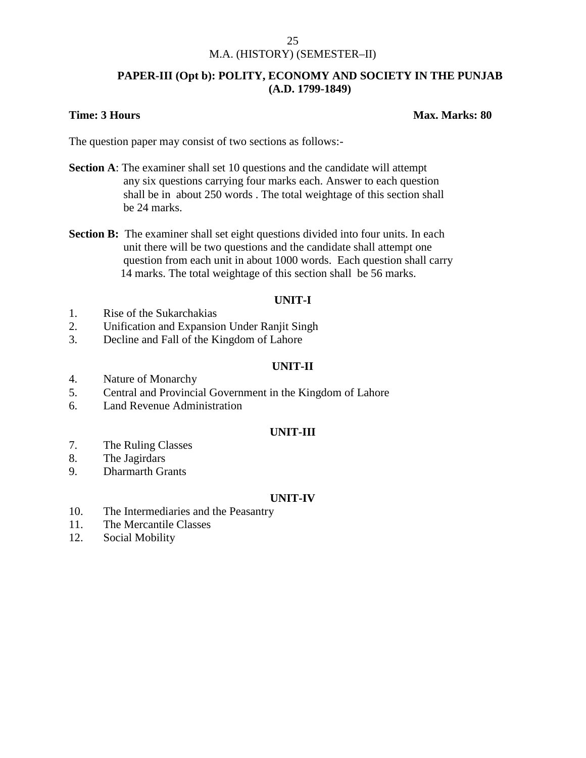M.A. (HISTORY) (SEMESTER–II)

## PAPER-III (Opt b): POLITY, ECONOMY AND SOCIETY IN THE PUNJAB (A.D. 1799-1849)

**Time: 3 Hours** **Max. Marks: 80**

The question paper may consist of two sections as follows:-

**Section A**: The examiner shall set 10 questions and the candidate will attempt any six questions carrying four marks each. Answer to each question shall be in about 250 words . The total weightage of this section shall be 24 marks.

**Section B:** The examiner shall set eight questions divided into four units. In each unit there will be two questions and the candidate shall attempt one question from each unit in about 1000 words. Each question shall carry 14 marks. The total weightage of this section shall be 56 marks.

### UNIT-I

1. Rise of the Sukarchakias
2. Unification and Expansion Under Ranjit Singh
3. Decline and Fall of the Kingdom of Lahore

### UNIT-II

4. Nature of Monarchy
5. Central and Provincial Government in the Kingdom of Lahore
6. Land Revenue Administration

### UNIT-III

7. The Ruling Classes
8. The Jagirdars
9. Dharmarth Grants

### UNIT-IV

10. The Intermediaries and the Peasantry
11. The Mercantile Classes
12. Social Mobility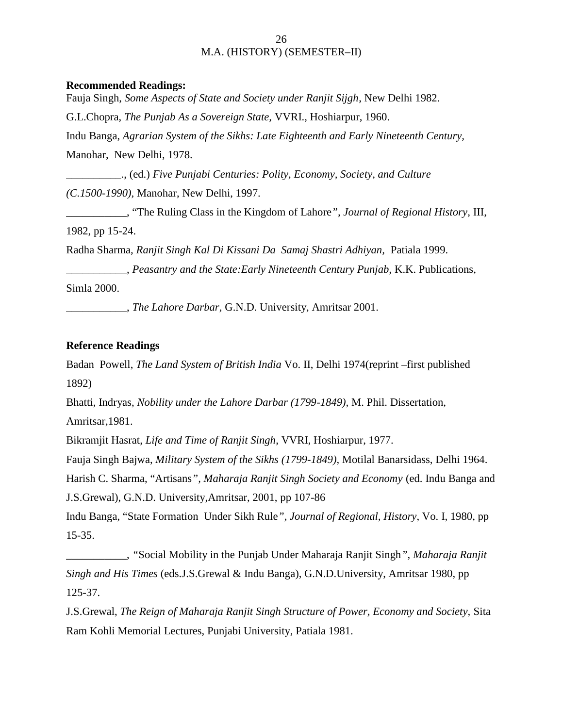**Recommended Readings:**

Fauja Singh, *Some Aspects of State and Society under Ranjit Sijgh*, New Delhi 1982.

G.L.Chopra, *The Punjab As a Sovereign State,* VVRI., Hoshiarpur, 1960.

Indu Banga, *Agrarian System of the Sikhs: Late Eighteenth and Early Nineteenth Century,* Manohar, New Delhi, 1978.

__________., (ed.) *Five Punjabi Centuries: Polity, Economy, Society, and Culture (C.1500-1990),* Manohar, New Delhi, 1997.

___________, "The Ruling Class in the Kingdom of Lahore", *Journal of Regional History*, III, 1982, pp 15-24.

Radha Sharma, *Ranjit Singh Kal Di Kissani Da Samaj Shastri Adhiyan*, Patiala 1999.

___________, *Peasantry and the State:Early Nineteenth Century Punjab,* K.K. Publications, Simla 2000.

___________, *The Lahore Darbar,* G.N.D. University, Amritsar 2001.

**Reference Readings**

Badan Powell, *The Land System of British India* Vo. II, Delhi 1974(reprint –first published 1892)

Bhatti, Indryas, *Nobility under the Lahore Darbar (1799-1849)*, M. Phil. Dissertation, Amritsar,1981.

Bikramjit Hasrat, *Life and Time of Ranjit Singh*, VVRI, Hoshiarpur, 1977.

Fauja Singh Bajwa, *Military System of the Sikhs (1799-1849),* Motilal Banarsidass, Delhi 1964.

Harish C. Sharma, "Artisans", *Maharaja Ranjit Singh Society and Economy* (ed. Indu Banga and J.S.Grewal), G.N.D. University,Amritsar, 2001, pp 107-86

Indu Banga, "State Formation Under Sikh Rule", *Journal of Regional, History*, Vo. I, 1980, pp 15-35.

___________, "Social Mobility in the Punjab Under Maharaja Ranjit Singh", *Maharaja Ranjit Singh and His Times* (eds.J.S.Grewal & Indu Banga), G.N.D.University, Amritsar 1980, pp 125-37.

J.S.Grewal, *The Reign of Maharaja Ranjit Singh Structure of Power, Economy and Society,* Sita Ram Kohli Memorial Lectures, Punjabi University, Patiala 1981.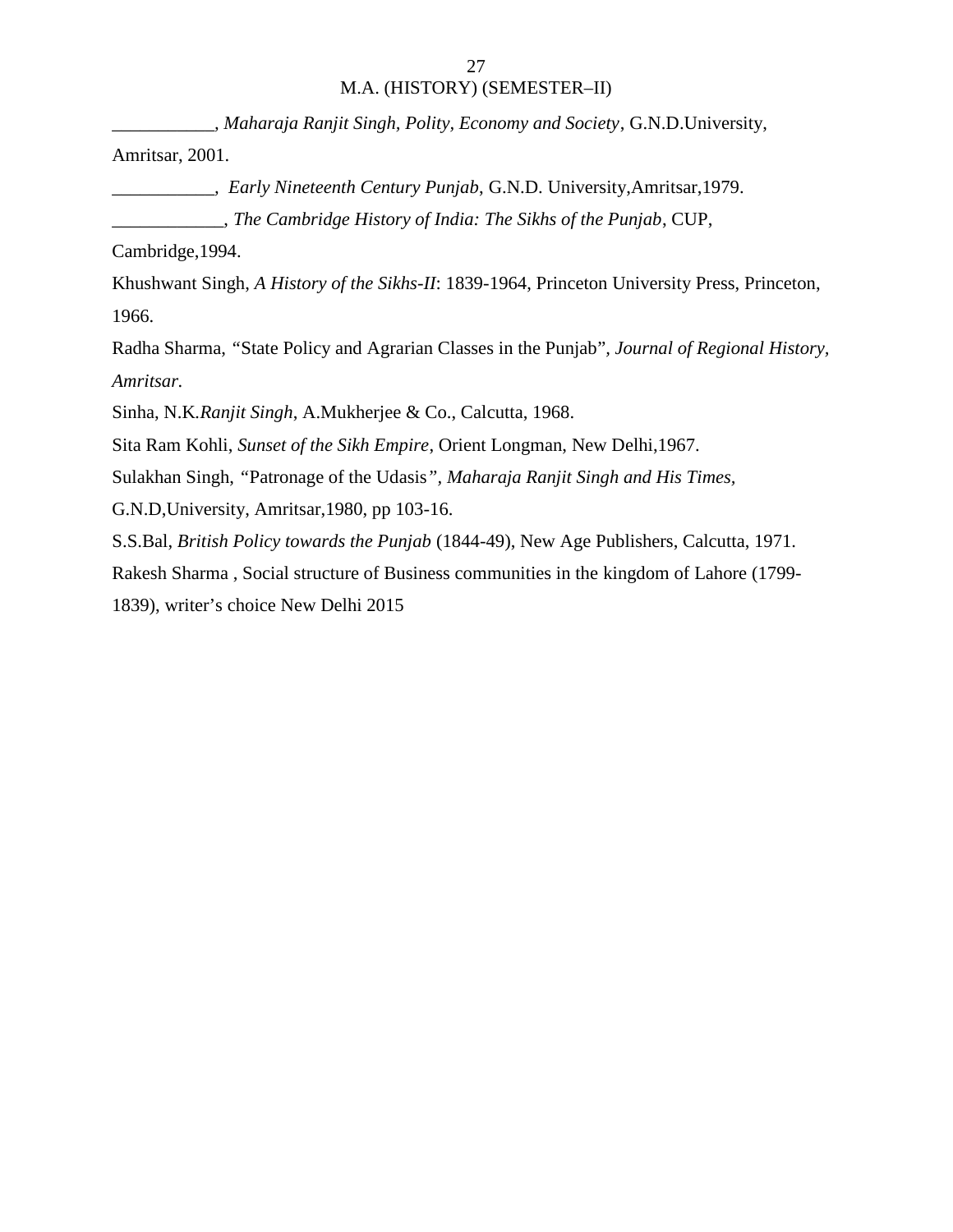___________, *Maharaja Ranjit Singh, Polity, Economy and Society*, G.N.D.University, Amritsar, 2001.

___________, *Early Nineteenth Century Punjab*, G.N.D. University,Amritsar,1979.

____________, *The Cambridge History of India: The Sikhs of the Punjab*, CUP, Cambridge,1994.

Khushwant Singh, *A History of the Sikhs-II*: 1839-1964, Princeton University Press, Princeton, 1966.

Radha Sharma, "State Policy and Agrarian Classes in the Punjab", *Journal of Regional History, Amritsar.*

Sinha, N.K.*Ranjit Singh*, A.Mukherjee & Co., Calcutta, 1968.

Sita Ram Kohli, *Sunset of the Sikh Empire*, Orient Longman, New Delhi,1967.

Sulakhan Singh, "Patronage of the Udasis", *Maharaja Ranjit Singh and His Times,* G.N.D,University, Amritsar,1980, pp 103-16.

S.S.Bal, *British Policy towards the Punjab* (1844-49), New Age Publishers, Calcutta, 1971.

Rakesh Sharma , Social structure of Business communities in the kingdom of Lahore (1799-1839), writer's choice New Delhi 2015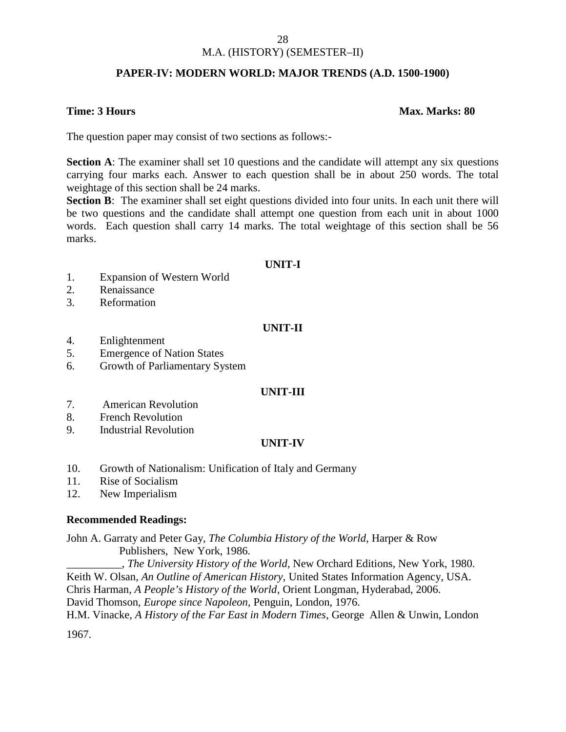M.A. (HISTORY) (SEMESTER–II)

## PAPER-IV: MODERN WORLD: MAJOR TRENDS (A.D. 1500-1900)

**Time: 3 Hours** **Max. Marks: 80**

The question paper may consist of two sections as follows:-

**Section A**: The examiner shall set 10 questions and the candidate will attempt any six questions carrying four marks each. Answer to each question shall be in about 250 words. The total weightage of this section shall be 24 marks.

**Section B**: The examiner shall set eight questions divided into four units. In each unit there will be two questions and the candidate shall attempt one question from each unit in about 1000 words. Each question shall carry 14 marks. The total weightage of this section shall be 56 marks.

### UNIT-I

1. Expansion of Western World
2. Renaissance
3. Reformation

### UNIT-II

4. Enlightenment
5. Emergence of Nation States
6. Growth of Parliamentary System

### UNIT-III

7. American Revolution
8. French Revolution
9. Industrial Revolution

### UNIT-IV

10. Growth of Nationalism: Unification of Italy and Germany
11. Rise of Socialism
12. New Imperialism

**Recommended Readings:**

John A. Garraty and Peter Gay, *The Columbia History of the World*, Harper & Row Publishers, New York, 1986.

__________, *The University History of the World*, New Orchard Editions, New York, 1980.

Keith W. Olsan, *An Outline of American History*, United States Information Agency, USA.

Chris Harman, *A People's History of the World*, Orient Longman, Hyderabad, 2006.

David Thomson, *Europe since Napoleon*, Penguin, London, 1976.

H.M. Vinacke, *A History of the Far East in Modern Times*, George Allen & Unwin, London 1967.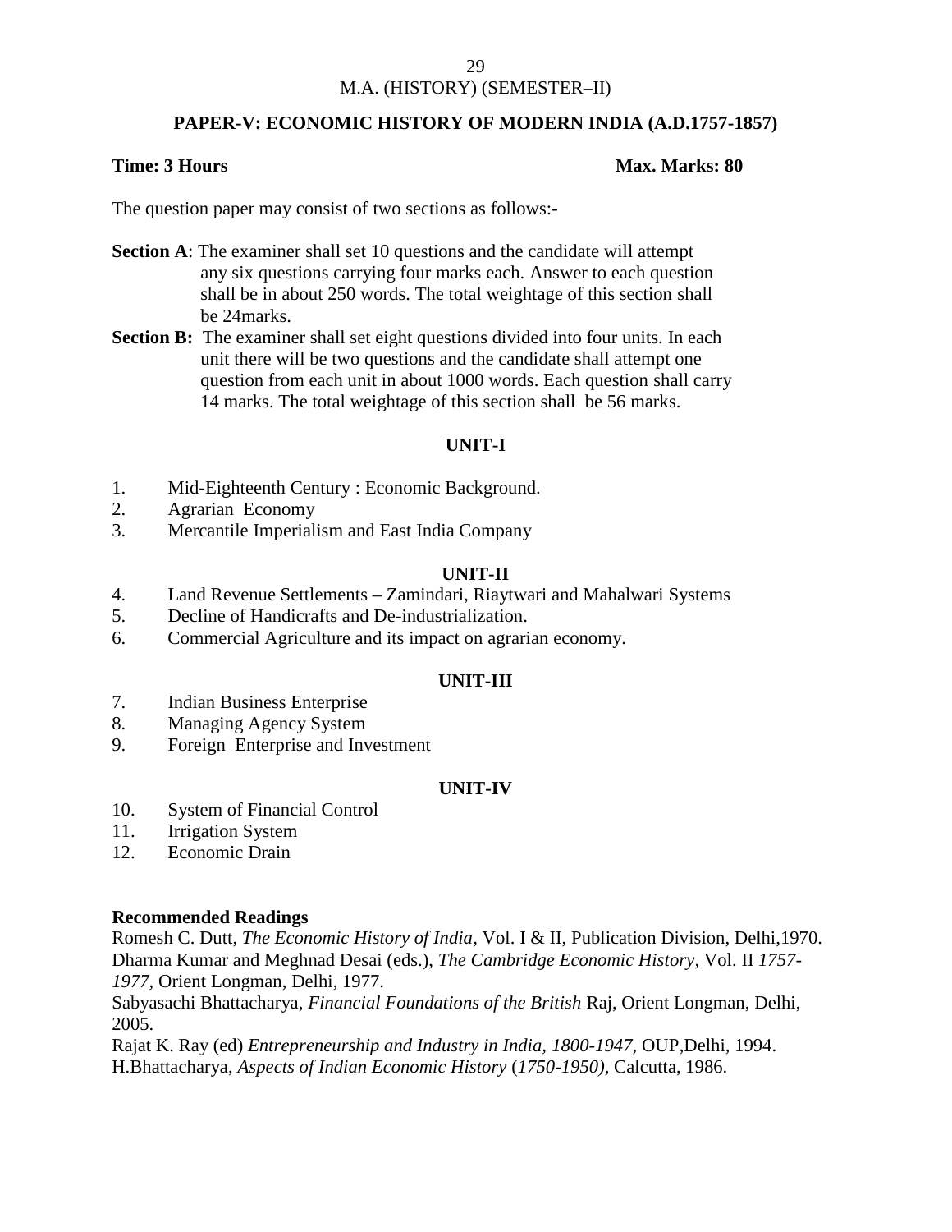M.A. (HISTORY) (SEMESTER–II)

## PAPER-V: ECONOMIC HISTORY OF MODERN INDIA (A.D.1757-1857)

**Time: 3 Hours** **Max. Marks: 80**

The question paper may consist of two sections as follows:-

**Section A**: The examiner shall set 10 questions and the candidate will attempt any six questions carrying four marks each. Answer to each question shall be in about 250 words. The total weightage of this section shall be 24marks.

**Section B:** The examiner shall set eight questions divided into four units. In each unit there will be two questions and the candidate shall attempt one question from each unit in about 1000 words. Each question shall carry 14 marks. The total weightage of this section shall be 56 marks.

### UNIT-I

1. Mid-Eighteenth Century : Economic Background.
2. Agrarian Economy
3. Mercantile Imperialism and East India Company

### UNIT-II

4. Land Revenue Settlements – Zamindari, Riaytwari and Mahalwari Systems
5. Decline of Handicrafts and De-industrialization.
6. Commercial Agriculture and its impact on agrarian economy.

### UNIT-III

7. Indian Business Enterprise
8. Managing Agency System
9. Foreign Enterprise and Investment

### UNIT-IV

10. System of Financial Control
11. Irrigation System
12. Economic Drain

**Recommended Readings**

Romesh C. Dutt, *The Economic History of India*, Vol. I & II, Publication Division, Delhi,1970.
Dharma Kumar and Meghnad Desai (eds.), *The Cambridge Economic History*, Vol. II *1757-1977*, Orient Longman, Delhi, 1977.
Sabyasachi Bhattacharya, *Financial Foundations of the British* Raj, Orient Longman, Delhi, 2005.
Rajat K. Ray (ed) *Entrepreneurship and Industry in India, 1800-1947*, OUP,Delhi, 1994.
H.Bhattacharya, *Aspects of Indian Economic History* (*1750-1950)*, Calcutta, 1986.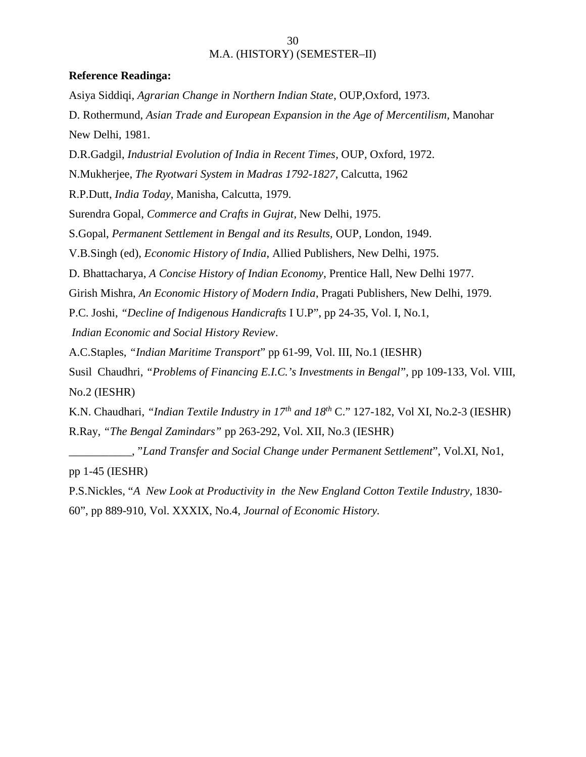**Reference Readinga:**

Asiya Siddiqi, *Agrarian Change in Northern Indian State*, OUP,Oxford, 1973.

D. Rothermund, *Asian Trade and European Expansion in the Age of Mercentilism*, Manohar New Delhi, 1981.

D.R.Gadgil, *Industrial Evolution of India in Recent Times,* OUP, Oxford, 1972.

N.Mukherjee, *The Ryotwari System in Madras 1792-1827*, Calcutta, 1962

R.P.Dutt, *India Today*, Manisha, Calcutta, 1979.

Surendra Gopal, *Commerce and Crafts in Gujrat,* New Delhi, 1975.

S.Gopal, *Permanent Settlement in Bengal and its Results*, OUP, London, 1949.

V.B.Singh (ed), *Economic History of India*, Allied Publishers, New Delhi, 1975.

D. Bhattacharya, *A Concise History of Indian Economy*, Prentice Hall, New Delhi 1977.

Girish Mishra, *An Economic History of Modern India*, Pragati Publishers, New Delhi, 1979.

P.C. Joshi, *"Decline of Indigenous Handicrafts* I U.P", pp 24-35, Vol. I, No.1, *Indian Economic and Social History Review*.

A.C.Staples, *"Indian Maritime Transport*" pp 61-99, Vol. III, No.1 (IESHR)

Susil Chaudhri, *"Problems of Financing E.I.C.'s Investments in Bengal"*, pp 109-133, Vol. VIII, No.2 (IESHR)

K.N. Chaudhari, *"Indian Textile Industry in 17th and 18th* C." 127-182, Vol XI, No.2-3 (IESHR)

R.Ray, *"The Bengal Zamindars"* pp 263-292, Vol. XII, No.3 (IESHR)

___________, "*Land Transfer and Social Change under Permanent Settlement*", Vol.XI, No1, pp 1-45 (IESHR)

P.S.Nickles, "*A New Look at Productivity in the New England Cotton Textile Industry,* 1830-60", pp 889-910, Vol. XXXIX, No.4, *Journal of Economic History.*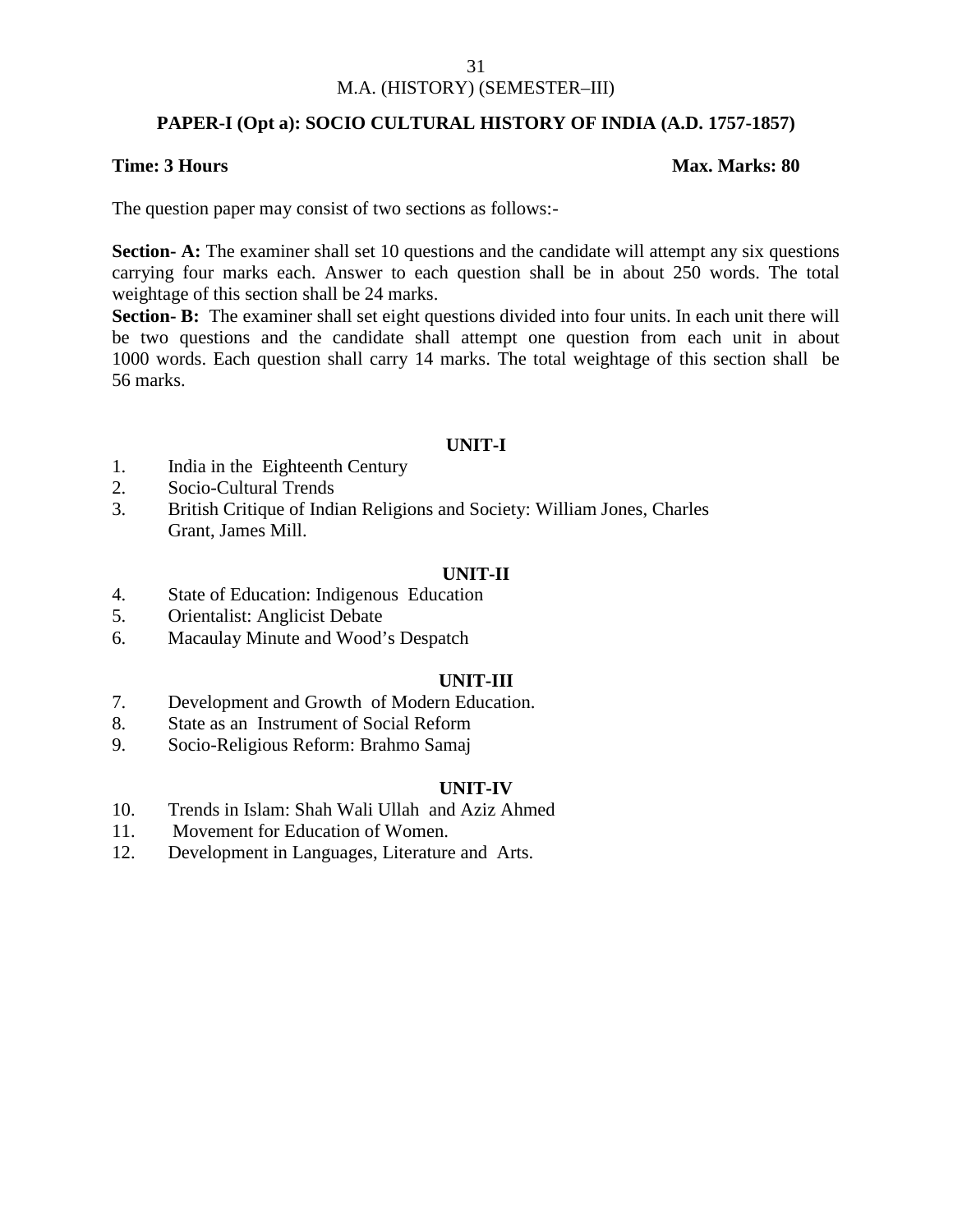M.A. (HISTORY) (SEMESTER–III)

## PAPER-I (Opt a): SOCIO CULTURAL HISTORY OF INDIA (A.D. 1757-1857)

**Time: 3 Hours** **Max. Marks: 80**

The question paper may consist of two sections as follows:-

**Section- A:** The examiner shall set 10 questions and the candidate will attempt any six questions carrying four marks each. Answer to each question shall be in about 250 words. The total weightage of this section shall be 24 marks.

**Section- B:** The examiner shall set eight questions divided into four units. In each unit there will be two questions and the candidate shall attempt one question from each unit in about 1000 words. Each question shall carry 14 marks. The total weightage of this section shall be 56 marks.

### UNIT-I

1. India in the Eighteenth Century
2. Socio-Cultural Trends
3. British Critique of Indian Religions and Society: William Jones, Charles Grant, James Mill.

### UNIT-II

4. State of Education: Indigenous Education
5. Orientalist: Anglicist Debate
6. Macaulay Minute and Wood's Despatch

### UNIT-III

7. Development and Growth of Modern Education.
8. State as an Instrument of Social Reform
9. Socio-Religious Reform: Brahmo Samaj

### UNIT-IV

10. Trends in Islam: Shah Wali Ullah and Aziz Ahmed
11. Movement for Education of Women.
12. Development in Languages, Literature and Arts.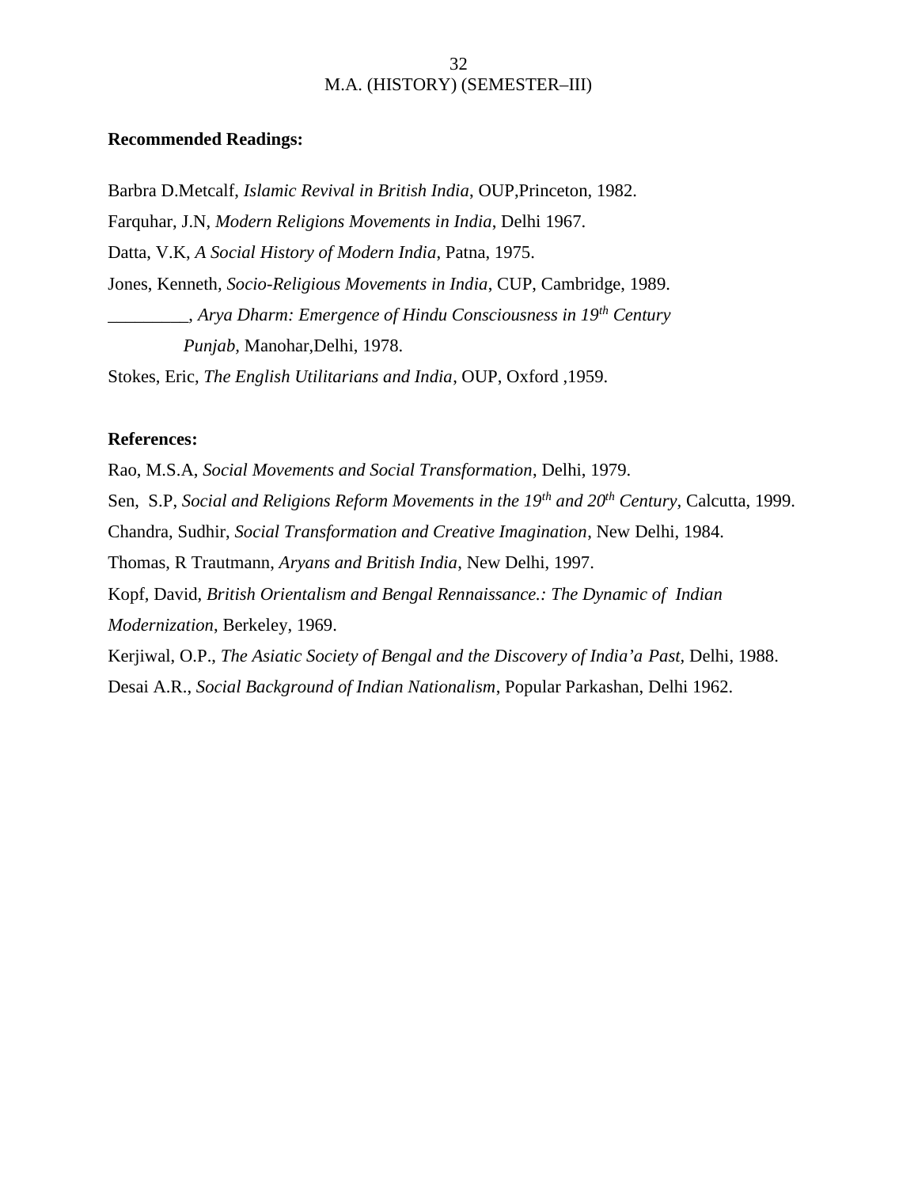**Recommended Readings:**

Barbra D.Metcalf, *Islamic Revival in British India*, OUP,Princeton, 1982.

Farquhar, J.N, *Modern Religions Movements in India*, Delhi 1967.

Datta, V.K, *A Social History of Modern India*, Patna, 1975.

Jones, Kenneth, *Socio-Religious Movements in India*, CUP, Cambridge, 1989.

_________, *Arya Dharm: Emergence of Hindu Consciousness in 19th Century Punjab*, Manohar,Delhi, 1978.

Stokes, Eric, *The English Utilitarians and India*, OUP, Oxford ,1959.

**References:**

Rao, M.S.A, *Social Movements and Social Transformation*, Delhi, 1979.

Sen, S.P, *Social and Religions Reform Movements in the 19th and 20th Century*, Calcutta, 1999.

Chandra, Sudhir, *Social Transformation and Creative Imagination*, New Delhi, 1984.

Thomas, R Trautmann, *Aryans and British India*, New Delhi, 1997.

Kopf, David, *British Orientalism and Bengal Rennaissance.: The Dynamic of Indian Modernization*, Berkeley, 1969.

Kerjiwal, O.P., *The Asiatic Society of Bengal and the Discovery of India'a Past,* Delhi, 1988.

Desai A.R., *Social Background of Indian Nationalism*, Popular Parkashan, Delhi 1962.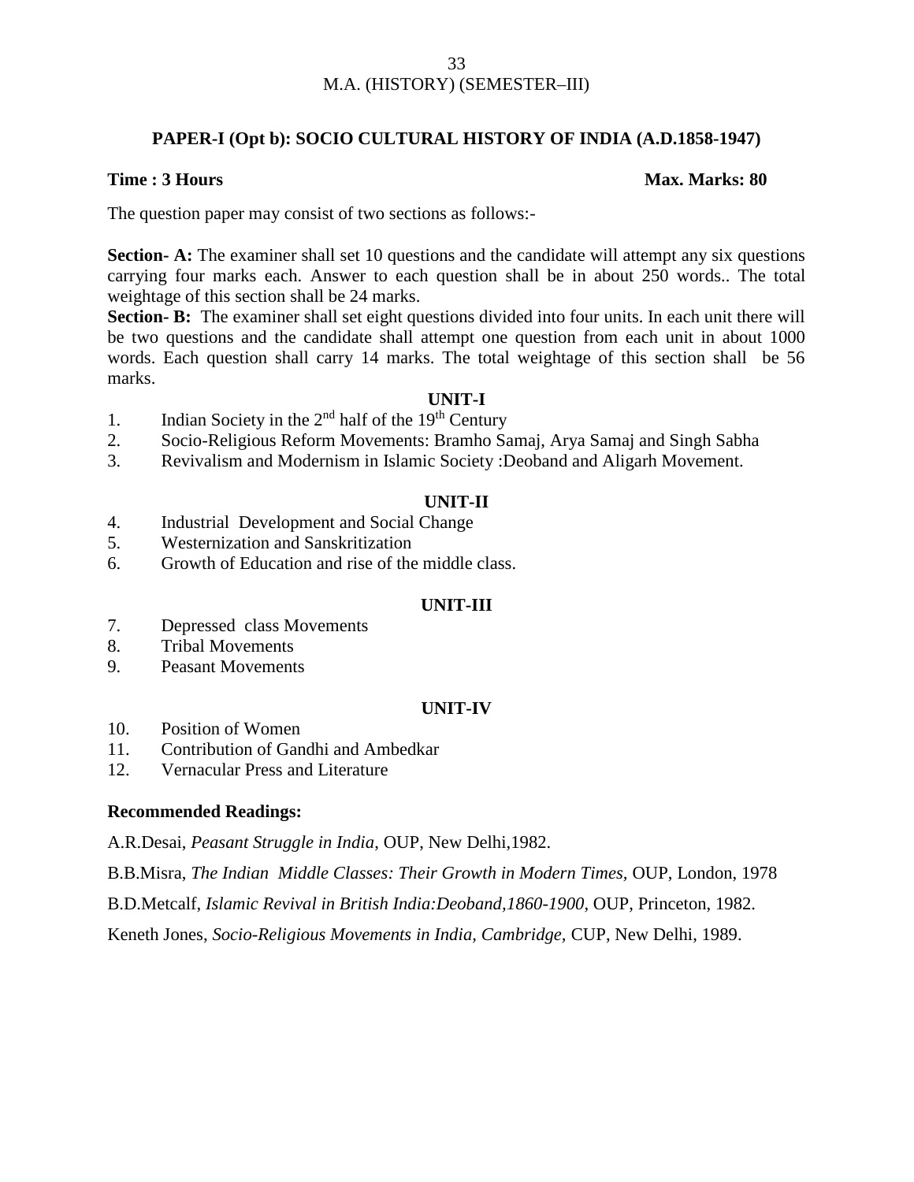M.A. (HISTORY) (SEMESTER–III)

## PAPER-I (Opt b): SOCIO CULTURAL HISTORY OF INDIA (A.D.1858-1947)

**Time : 3 Hours** **Max. Marks: 80**

The question paper may consist of two sections as follows:-

**Section- A:** The examiner shall set 10 questions and the candidate will attempt any six questions carrying four marks each. Answer to each question shall be in about 250 words.. The total weightage of this section shall be 24 marks.

**Section- B:** The examiner shall set eight questions divided into four units. In each unit there will be two questions and the candidate shall attempt one question from each unit in about 1000 words. Each question shall carry 14 marks. The total weightage of this section shall be 56 marks.

### UNIT-I

1. Indian Society in the 2nd half of the 19th Century
2. Socio-Religious Reform Movements: Bramho Samaj, Arya Samaj and Singh Sabha
3. Revivalism and Modernism in Islamic Society :Deoband and Aligarh Movement.

### UNIT-II

4. Industrial Development and Social Change
5. Westernization and Sanskritization
6. Growth of Education and rise of the middle class.

### UNIT-III

7. Depressed class Movements
8. Tribal Movements
9. Peasant Movements

### UNIT-IV

10. Position of Women
11. Contribution of Gandhi and Ambedkar
12. Vernacular Press and Literature

**Recommended Readings:**

A.R.Desai, *Peasant Struggle in India*, OUP, New Delhi,1982.

B.B.Misra, *The Indian Middle Classes: Their Growth in Modern Times*, OUP, London, 1978

B.D.Metcalf, *Islamic Revival in British India:Deoband,1860-1900*, OUP, Princeton, 1982.

Keneth Jones, *Socio-Religious Movements in India, Cambridge,* CUP, New Delhi, 1989.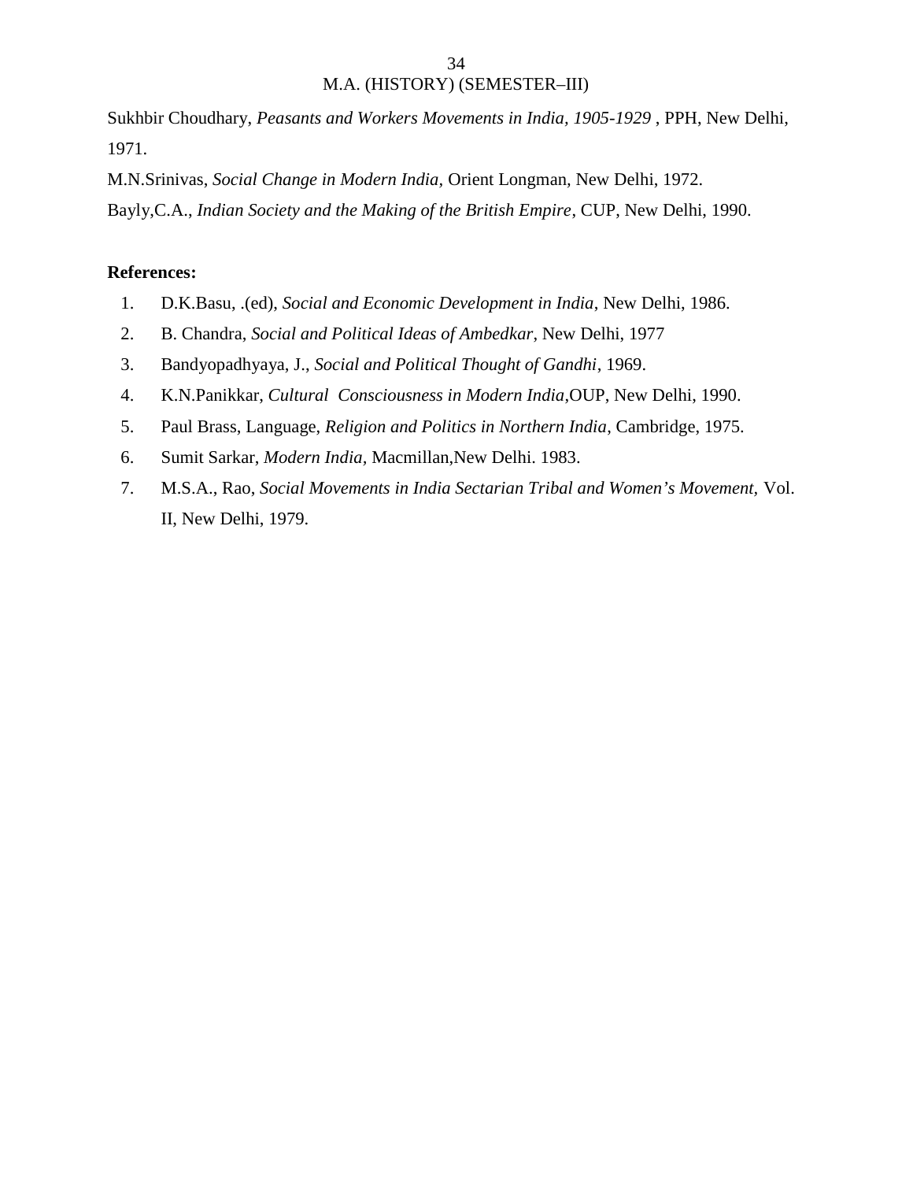Sukhbir Choudhary, *Peasants and Workers Movements in India, 1905-1929* , PPH, New Delhi, 1971.

M.N.Srinivas, *Social Change in Modern India,* Orient Longman, New Delhi, 1972.

Bayly,C.A., *Indian Society and the Making of the British Empire*, CUP, New Delhi, 1990.

**References:**

1. D.K.Basu, .(ed), *Social and Economic Development in India*, New Delhi, 1986.
2. B. Chandra, *Social and Political Ideas of Ambedkar*, New Delhi, 1977
3. Bandyopadhyaya, J., *Social and Political Thought of Gandhi*, 1969.
4. K.N.Panikkar, *Cultural Consciousness in Modern India*,OUP, New Delhi, 1990.
5. Paul Brass, Language, *Religion and Politics in Northern India*, Cambridge, 1975.
6. Sumit Sarkar, *Modern India,* Macmillan,New Delhi. 1983.
7. M.S.A., Rao, *Social Movements in India Sectarian Tribal and Women's Movement,* Vol. II, New Delhi, 1979.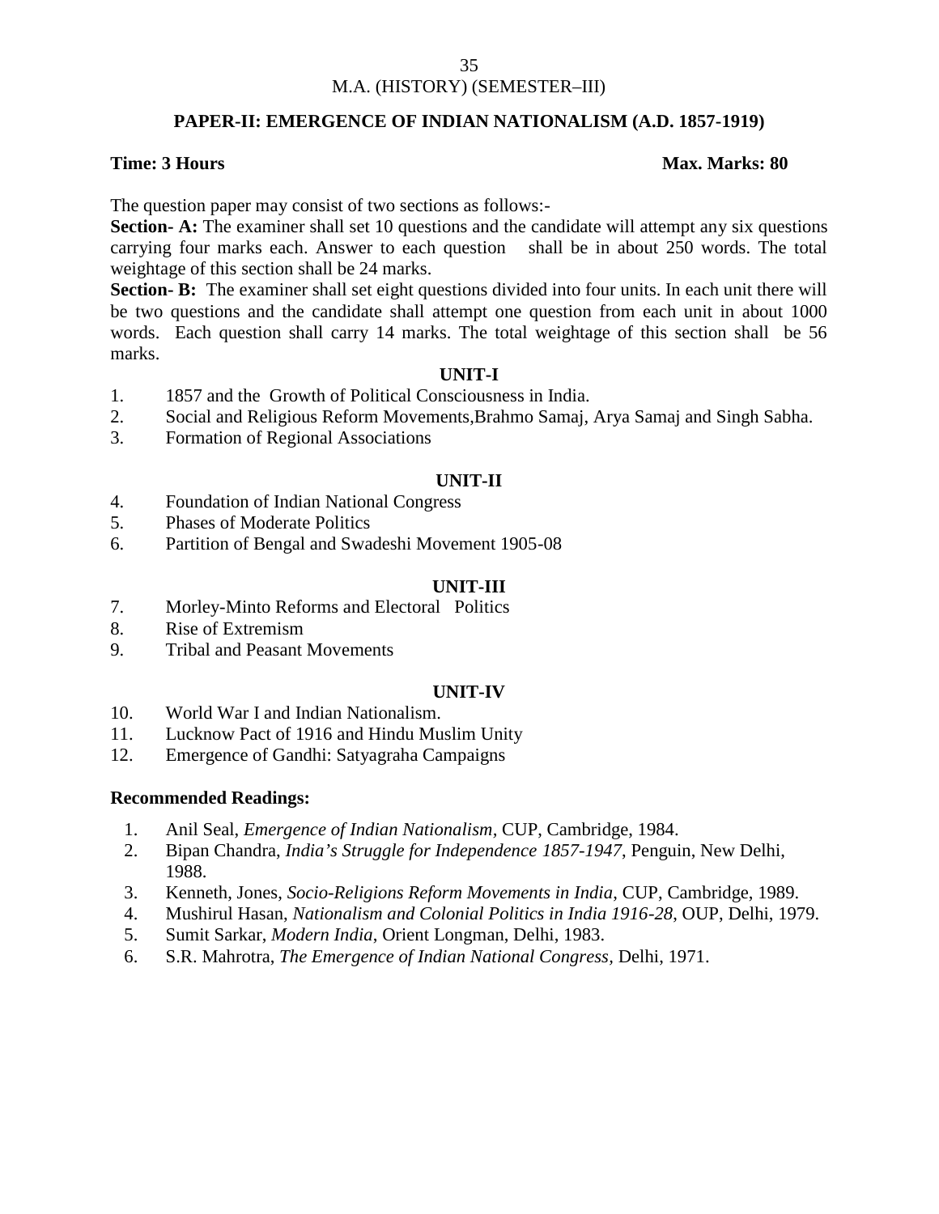M.A. (HISTORY) (SEMESTER–III)

## PAPER-II: EMERGENCE OF INDIAN NATIONALISM (A.D. 1857-1919)

**Time: 3 Hours** **Max. Marks: 80**

The question paper may consist of two sections as follows:-

**Section- A:** The examiner shall set 10 questions and the candidate will attempt any six questions carrying four marks each. Answer to each question shall be in about 250 words. The total weightage of this section shall be 24 marks.

**Section- B:** The examiner shall set eight questions divided into four units. In each unit there will be two questions and the candidate shall attempt one question from each unit in about 1000 words. Each question shall carry 14 marks. The total weightage of this section shall be 56 marks.

### UNIT-I

1. 1857 and the Growth of Political Consciousness in India.
2. Social and Religious Reform Movements,Brahmo Samaj, Arya Samaj and Singh Sabha.
3. Formation of Regional Associations

### UNIT-II

4. Foundation of Indian National Congress
5. Phases of Moderate Politics
6. Partition of Bengal and Swadeshi Movement 1905-08

### UNIT-III

7. Morley-Minto Reforms and Electoral Politics
8. Rise of Extremism
9. Tribal and Peasant Movements

### UNIT-IV

10. World War I and Indian Nationalism.
11. Lucknow Pact of 1916 and Hindu Muslim Unity
12. Emergence of Gandhi: Satyagraha Campaigns

**Recommended Readings:**

1. Anil Seal, *Emergence of Indian Nationalism,* CUP, Cambridge, 1984.
2. Bipan Chandra, *India's Struggle for Independence 1857-1947*, Penguin, New Delhi, 1988.
3. Kenneth, Jones, *Socio-Religions Reform Movements in India*, CUP, Cambridge, 1989.
4. Mushirul Hasan, *Nationalism and Colonial Politics in India 1916-28*, OUP, Delhi, 1979.
5. Sumit Sarkar, *Modern India*, Orient Longman, Delhi, 1983.
6. S.R. Mahrotra, *The Emergence of Indian National Congress*, Delhi, 1971.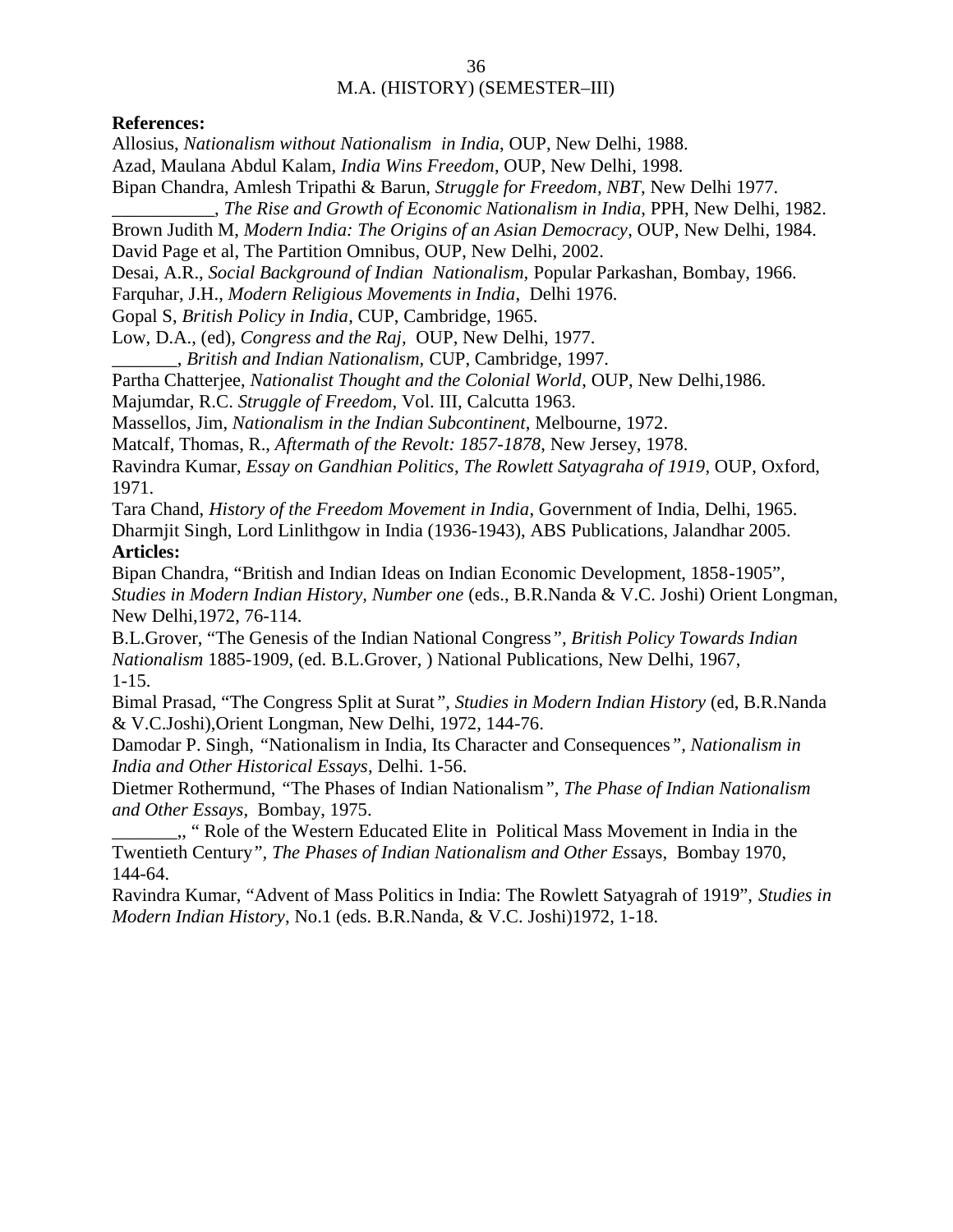**References:**

Allosius, *Nationalism without Nationalism in India*, OUP, New Delhi, 1988.

Azad, Maulana Abdul Kalam, *India Wins Freedom*, OUP, New Delhi, 1998.

Bipan Chandra, Amlesh Tripathi & Barun, *Struggle for Freedom*, *NBT*, New Delhi 1977.

___________, *The Rise and Growth of Economic Nationalism in India*, PPH, New Delhi, 1982.

Brown Judith M, *Modern India: The Origins of an Asian Democracy*, OUP, New Delhi, 1984.

David Page et al, The Partition Omnibus, OUP, New Delhi, 2002.

Desai, A.R., *Social Background of Indian Nationalism,* Popular Parkashan, Bombay, 1966.

Farquhar, J.H., *Modern Religious Movements in India*, Delhi 1976.

Gopal S, *British Policy in India*, CUP, Cambridge, 1965.

Low, D.A., (ed), *Congress and the Raj,* OUP, New Delhi, 1977.

_______, *British and Indian Nationalism,* CUP, Cambridge, 1997.

Partha Chatterjee, *Nationalist Thought and the Colonial World*, OUP, New Delhi,1986.

Majumdar, R.C. *Struggle of Freedom*, Vol. III, Calcutta 1963.

Massellos, Jim, *Nationalism in the Indian Subcontinent*, Melbourne, 1972.

Matcalf, Thomas, R., *Aftermath of the Revolt: 1857-1878*, New Jersey, 1978.

Ravindra Kumar, *Essay on Gandhian Politics*, *The Rowlett Satyagraha of 1919*, OUP, Oxford, 1971.

Tara Chand, *History of the Freedom Movement in India*, Government of India, Delhi, 1965.

Dharmjit Singh, Lord Linlithgow in India (1936-1943), ABS Publications, Jalandhar 2005.

**Articles:**

Bipan Chandra, "British and Indian Ideas on Indian Economic Development, 1858-1905", *Studies in Modern Indian History, Number one* (eds., B.R.Nanda & V.C. Joshi) Orient Longman, New Delhi,1972, 76-114.

B.L.Grover, "The Genesis of the Indian National Congress*", British Policy Towards Indian Nationalism* 1885-1909, (ed. B.L.Grover, ) National Publications, New Delhi, 1967, 1-15.

Bimal Prasad, "The Congress Split at Surat*", Studies in Modern Indian History* (ed, B.R.Nanda & V.C.Joshi),Orient Longman, New Delhi, 1972, 144-76.

Damodar P. Singh, "Nationalism in India, Its Character and Consequences*", Nationalism in India and Other Historical Essays*, Delhi. 1-56.

Dietmer Rothermund, "The Phases of Indian Nationalism*", The Phase of Indian Nationalism and Other Essays*, Bombay, 1975.

_______,, " Role of the Western Educated Elite in Political Mass Movement in India in the Twentieth Century*", The Phases of Indian Nationalism and Other Es*says, Bombay 1970, 144-64.

Ravindra Kumar, "Advent of Mass Politics in India: The Rowlett Satyagrah of 1919", *Studies in Modern Indian History*, No.1 (eds. B.R.Nanda, & V.C. Joshi)1972, 1-18.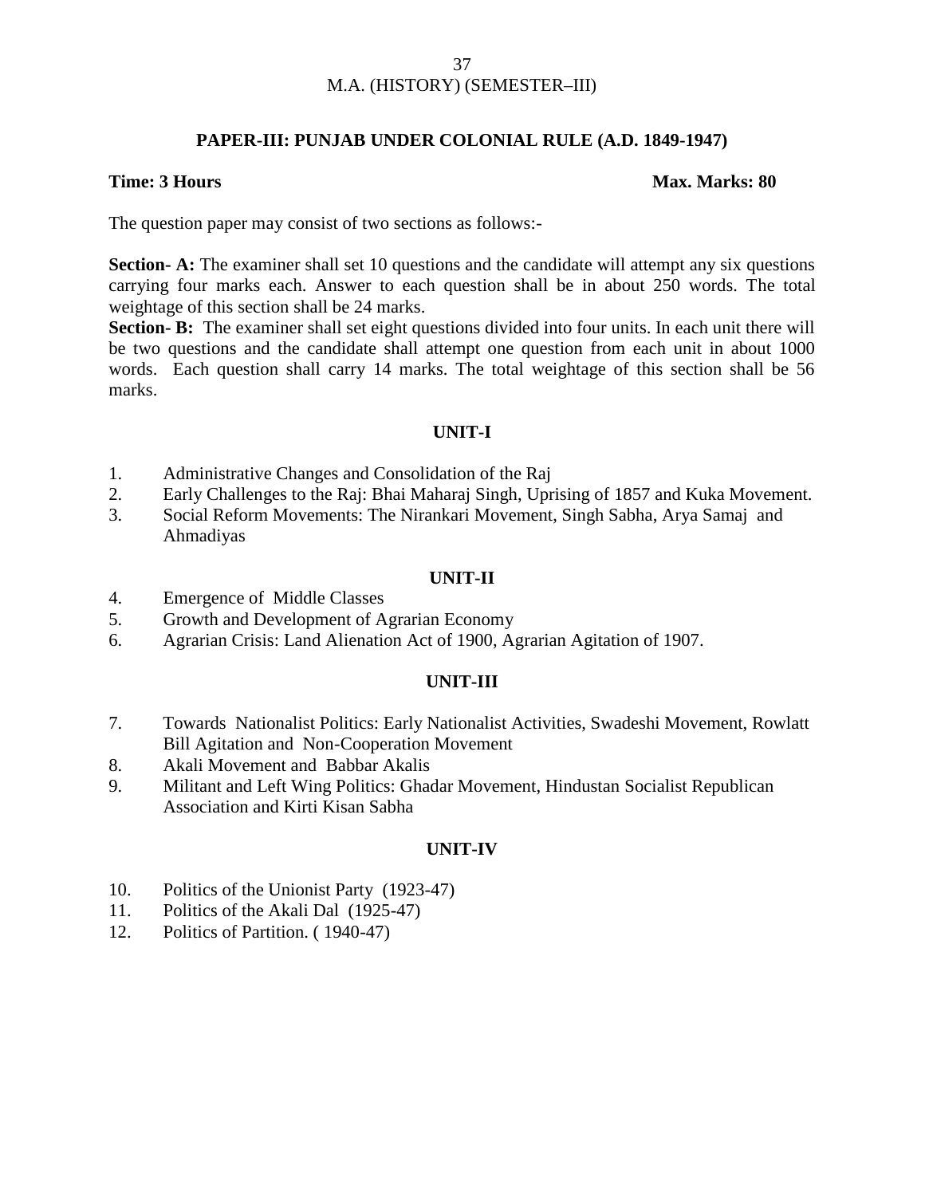M.A. (HISTORY) (SEMESTER–III)

## PAPER-III: PUNJAB UNDER COLONIAL RULE (A.D. 1849-1947)

**Time: 3 Hours** **Max. Marks: 80**

The question paper may consist of two sections as follows:-

**Section- A:** The examiner shall set 10 questions and the candidate will attempt any six questions carrying four marks each. Answer to each question shall be in about 250 words. The total weightage of this section shall be 24 marks.

**Section- B:** The examiner shall set eight questions divided into four units. In each unit there will be two questions and the candidate shall attempt one question from each unit in about 1000 words. Each question shall carry 14 marks. The total weightage of this section shall be 56 marks.

### UNIT-I

1. Administrative Changes and Consolidation of the Raj
2. Early Challenges to the Raj: Bhai Maharaj Singh, Uprising of 1857 and Kuka Movement.
3. Social Reform Movements: The Nirankari Movement, Singh Sabha, Arya Samaj and Ahmadiyas

### UNIT-II

4. Emergence of Middle Classes
5. Growth and Development of Agrarian Economy
6. Agrarian Crisis: Land Alienation Act of 1900, Agrarian Agitation of 1907.

### UNIT-III

7. Towards Nationalist Politics: Early Nationalist Activities, Swadeshi Movement, Rowlatt Bill Agitation and Non-Cooperation Movement
8. Akali Movement and Babbar Akalis
9. Militant and Left Wing Politics: Ghadar Movement, Hindustan Socialist Republican Association and Kirti Kisan Sabha

### UNIT-IV

10. Politics of the Unionist Party (1923-47)
11. Politics of the Akali Dal (1925-47)
12. Politics of Partition. ( 1940-47)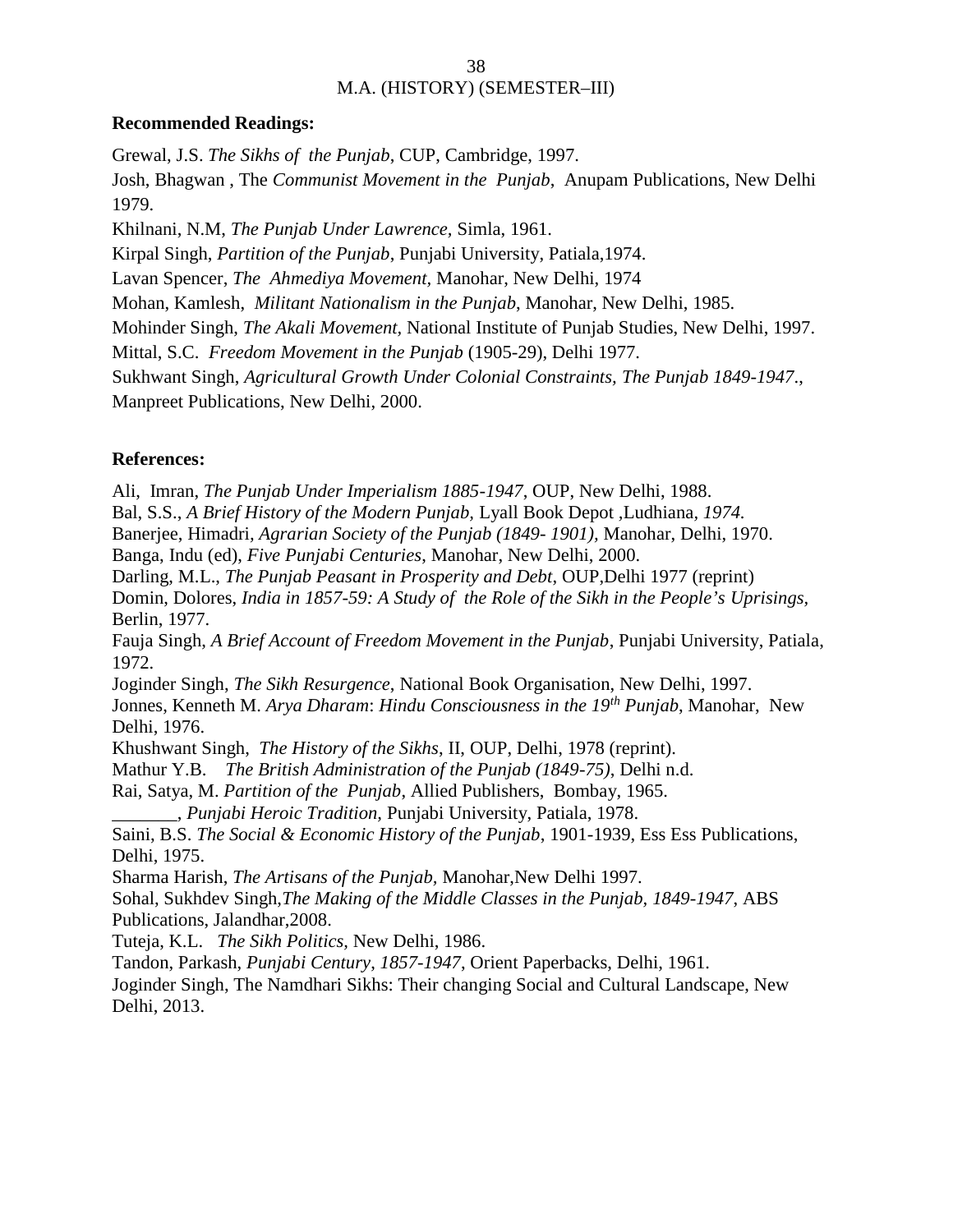**Recommended Readings:**

Grewal, J.S. *The Sikhs of the Punjab*, CUP, Cambridge, 1997.
Josh, Bhagwan , The *Communist Movement in the Punjab*, Anupam Publications, New Delhi 1979.
Khilnani, N.M, *The Punjab Under Lawrence,* Simla, 1961.
Kirpal Singh, *Partition of the Punjab*, Punjabi University, Patiala,1974.
Lavan Spencer, *The Ahmediya Movement,* Manohar, New Delhi, 1974
Mohan, Kamlesh, *Militant Nationalism in the Punjab*, Manohar, New Delhi, 1985.
Mohinder Singh, *The Akali Movement,* National Institute of Punjab Studies, New Delhi, 1997.
Mittal, S.C. *Freedom Movement in the Punjab* (1905-29), Delhi 1977.
Sukhwant Singh, *Agricultural Growth Under Colonial Constraints, The Punjab 1849-1947*., Manpreet Publications, New Delhi, 2000.

**References:**

Ali, Imran, *The Punjab Under Imperialism 1885-1947*, OUP, New Delhi, 1988.
Bal, S.S., *A Brief History of the Modern Punjab,* Lyall Book Depot ,Ludhiana, *1974.*
Banerjee, Himadri, *Agrarian Society of the Punjab (1849- 1901),* Manohar, Delhi, 1970.
Banga, Indu (ed), *Five Punjabi Centuries*, Manohar, New Delhi, 2000.
Darling, M.L., *The Punjab Peasant in Prosperity and Debt*, OUP,Delhi 1977 (reprint)
Domin, Dolores, *India in 1857-59: A Study of the Role of the Sikh in the People's Uprisings,* Berlin, 1977.
Fauja Singh, *A Brief Account of Freedom Movement in the Punjab*, Punjabi University, Patiala, 1972.
Joginder Singh, *The Sikh Resurgence*, National Book Organisation, New Delhi, 1997.
Jonnes, Kenneth M. *Arya Dharam*: *Hindu Consciousness in the 19th Punjab*, Manohar, New Delhi, 1976.
Khushwant Singh, *The History of the Sikhs*, II, OUP, Delhi, 1978 (reprint).
Mathur Y.B. *The British Administration of the Punjab (1849-75)*, Delhi n.d.
Rai, Satya, M. *Partition of the Punjab*, Allied Publishers, Bombay, 1965.
_______, *Punjabi Heroic Tradition,* Punjabi University, Patiala, 1978.
Saini, B.S. *The Social & Economic History of the Punjab*, 1901-1939, Ess Ess Publications, Delhi, 1975.
Sharma Harish, *The Artisans of the Punjab,* Manohar,New Delhi 1997.
Sohal, Sukhdev Singh,*The Making of the Middle Classes in the Punjab, 1849-1947*, ABS Publications, Jalandhar,2008.
Tuteja, K.L. *The Sikh Politics,* New Delhi, 1986.
Tandon, Parkash, *Punjabi Century*, *1857-1947*, Orient Paperbacks, Delhi, 1961.
Joginder Singh, The Namdhari Sikhs: Their changing Social and Cultural Landscape, New Delhi, 2013.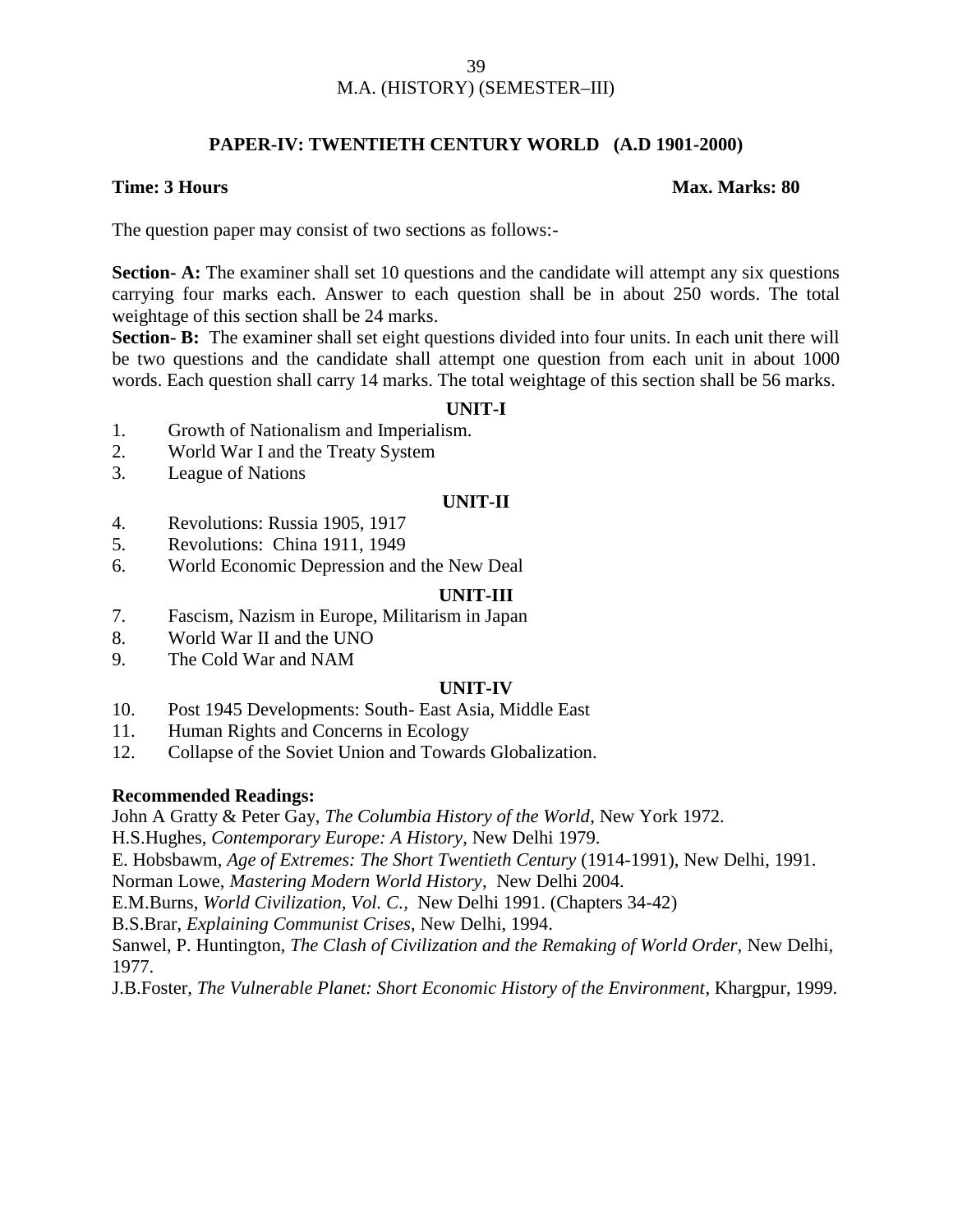M.A. (HISTORY) (SEMESTER–III)

## PAPER-IV: TWENTIETH CENTURY WORLD (A.D 1901-2000)

**Time: 3 Hours** **Max. Marks: 80**

The question paper may consist of two sections as follows:-

**Section- A:** The examiner shall set 10 questions and the candidate will attempt any six questions carrying four marks each. Answer to each question shall be in about 250 words. The total weightage of this section shall be 24 marks.

**Section- B:** The examiner shall set eight questions divided into four units. In each unit there will be two questions and the candidate shall attempt one question from each unit in about 1000 words. Each question shall carry 14 marks. The total weightage of this section shall be 56 marks.

### UNIT-I

1. Growth of Nationalism and Imperialism.
2. World War I and the Treaty System
3. League of Nations

### UNIT-II

4. Revolutions: Russia 1905, 1917
5. Revolutions: China 1911, 1949
6. World Economic Depression and the New Deal

### UNIT-III

7. Fascism, Nazism in Europe, Militarism in Japan
8. World War II and the UNO
9. The Cold War and NAM

### UNIT-IV

10. Post 1945 Developments: South- East Asia, Middle East
11. Human Rights and Concerns in Ecology
12. Collapse of the Soviet Union and Towards Globalization.

**Recommended Readings:**

John A Gratty & Peter Gay, *The Columbia History of the World*, New York 1972.

H.S.Hughes, *Contemporary Europe: A History*, New Delhi 1979.

E. Hobsbawm, *Age of Extremes: The Short Twentieth Century* (1914-1991), New Delhi, 1991.

Norman Lowe, *Mastering Modern World History*, New Delhi 2004.

E.M.Burns, *World Civilization, Vol. C.,* New Delhi 1991. (Chapters 34-42)

B.S.Brar, *Explaining Communist Crises*, New Delhi, 1994.

Sanwel, P. Huntington, *The Clash of Civilization and the Remaking of World Order,* New Delhi, 1977.

J.B.Foster, *The Vulnerable Planet: Short Economic History of the Environment*, Khargpur, 1999.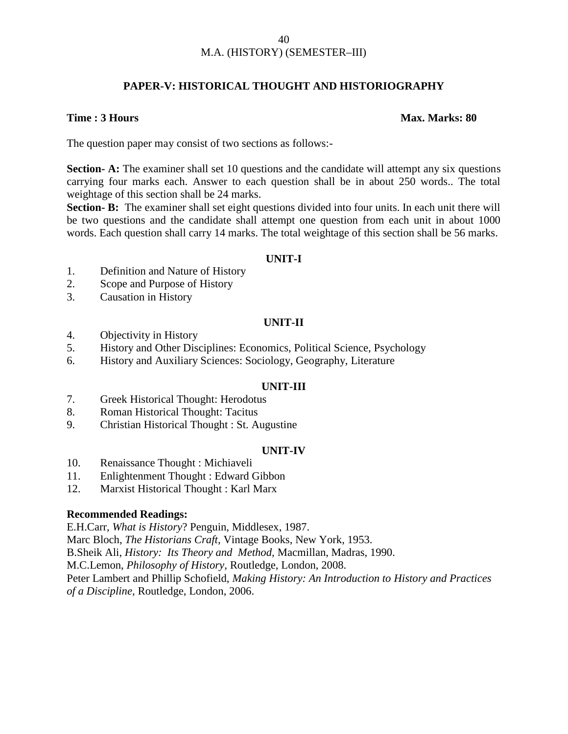M.A. (HISTORY) (SEMESTER–III)

## PAPER-V: HISTORICAL THOUGHT AND HISTORIOGRAPHY

**Time : 3 Hours** **Max. Marks: 80**

The question paper may consist of two sections as follows:-

**Section- A:** The examiner shall set 10 questions and the candidate will attempt any six questions carrying four marks each. Answer to each question shall be in about 250 words.. The total weightage of this section shall be 24 marks.

**Section- B:** The examiner shall set eight questions divided into four units. In each unit there will be two questions and the candidate shall attempt one question from each unit in about 1000 words. Each question shall carry 14 marks. The total weightage of this section shall be 56 marks.

### UNIT-I

1. Definition and Nature of History
2. Scope and Purpose of History
3. Causation in History

### UNIT-II

4. Objectivity in History
5. History and Other Disciplines: Economics, Political Science, Psychology
6. History and Auxiliary Sciences: Sociology, Geography, Literature

### UNIT-III

7. Greek Historical Thought: Herodotus
8. Roman Historical Thought: Tacitus
9. Christian Historical Thought : St. Augustine

### UNIT-IV

10. Renaissance Thought : Michiaveli
11. Enlightenment Thought : Edward Gibbon
12. Marxist Historical Thought : Karl Marx

**Recommended Readings:**

E.H.Carr, *What is History*? Penguin, Middlesex, 1987.
Marc Bloch, *The Historians Craft*, Vintage Books, New York, 1953.
B.Sheik Ali, *History: Its Theory and Method*, Macmillan, Madras, 1990.
M.C.Lemon, *Philosophy of History*, Routledge, London, 2008.
Peter Lambert and Phillip Schofield, *Making History: An Introduction to History and Practices of a Discipline*, Routledge, London, 2006.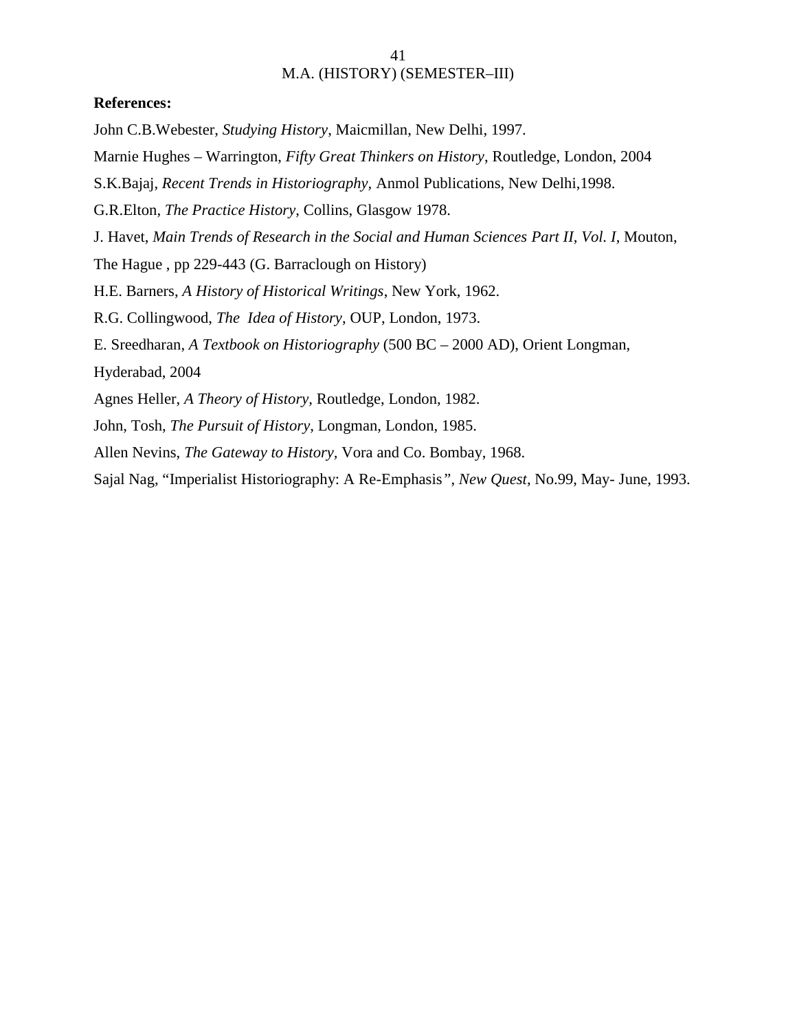**References:**

John C.B.Webester, *Studying History*, Maicmillan, New Delhi, 1997.

Marnie Hughes – Warrington, *Fifty Great Thinkers on History*, Routledge, London, 2004

S.K.Bajaj, *Recent Trends in Historiography,* Anmol Publications, New Delhi,1998.

G.R.Elton, *The Practice History*, Collins, Glasgow 1978.

J. Havet, *Main Trends of Research in the Social and Human Sciences Part II, Vol. I*, Mouton, The Hague , pp 229-443 (G. Barraclough on History)

H.E. Barners, *A History of Historical Writings*, New York, 1962.

R.G. Collingwood, *The Idea of History*, OUP, London, 1973.

E. Sreedharan, *A Textbook on Historiography* (500 BC – 2000 AD), Orient Longman, Hyderabad, 2004

Agnes Heller, *A Theory of History,* Routledge, London, 1982.

John, Tosh, *The Pursuit of History,* Longman, London, 1985.

Allen Nevins, *The Gateway to History,* Vora and Co. Bombay, 1968.

Sajal Nag, "Imperialist Historiography: A Re-Emphasis", *New Quest*, No.99, May- June, 1993.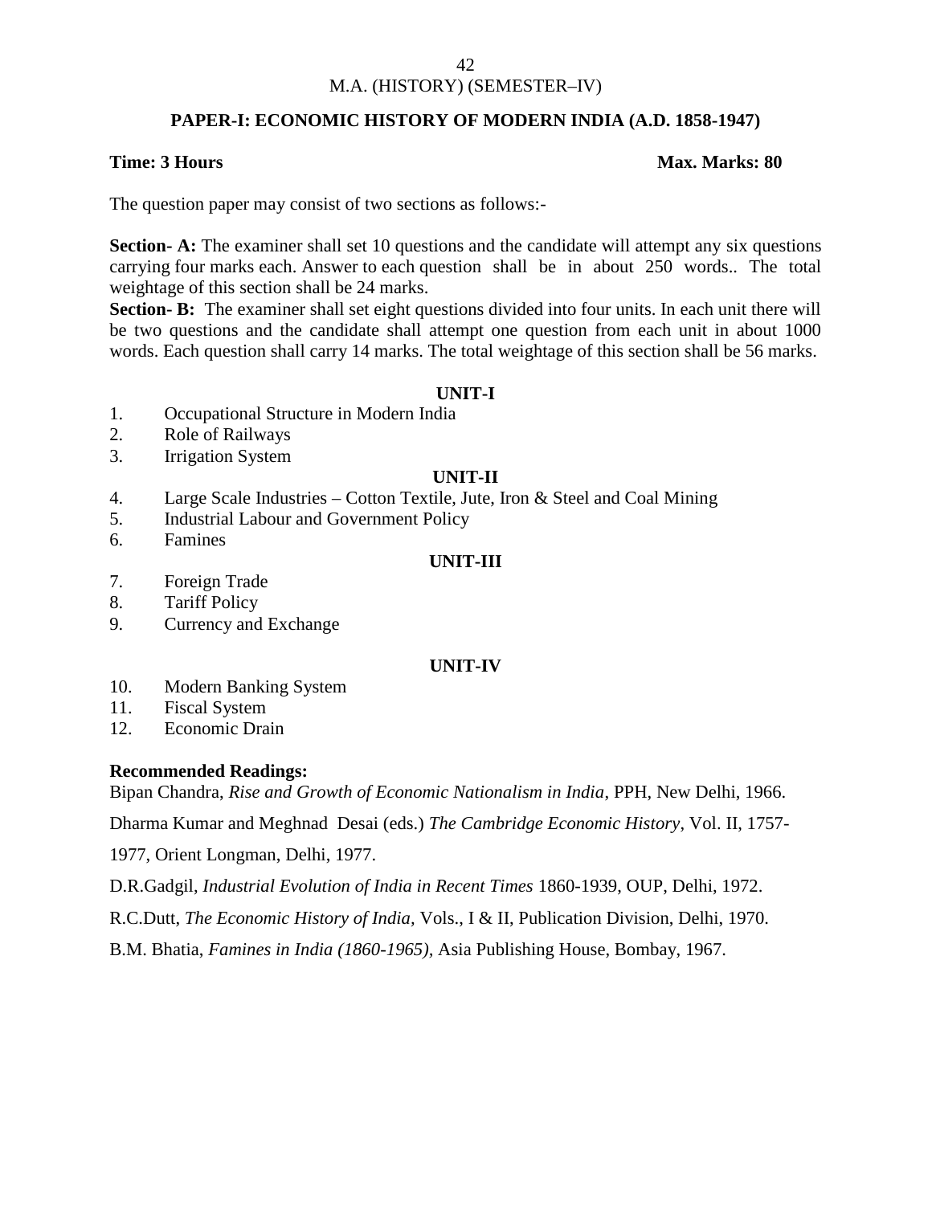M.A. (HISTORY) (SEMESTER–IV)

## PAPER-I: ECONOMIC HISTORY OF MODERN INDIA (A.D. 1858-1947)

**Time: 3 Hours** **Max. Marks: 80**

The question paper may consist of two sections as follows:-

**Section- A:** The examiner shall set 10 questions and the candidate will attempt any six questions carrying four marks each. Answer to each question shall be in about 250 words.. The total weightage of this section shall be 24 marks.

**Section- B:** The examiner shall set eight questions divided into four units. In each unit there will be two questions and the candidate shall attempt one question from each unit in about 1000 words. Each question shall carry 14 marks. The total weightage of this section shall be 56 marks.

### UNIT-I

1. Occupational Structure in Modern India
2. Role of Railways
3. Irrigation System

### UNIT-II

4. Large Scale Industries – Cotton Textile, Jute, Iron & Steel and Coal Mining
5. Industrial Labour and Government Policy
6. Famines

### UNIT-III

7. Foreign Trade
8. Tariff Policy
9. Currency and Exchange

### UNIT-IV

10. Modern Banking System
11. Fiscal System
12. Economic Drain

**Recommended Readings:**

Bipan Chandra, *Rise and Growth of Economic Nationalism in India*, PPH, New Delhi, 1966.

Dharma Kumar and Meghnad Desai (eds.) *The Cambridge Economic History*, Vol. II, 1757-1977, Orient Longman, Delhi, 1977.

D.R.Gadgil, *Industrial Evolution of India in Recent Times* 1860-1939, OUP, Delhi, 1972.

R.C.Dutt, *The Economic History of India*, Vols., I & II, Publication Division, Delhi, 1970.

B.M. Bhatia, *Famines in India (1860-1965)*, Asia Publishing House, Bombay, 1967.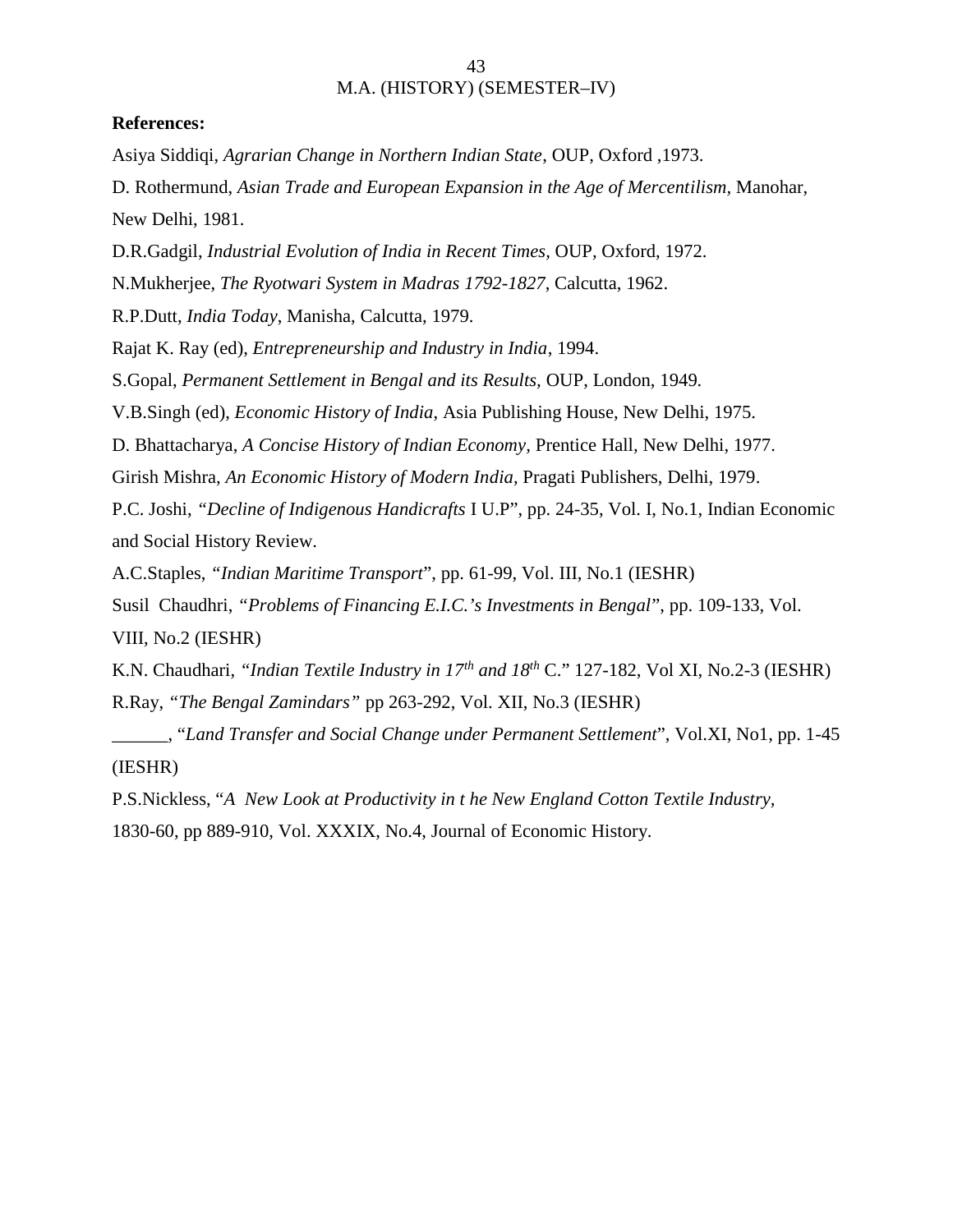M.A. (HISTORY) (SEMESTER–IV)

**References:**

Asiya Siddiqi, *Agrarian Change in Northern Indian State*, OUP, Oxford ,1973.

D. Rothermund, *Asian Trade and European Expansion in the Age of Mercentilism*, Manohar, New Delhi, 1981.

D.R.Gadgil, *Industrial Evolution of India in Recent Times,* OUP, Oxford, 1972.

N.Mukherjee, *The Ryotwari System in Madras 1792-1827*, Calcutta, 1962.

R.P.Dutt, *India Today*, Manisha, Calcutta, 1979.

Rajat K. Ray (ed), *Entrepreneurship and Industry in India*, 1994.

S.Gopal, *Permanent Settlement in Bengal and its Results*, OUP, London, 1949.

V.B.Singh (ed), *Economic History of India*, Asia Publishing House, New Delhi, 1975.

D. Bhattacharya, *A Concise History of Indian Economy*, Prentice Hall, New Delhi, 1977.

Girish Mishra, *An Economic History of Modern India*, Pragati Publishers, Delhi, 1979.

P.C. Joshi, *"Decline of Indigenous Handicrafts* I U.P", pp. 24-35, Vol. I, No.1, Indian Economic and Social History Review.

A.C.Staples, *"Indian Maritime Transport*", pp. 61-99, Vol. III, No.1 (IESHR)

Susil Chaudhri, *"Problems of Financing E.I.C.'s Investments in Bengal"*, pp. 109-133, Vol. VIII, No.2 (IESHR)

K.N. Chaudhari, *"Indian Textile Industry in 17th and 18th* C." 127-182, Vol XI, No.2-3 (IESHR)

R.Ray, *"The Bengal Zamindars"* pp 263-292, Vol. XII, No.3 (IESHR)

______, "*Land Transfer and Social Change under Permanent Settlement*", Vol.XI, No1, pp. 1-45 (IESHR)

P.S.Nickless, "*A New Look at Productivity in t he New England Cotton Textile Industry,* 1830-60, pp 889-910, Vol. XXXIX, No.4, Journal of Economic History.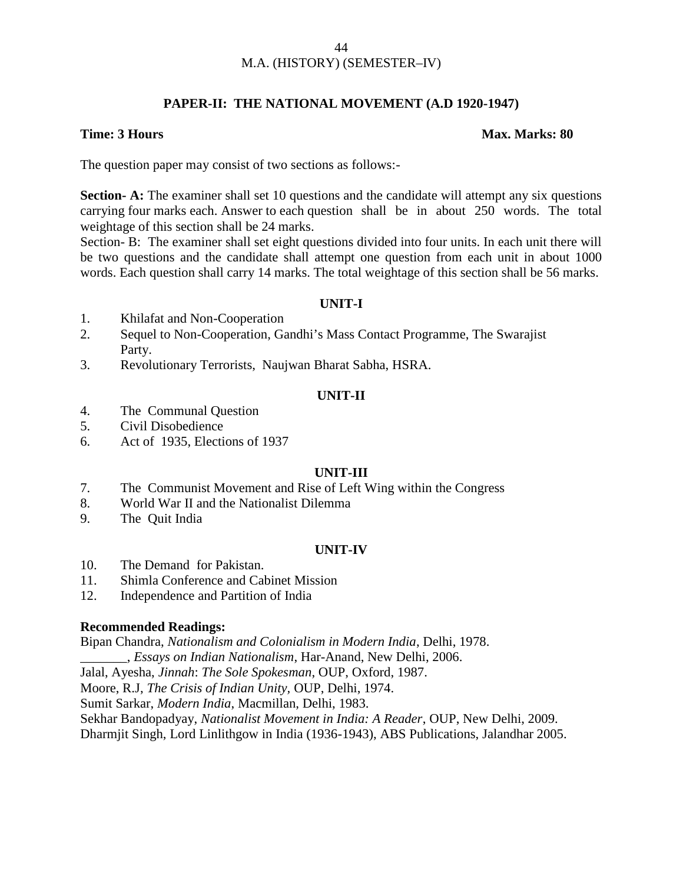M.A. (HISTORY) (SEMESTER–IV)

## PAPER-II: THE NATIONAL MOVEMENT (A.D 1920-1947)

**Time: 3 Hours** **Max. Marks: 80**

The question paper may consist of two sections as follows:-

**Section- A:** The examiner shall set 10 questions and the candidate will attempt any six questions carrying four marks each. Answer to each question shall be in about 250 words. The total weightage of this section shall be 24 marks.

Section- B: The examiner shall set eight questions divided into four units. In each unit there will be two questions and the candidate shall attempt one question from each unit in about 1000 words. Each question shall carry 14 marks. The total weightage of this section shall be 56 marks.

### UNIT-I

1. Khilafat and Non-Cooperation
2. Sequel to Non-Cooperation, Gandhi's Mass Contact Programme, The Swarajist Party.
3. Revolutionary Terrorists, Naujwan Bharat Sabha, HSRA.

### UNIT-II

4. The Communal Question
5. Civil Disobedience
6. Act of 1935, Elections of 1937

### UNIT-III

7. The Communist Movement and Rise of Left Wing within the Congress
8. World War II and the Nationalist Dilemma
9. The Quit India

### UNIT-IV

10. The Demand for Pakistan.
11. Shimla Conference and Cabinet Mission
12. Independence and Partition of India

**Recommended Readings:**

Bipan Chandra, *Nationalism and Colonialism in Modern India*, Delhi, 1978.

_______, *Essays on Indian Nationalism*, Har-Anand, New Delhi, 2006.

Jalal, Ayesha, *Jinnah*: *The Sole Spokesman*, OUP, Oxford, 1987.

Moore, R.J, *The Crisis of Indian Unity*, OUP, Delhi, 1974.

Sumit Sarkar, *Modern India*, Macmillan, Delhi, 1983.

Sekhar Bandopadyay, *Nationalist Movement in India: A Reader*, OUP, New Delhi, 2009.

Dharmjit Singh, Lord Linlithgow in India (1936-1943), ABS Publications, Jalandhar 2005.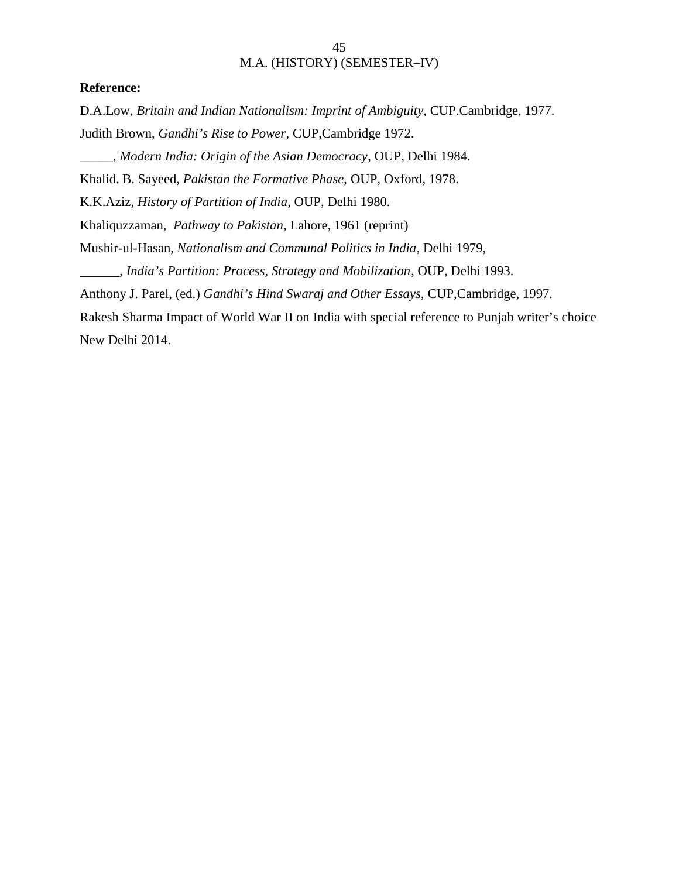**Reference:**

D.A.Low, *Britain and Indian Nationalism: Imprint of Ambiguity*, CUP.Cambridge, 1977.

Judith Brown, *Gandhi's Rise to Power*, CUP,Cambridge 1972.

_____, *Modern India: Origin of the Asian Democracy*, OUP, Delhi 1984.

Khalid. B. Sayeed, *Pakistan the Formative Phase*, OUP, Oxford, 1978.

K.K.Aziz, *History of Partition of India*, OUP, Delhi 1980.

Khaliquzzaman, *Pathway to Pakistan*, Lahore, 1961 (reprint)

Mushir-ul-Hasan, *Nationalism and Communal Politics in India*, Delhi 1979,

______, *India's Partition: Process, Strategy and Mobilization*, OUP, Delhi 1993.

Anthony J. Parel, (ed.) *Gandhi's Hind Swaraj and Other Essays,* CUP,Cambridge, 1997.

Rakesh Sharma Impact of World War II on India with special reference to Punjab writer's choice New Delhi 2014.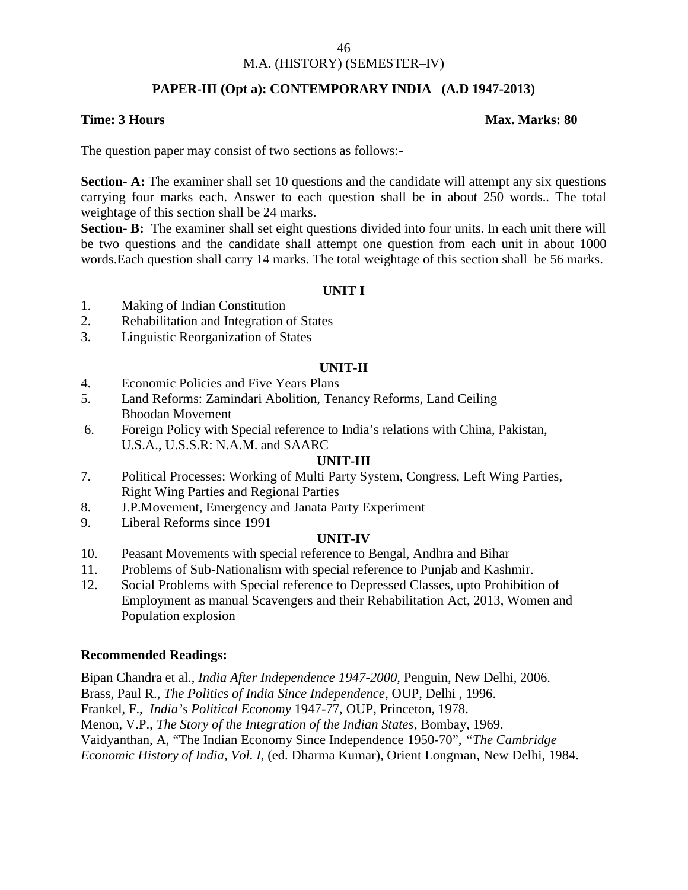M.A. (HISTORY) (SEMESTER–IV)

## PAPER-III (Opt a): CONTEMPORARY INDIA (A.D 1947-2013)

**Time: 3 Hours** **Max. Marks: 80**

The question paper may consist of two sections as follows:-

**Section- A:** The examiner shall set 10 questions and the candidate will attempt any six questions carrying four marks each. Answer to each question shall be in about 250 words.. The total weightage of this section shall be 24 marks.

**Section- B:** The examiner shall set eight questions divided into four units. In each unit there will be two questions and the candidate shall attempt one question from each unit in about 1000 words.Each question shall carry 14 marks. The total weightage of this section shall be 56 marks.

### UNIT I

1. Making of Indian Constitution
2. Rehabilitation and Integration of States
3. Linguistic Reorganization of States

### UNIT-II

4. Economic Policies and Five Years Plans
5. Land Reforms: Zamindari Abolition, Tenancy Reforms, Land Ceiling Bhoodan Movement
6. Foreign Policy with Special reference to India's relations with China, Pakistan, U.S.A., U.S.S.R: N.A.M. and SAARC

### UNIT-III

7. Political Processes: Working of Multi Party System, Congress, Left Wing Parties, Right Wing Parties and Regional Parties
8. J.P.Movement, Emergency and Janata Party Experiment
9. Liberal Reforms since 1991

### UNIT-IV

10. Peasant Movements with special reference to Bengal, Andhra and Bihar
11. Problems of Sub-Nationalism with special reference to Punjab and Kashmir.
12. Social Problems with Special reference to Depressed Classes, upto Prohibition of Employment as manual Scavengers and their Rehabilitation Act, 2013, Women and Population explosion

**Recommended Readings:**

Bipan Chandra et al., *India After Independence 1947-2000,* Penguin, New Delhi, 2006.
Brass, Paul R., *The Politics of India Since Independence*, OUP, Delhi , 1996.
Frankel, F., *India's Political Economy* 1947-77, OUP, Princeton, 1978.
Menon, V.P., *The Story of the Integration of the Indian States*, Bombay, 1969.
Vaidyanthan, A, "The Indian Economy Since Independence 1950-70", *"The Cambridge Economic History of India, Vol. I*, (ed. Dharma Kumar), Orient Longman, New Delhi, 1984.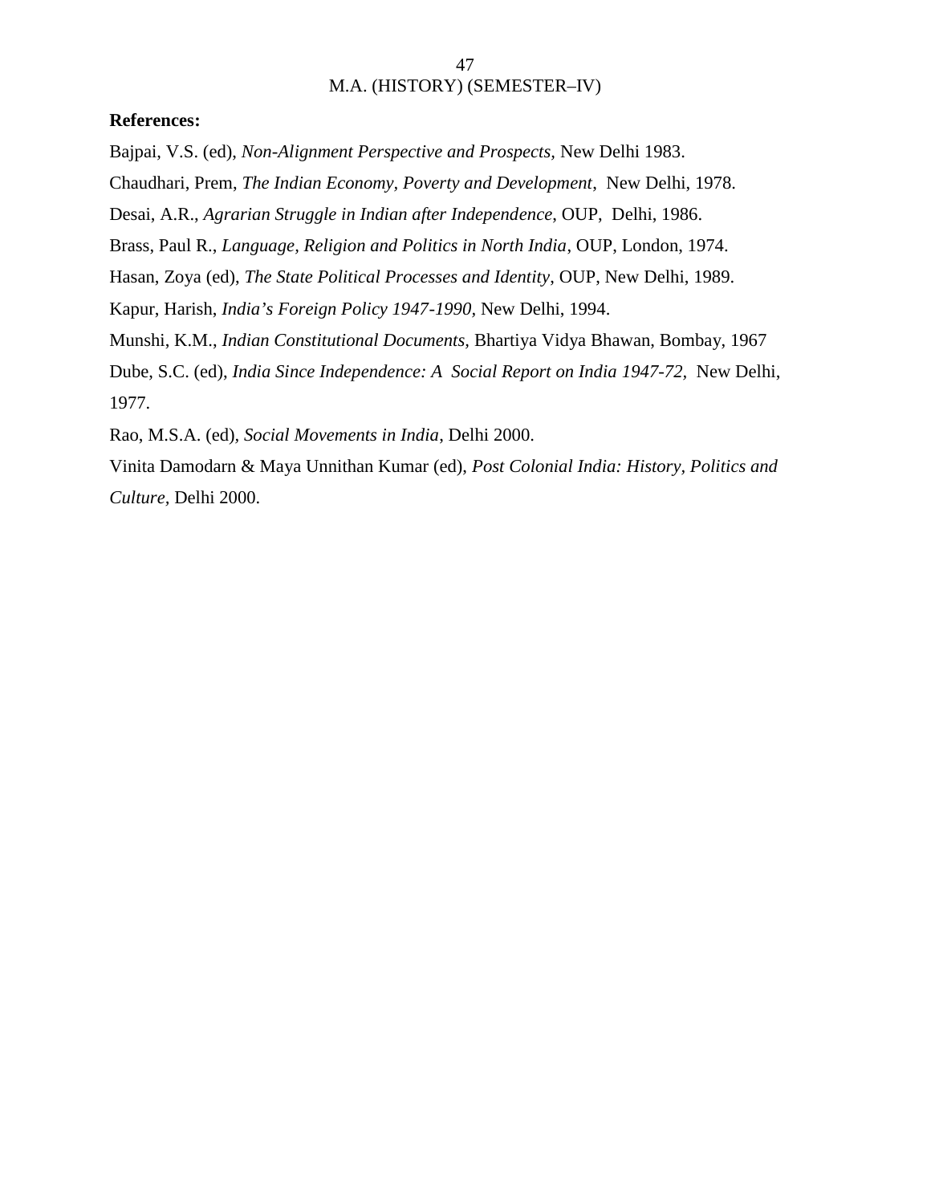**References:**

Bajpai, V.S. (ed), *Non-Alignment Perspective and Prospects,* New Delhi 1983.

Chaudhari, Prem, *The Indian Economy, Poverty and Development*, New Delhi, 1978.

Desai, A.R., *Agrarian Struggle in Indian after Independence*, OUP, Delhi, 1986.

Brass, Paul R., *Language, Religion and Politics in North India*, OUP, London, 1974.

Hasan, Zoya (ed), *The State Political Processes and Identity*, OUP, New Delhi, 1989.

Kapur, Harish, *India's Foreign Policy 1947-1990,* New Delhi, 1994.

Munshi, K.M., *Indian Constitutional Documents,* Bhartiya Vidya Bhawan, Bombay, 1967

Dube, S.C. (ed), *India Since Independence: A Social Report on India 1947-72*, New Delhi, 1977.

Rao, M.S.A. (ed), *Social Movements in India*, Delhi 2000.

Vinita Damodarn & Maya Unnithan Kumar (ed), *Post Colonial India: History, Politics and Culture,* Delhi 2000.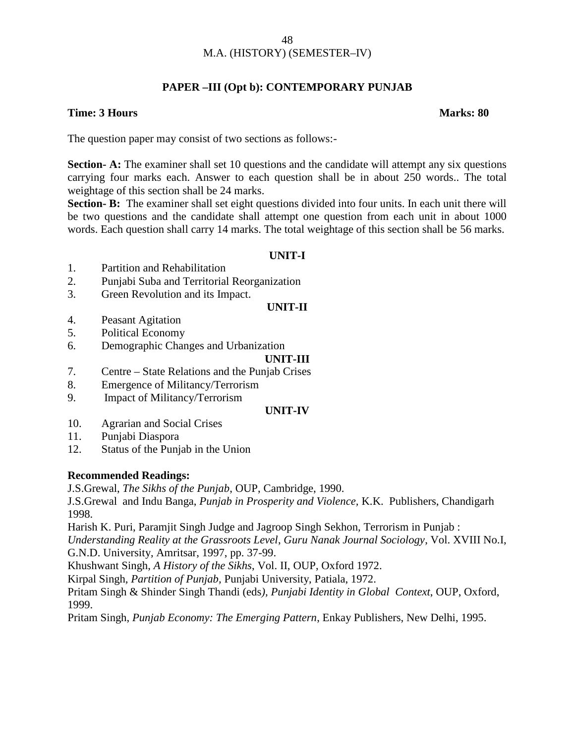M.A. (HISTORY) (SEMESTER–IV)

## PAPER –III (Opt b): CONTEMPORARY PUNJAB

**Time: 3 Hours** **Marks: 80**

The question paper may consist of two sections as follows:-

**Section- A:** The examiner shall set 10 questions and the candidate will attempt any six questions carrying four marks each. Answer to each question shall be in about 250 words.. The total weightage of this section shall be 24 marks.

**Section- B:** The examiner shall set eight questions divided into four units. In each unit there will be two questions and the candidate shall attempt one question from each unit in about 1000 words. Each question shall carry 14 marks. The total weightage of this section shall be 56 marks.

### UNIT-I

1. Partition and Rehabilitation
2. Punjabi Suba and Territorial Reorganization
3. Green Revolution and its Impact.

### UNIT-II

4. Peasant Agitation
5. Political Economy
6. Demographic Changes and Urbanization

### UNIT-III

7. Centre – State Relations and the Punjab Crises
8. Emergence of Militancy/Terrorism
9. Impact of Militancy/Terrorism

### UNIT-IV

10. Agrarian and Social Crises
11. Punjabi Diaspora
12. Status of the Punjab in the Union

**Recommended Readings:**

J.S.Grewal, *The Sikhs of the Punjab*, OUP, Cambridge, 1990.

J.S.Grewal and Indu Banga, *Punjab in Prosperity and Violence*, K.K. Publishers, Chandigarh 1998.

Harish K. Puri, Paramjit Singh Judge and Jagroop Singh Sekhon, Terrorism in Punjab : *Understanding Reality at the Grassroots Level*, *Guru Nanak Journal Sociology*, Vol. XVIII No.I, G.N.D. University, Amritsar, 1997, pp. 37-99.

Khushwant Singh, *A History of the Sikhs*, Vol. II, OUP, Oxford 1972.

Kirpal Singh, *Partition of Punjab*, Punjabi University, Patiala, 1972.

Pritam Singh & Shinder Singh Thandi (eds*), Punjabi Identity in Global Context*, OUP, Oxford, 1999.

Pritam Singh, *Punjab Economy: The Emerging Pattern*, Enkay Publishers, New Delhi, 1995.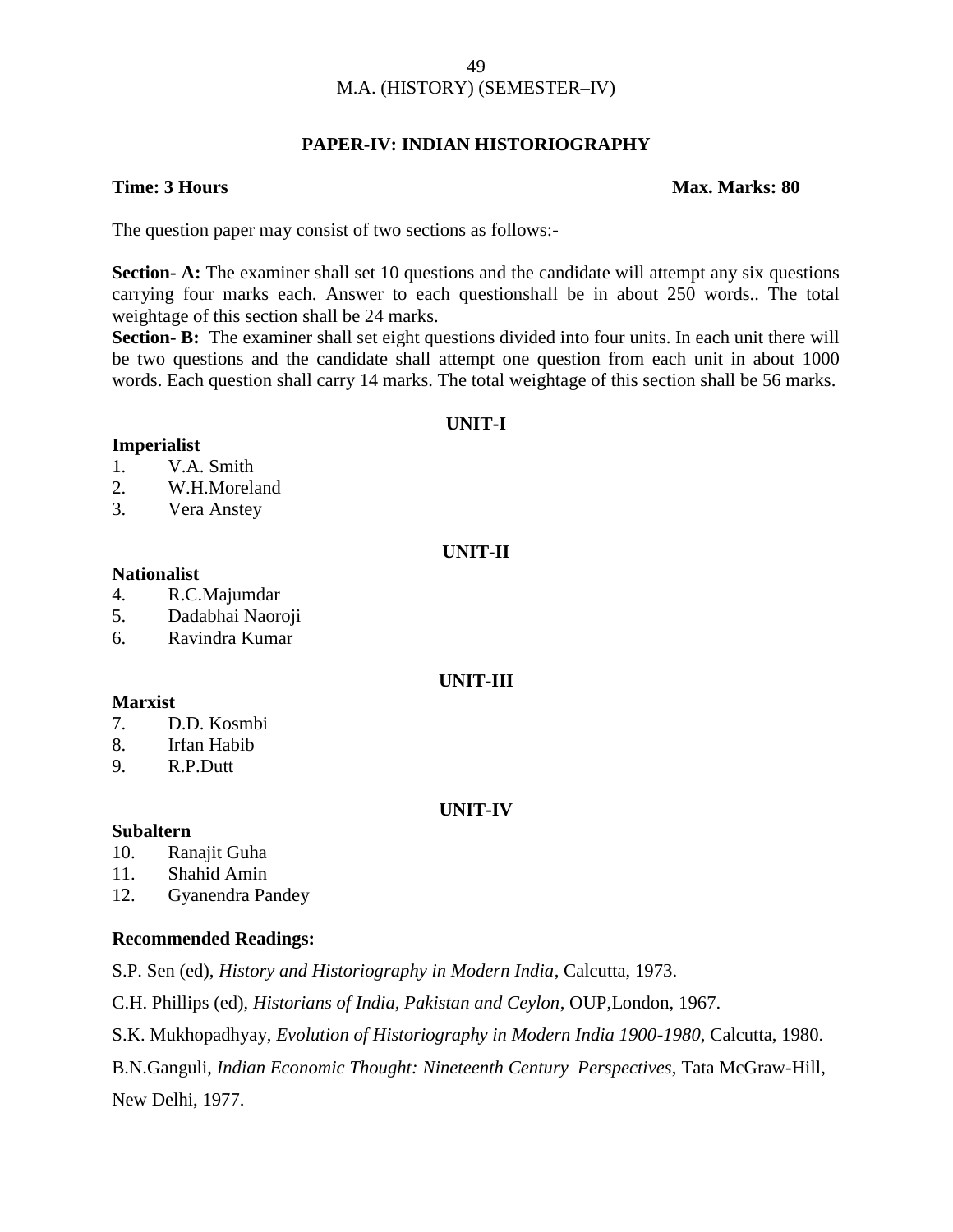M.A. (HISTORY) (SEMESTER–IV)

## PAPER-IV: INDIAN HISTORIOGRAPHY

**Time: 3 Hours** **Max. Marks: 80**

The question paper may consist of two sections as follows:-

**Section- A:** The examiner shall set 10 questions and the candidate will attempt any six questions carrying four marks each. Answer to each questionshall be in about 250 words.. The total weightage of this section shall be 24 marks.

**Section- B:** The examiner shall set eight questions divided into four units. In each unit there will be two questions and the candidate shall attempt one question from each unit in about 1000 words. Each question shall carry 14 marks. The total weightage of this section shall be 56 marks.

### UNIT-I

**Imperialist**

1. V.A. Smith
2. W.H.Moreland
3. Vera Anstey

### UNIT-II

**Nationalist**

4. R.C.Majumdar
5. Dadabhai Naoroji
6. Ravindra Kumar

### UNIT-III

**Marxist**

7. D.D. Kosmbi
8. Irfan Habib
9. R.P.Dutt

### UNIT-IV

**Subaltern**

10. Ranajit Guha
11. Shahid Amin
12. Gyanendra Pandey

**Recommended Readings:**

S.P. Sen (ed), *History and Historiography in Modern India*, Calcutta, 1973.

C.H. Phillips (ed), *Historians of India, Pakistan and Ceylon*, OUP,London, 1967.

S.K. Mukhopadhyay, *Evolution of Historiography in Modern India 1900-1980*, Calcutta, 1980.

B.N.Ganguli, *Indian Economic Thought: Nineteenth Century Perspectives*, Tata McGraw-Hill, New Delhi, 1977.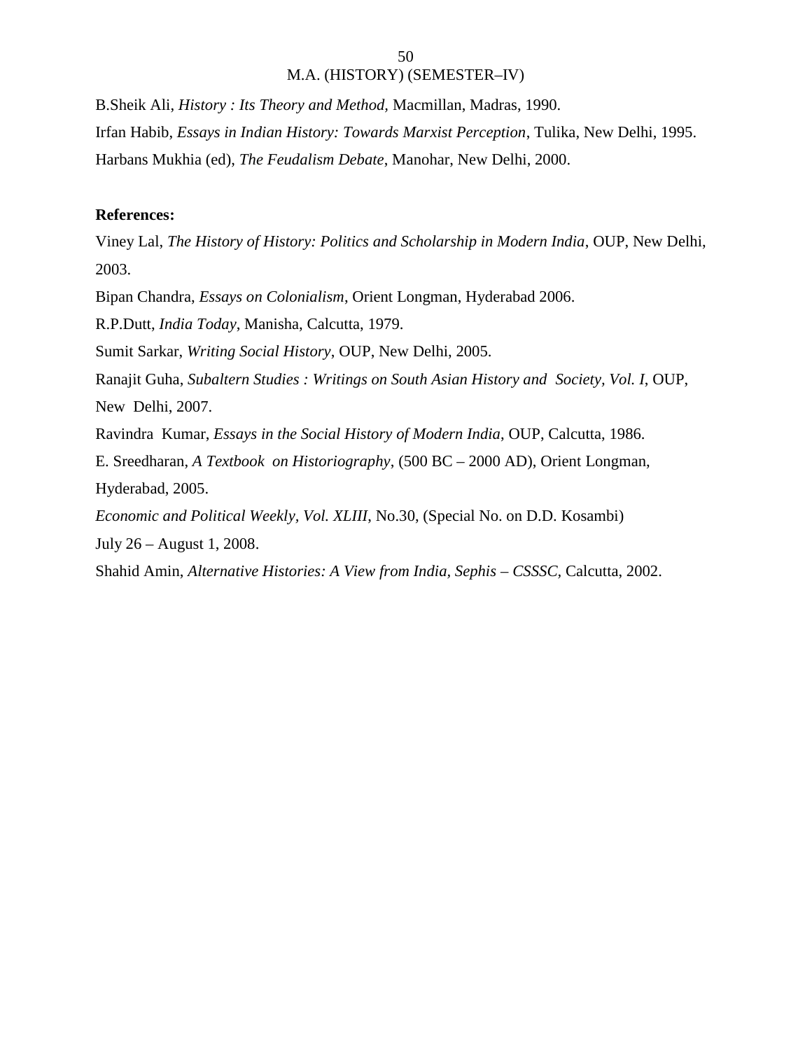B.Sheik Ali, *History : Its Theory and Method,* Macmillan, Madras, 1990.

Irfan Habib, *Essays in Indian History: Towards Marxist Perception*, Tulika, New Delhi, 1995.

Harbans Mukhia (ed), *The Feudalism Debate*, Manohar, New Delhi, 2000.

**References:**

Viney Lal, *The History of History: Politics and Scholarship in Modern India*, OUP, New Delhi, 2003.

Bipan Chandra, *Essays on Colonialism*, Orient Longman, Hyderabad 2006.

R.P.Dutt, *India Today*, Manisha, Calcutta, 1979.

Sumit Sarkar, *Writing Social History*, OUP, New Delhi, 2005.

Ranajit Guha, *Subaltern Studies : Writings on South Asian History and Society, Vol. I*, OUP, New Delhi, 2007.

Ravindra Kumar, *Essays in the Social History of Modern India*, OUP, Calcutta, 1986.

E. Sreedharan, *A Textbook on Historiography*, (500 BC – 2000 AD), Orient Longman, Hyderabad, 2005.

*Economic and Political Weekly, Vol. XLIII*, No.30, (Special No. on D.D. Kosambi) July 26 – August 1, 2008.

Shahid Amin, *Alternative Histories: A View from India, Sephis – CSSSC*, Calcutta, 2002.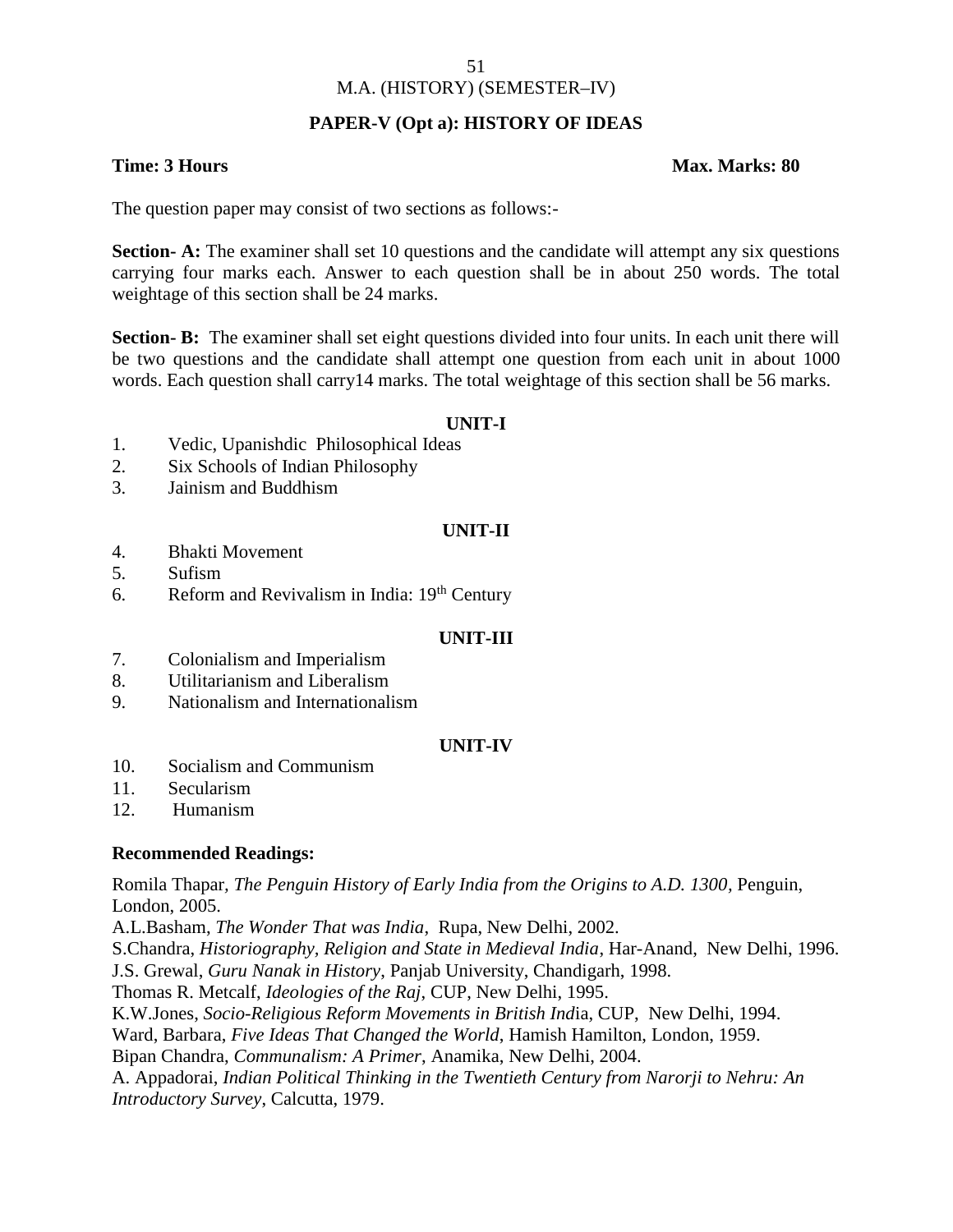M.A. (HISTORY) (SEMESTER–IV)

## PAPER-V (Opt a): HISTORY OF IDEAS

**Time: 3 Hours** **Max. Marks: 80**

The question paper may consist of two sections as follows:-

**Section- A:** The examiner shall set 10 questions and the candidate will attempt any six questions carrying four marks each. Answer to each question shall be in about 250 words. The total weightage of this section shall be 24 marks.

**Section- B:** The examiner shall set eight questions divided into four units. In each unit there will be two questions and the candidate shall attempt one question from each unit in about 1000 words. Each question shall carry14 marks. The total weightage of this section shall be 56 marks.

### UNIT-I

1. Vedic, Upanishdic Philosophical Ideas
2. Six Schools of Indian Philosophy
3. Jainism and Buddhism

### UNIT-II

4. Bhakti Movement
5. Sufism
6. Reform and Revivalism in India: 19th Century

### UNIT-III

7. Colonialism and Imperialism
8. Utilitarianism and Liberalism
9. Nationalism and Internationalism

### UNIT-IV

10. Socialism and Communism
11. Secularism
12. Humanism

### Recommended Readings:

Romila Thapar, *The Penguin History of Early India from the Origins to A.D. 1300*, Penguin, London, 2005.
A.L.Basham, *The Wonder That was India*, Rupa, New Delhi, 2002.
S.Chandra, *Historiography, Religion and State in Medieval India*, Har-Anand, New Delhi, 1996.
J.S. Grewal, *Guru Nanak in History*, Panjab University, Chandigarh, 1998.
Thomas R. Metcalf, *Ideologies of the Raj*, CUP, New Delhi, 1995.
K.W.Jones, *Socio-Religious Reform Movements in British Ind*ia, CUP, New Delhi, 1994.
Ward, Barbara, *Five Ideas That Changed the World*, Hamish Hamilton, London, 1959.
Bipan Chandra, *Communalism: A Primer*, Anamika, New Delhi, 2004.
A. Appadorai, *Indian Political Thinking in the Twentieth Century from Narorji to Nehru: An Introductory Survey*, Calcutta, 1979.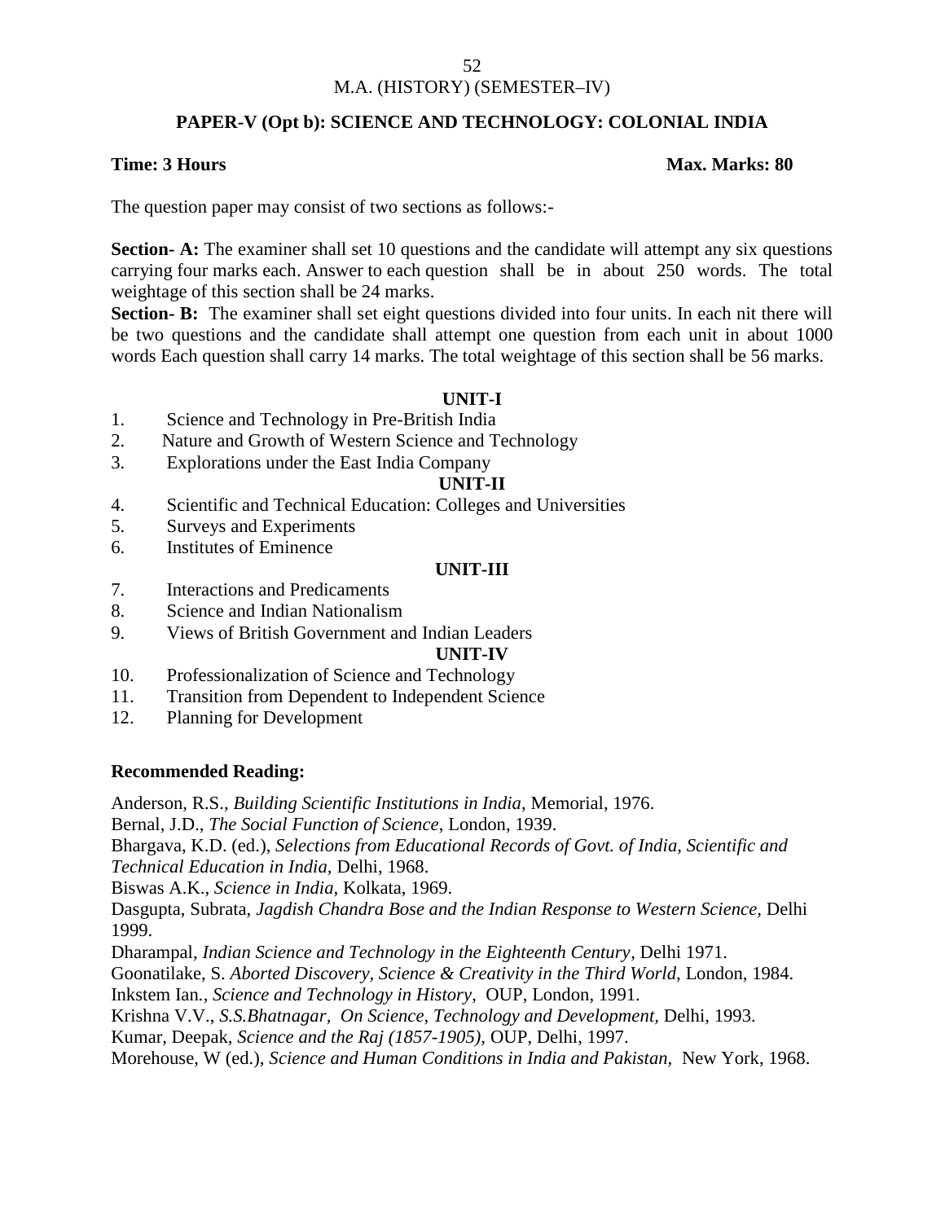M.A. (HISTORY) (SEMESTER–IV)

## PAPER-V (Opt b): SCIENCE AND TECHNOLOGY: COLONIAL INDIA

**Time: 3 Hours** **Max. Marks: 80**

The question paper may consist of two sections as follows:-

**Section- A:** The examiner shall set 10 questions and the candidate will attempt any six questions carrying four marks each. Answer to each question shall be in about 250 words. The total weightage of this section shall be 24 marks.

**Section- B:** The examiner shall set eight questions divided into four units. In each nit there will be two questions and the candidate shall attempt one question from each unit in about 1000 words Each question shall carry 14 marks. The total weightage of this section shall be 56 marks.

### UNIT-I

1. Science and Technology in Pre-British India
2. Nature and Growth of Western Science and Technology
3. Explorations under the East India Company

### UNIT-II

4. Scientific and Technical Education: Colleges and Universities
5. Surveys and Experiments
6. Institutes of Eminence

### UNIT-III

7. Interactions and Predicaments
8. Science and Indian Nationalism
9. Views of British Government and Indian Leaders

### UNIT-IV

10. Professionalization of Science and Technology
11. Transition from Dependent to Independent Science
12. Planning for Development

### Recommended Reading:

Anderson, R.S., *Building Scientific Institutions in India*, Memorial, 1976.

Bernal, J.D., *The Social Function of Science*, London, 1939.

Bhargava, K.D. (ed.), *Selections from Educational Records of Govt. of India, Scientific and Technical Education in India,* Delhi, 1968.

Biswas A.K., *Science in India,* Kolkata, 1969.

Dasgupta, Subrata, *Jagdish Chandra Bose and the Indian Response to Western Science,* Delhi 1999.

Dharampal, *Indian Science and Technology in the Eighteenth Century*, Delhi 1971.

Goonatilake, S. *Aborted Discovery, Science & Creativity in the Third World,* London, 1984.

Inkstem Ian*., Science and Technology in History*, OUP, London, 1991.

Krishna V.V., *S.S.Bhatnagar, On Science, Technology and Development,* Delhi, 1993.

Kumar, Deepak, *Science and the Raj (1857-1905),* OUP, Delhi, 1997.

Morehouse, W (ed.), *Science and Human Conditions in India and Pakistan,* New York, 1968.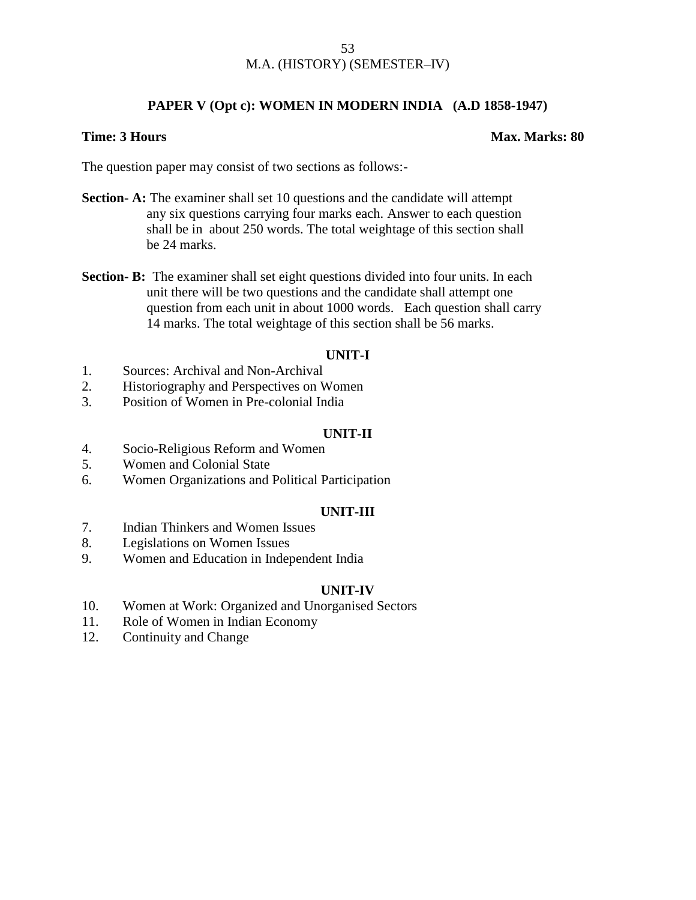## M.A. (HISTORY) (SEMESTER–IV)

### PAPER V (Opt c): WOMEN IN MODERN INDIA (A.D 1858-1947)

**Time: 3 Hours** **Max. Marks: 80**

The question paper may consist of two sections as follows:-

**Section- A:** The examiner shall set 10 questions and the candidate will attempt any six questions carrying four marks each. Answer to each question shall be in about 250 words. The total weightage of this section shall be 24 marks.

**Section- B:** The examiner shall set eight questions divided into four units. In each unit there will be two questions and the candidate shall attempt one question from each unit in about 1000 words. Each question shall carry 14 marks. The total weightage of this section shall be 56 marks.

#### UNIT-I

1. Sources: Archival and Non-Archival
2. Historiography and Perspectives on Women
3. Position of Women in Pre-colonial India

#### UNIT-II

4. Socio-Religious Reform and Women
5. Women and Colonial State
6. Women Organizations and Political Participation

#### UNIT-III

7. Indian Thinkers and Women Issues
8. Legislations on Women Issues
9. Women and Education in Independent India

#### UNIT-IV

10. Women at Work: Organized and Unorganised Sectors
11. Role of Women in Indian Economy
12. Continuity and Change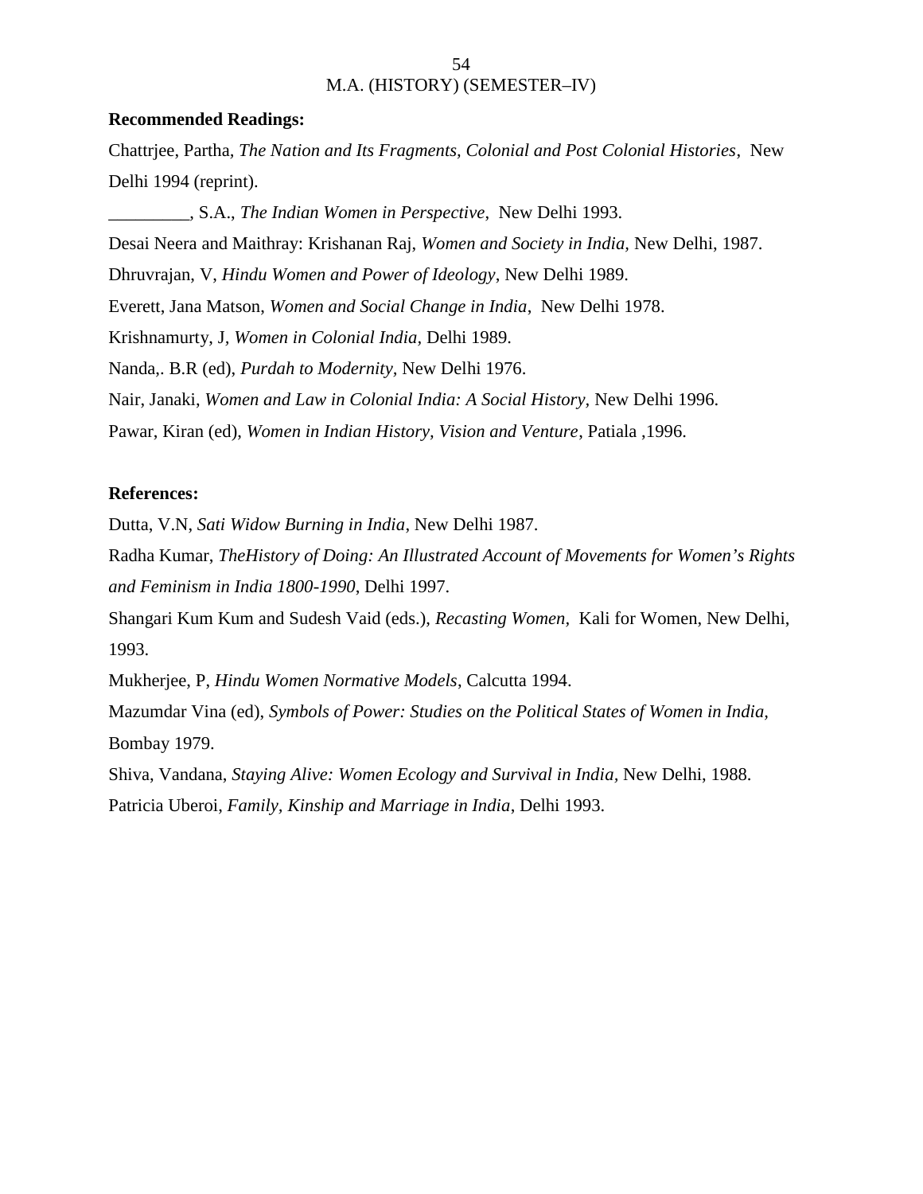**Recommended Readings:**

Chattrjee, Partha, *The Nation and Its Fragments, Colonial and Post Colonial Histories*, New Delhi 1994 (reprint).

_________, S.A., *The Indian Women in Perspective*, New Delhi 1993.

Desai Neera and Maithray: Krishanan Raj, *Women and Society in India,* New Delhi, 1987.

Dhruvrajan, V, *Hindu Women and Power of Ideology*, New Delhi 1989.

Everett, Jana Matson, *Women and Social Change in India*, New Delhi 1978.

Krishnamurty, J, *Women in Colonial India,* Delhi 1989.

Nanda,. B.R (ed), *Purdah to Modernity*, New Delhi 1976.

Nair, Janaki, *Women and Law in Colonial India: A Social History,* New Delhi 1996.

Pawar, Kiran (ed), *Women in Indian History, Vision and Venture*, Patiala ,1996.

**References:**

Dutta, V.N, *Sati Widow Burning in India*, New Delhi 1987.

Radha Kumar, *TheHistory of Doing: An Illustrated Account of Movements for Women's Rights and Feminism in India 1800-1990*, Delhi 1997.

Shangari Kum Kum and Sudesh Vaid (eds.), *Recasting Women,* Kali for Women, New Delhi, 1993.

Mukherjee, P, *Hindu Women Normative Models*, Calcutta 1994.

Mazumdar Vina (ed), *Symbols of Power: Studies on the Political States of Women in India,* Bombay 1979.

Shiva, Vandana, *Staying Alive: Women Ecology and Survival in India*, New Delhi, 1988.

Patricia Uberoi, *Family, Kinship and Marriage in India*, Delhi 1993.